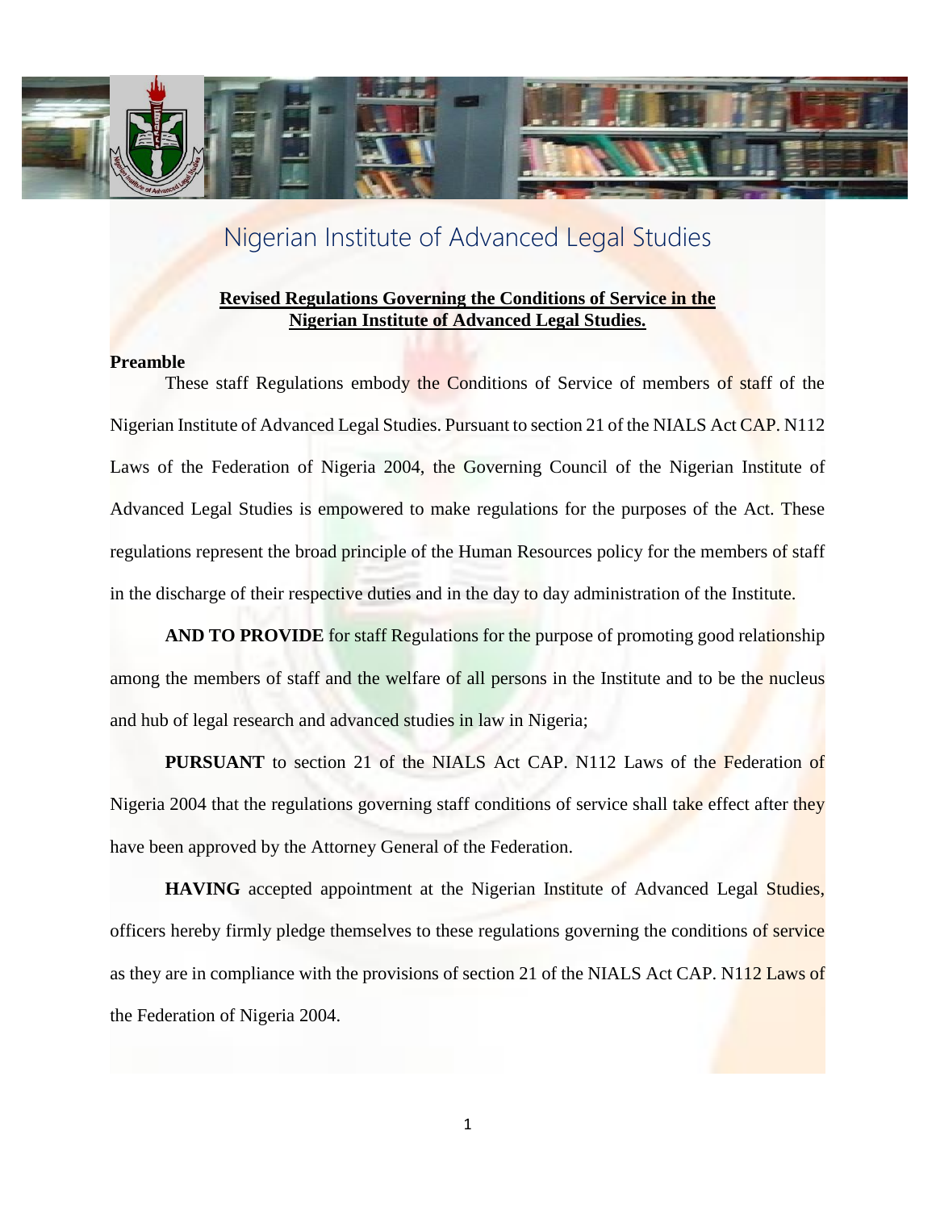# Nigerian Institute of Advanced Legal Studies

**Revised Regulations Governing the Conditions of Service in the Nigerian Institute of Advanced Legal Studies.**

**Preamble**

These staff Regulations embody the Conditions of Service of members of staff of the Nigerian Institute of Advanced Legal Studies. Pursuant to section 21 of the NIALS Act CAP. N112 Laws of the Federation of Nigeria 2004, the Governing Council of the Nigerian Institute of Advanced Legal Studies is empowered to make regulations for the purposes of the Act. These regulations represent the broad principle of the Human Resources policy for the members of staff in the discharge of their respective duties and in the day to day administration of the Institute.

**AND TO PROVIDE** for staff Regulations for the purpose of promoting good relationship among the members of staff and the welfare of all persons in the Institute and to be the nucleus and hub of legal research and advanced studies in law in Nigeria;

**PURSUANT** to section 21 of the NIALS Act CAP. N112 Laws of the Federation of Nigeria 2004 that the regulations governing staff conditions of service shall take effect after they have been approved by the Attorney General of the Federation.

**HAVING** accepted appointment at the Nigerian Institute of Advanced Legal Studies, officers hereby firmly pledge themselves to these regulations governing the conditions of service as they are in compliance with the provisions of section 21 of the NIALS Act CAP. N112 Laws of the Federation of Nigeria 2004.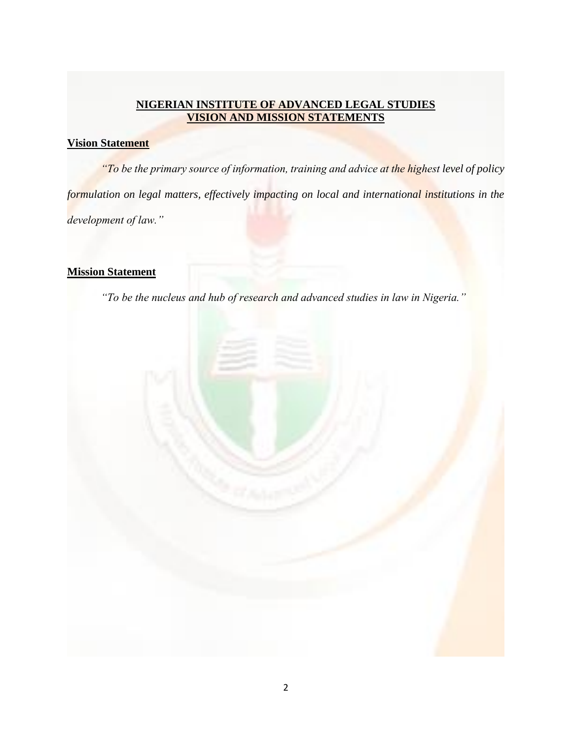# NIGERIAN INSTITUTE OF ADVANCED LEGAL STUDIES
## VISION AND MISSION STATEMENTS

### Vision Statement

*"To be the primary source of information, training and advice at the highest level of policy formulation on legal matters, effectively impacting on local and international institutions in the development of law."*

### Mission Statement

*"To be the nucleus and hub of research and advanced studies in law in Nigeria."*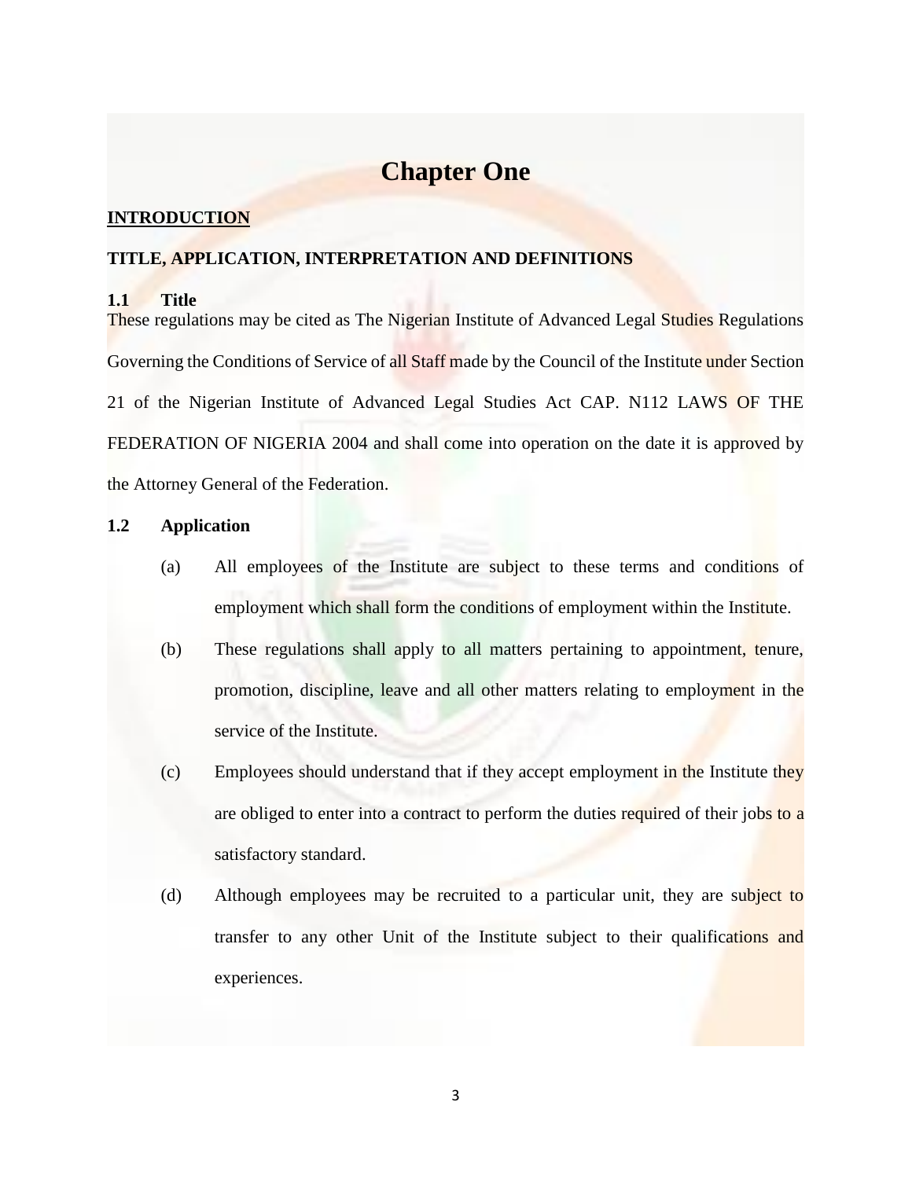# Chapter One

**<u>INTRODUCTION</u>**

**TITLE, APPLICATION, INTERPRETATION AND DEFINITIONS**

**1.1 Title**

These regulations may be cited as The Nigerian Institute of Advanced Legal Studies Regulations Governing the Conditions of Service of all Staff made by the Council of the Institute under Section 21 of the Nigerian Institute of Advanced Legal Studies Act CAP. N112 LAWS OF THE FEDERATION OF NIGERIA 2004 and shall come into operation on the date it is approved by the Attorney General of the Federation.

**1.2 Application**

(a) All employees of the Institute are subject to these terms and conditions of employment which shall form the conditions of employment within the Institute.

(b) These regulations shall apply to all matters pertaining to appointment, tenure, promotion, discipline, leave and all other matters relating to employment in the service of the Institute.

(c) Employees should understand that if they accept employment in the Institute they are obliged to enter into a contract to perform the duties required of their jobs to a satisfactory standard.

(d) Although employees may be recruited to a particular unit, they are subject to transfer to any other Unit of the Institute subject to their qualifications and experiences.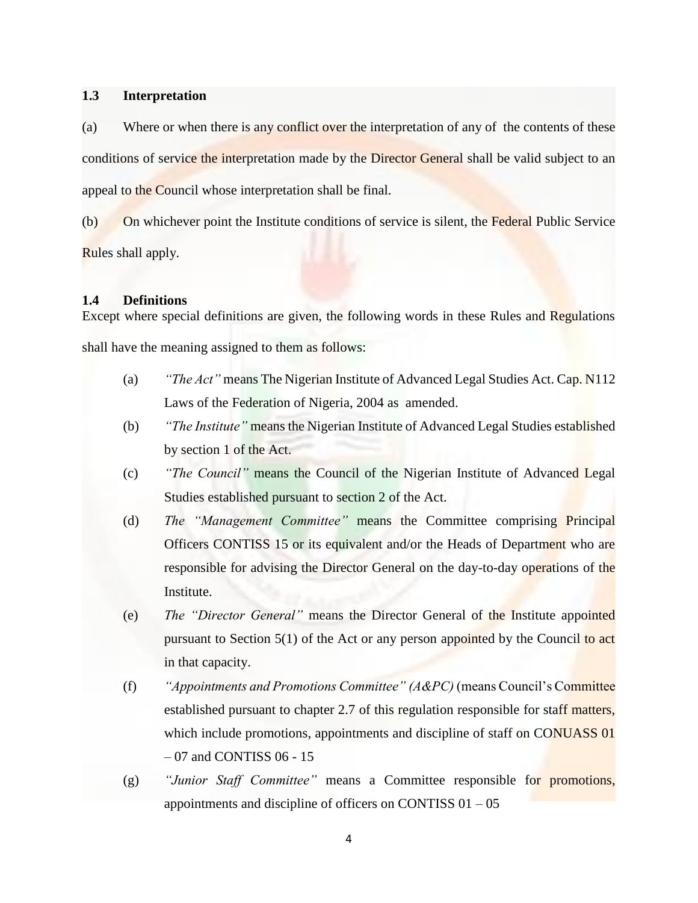## 1.3 Interpretation

(a) Where or when there is any conflict over the interpretation of any of the contents of these conditions of service the interpretation made by the Director General shall be valid subject to an appeal to the Council whose interpretation shall be final.

(b) On whichever point the Institute conditions of service is silent, the Federal Public Service Rules shall apply.

## 1.4 Definitions

Except where special definitions are given, the following words in these Rules and Regulations shall have the meaning assigned to them as follows:

(a) *"The Act"* means The Nigerian Institute of Advanced Legal Studies Act. Cap. N112 Laws of the Federation of Nigeria, 2004 as amended.

(b) *"The Institute"* means the Nigerian Institute of Advanced Legal Studies established by section 1 of the Act.

(c) *"The Council"* means the Council of the Nigerian Institute of Advanced Legal Studies established pursuant to section 2 of the Act.

(d) *The "Management Committee"* means the Committee comprising Principal Officers CONTISS 15 or its equivalent and/or the Heads of Department who are responsible for advising the Director General on the day-to-day operations of the Institute.

(e) *The "Director General"* means the Director General of the Institute appointed pursuant to Section 5(1) of the Act or any person appointed by the Council to act in that capacity.

(f) *"Appointments and Promotions Committee" (A&PC)* (means Council's Committee established pursuant to chapter 2.7 of this regulation responsible for staff matters, which include promotions, appointments and discipline of staff on CONUASS 01 – 07 and CONTISS 06 - 15

(g) *"Junior Staff Committee"* means a Committee responsible for promotions, appointments and discipline of officers on CONTISS 01 – 05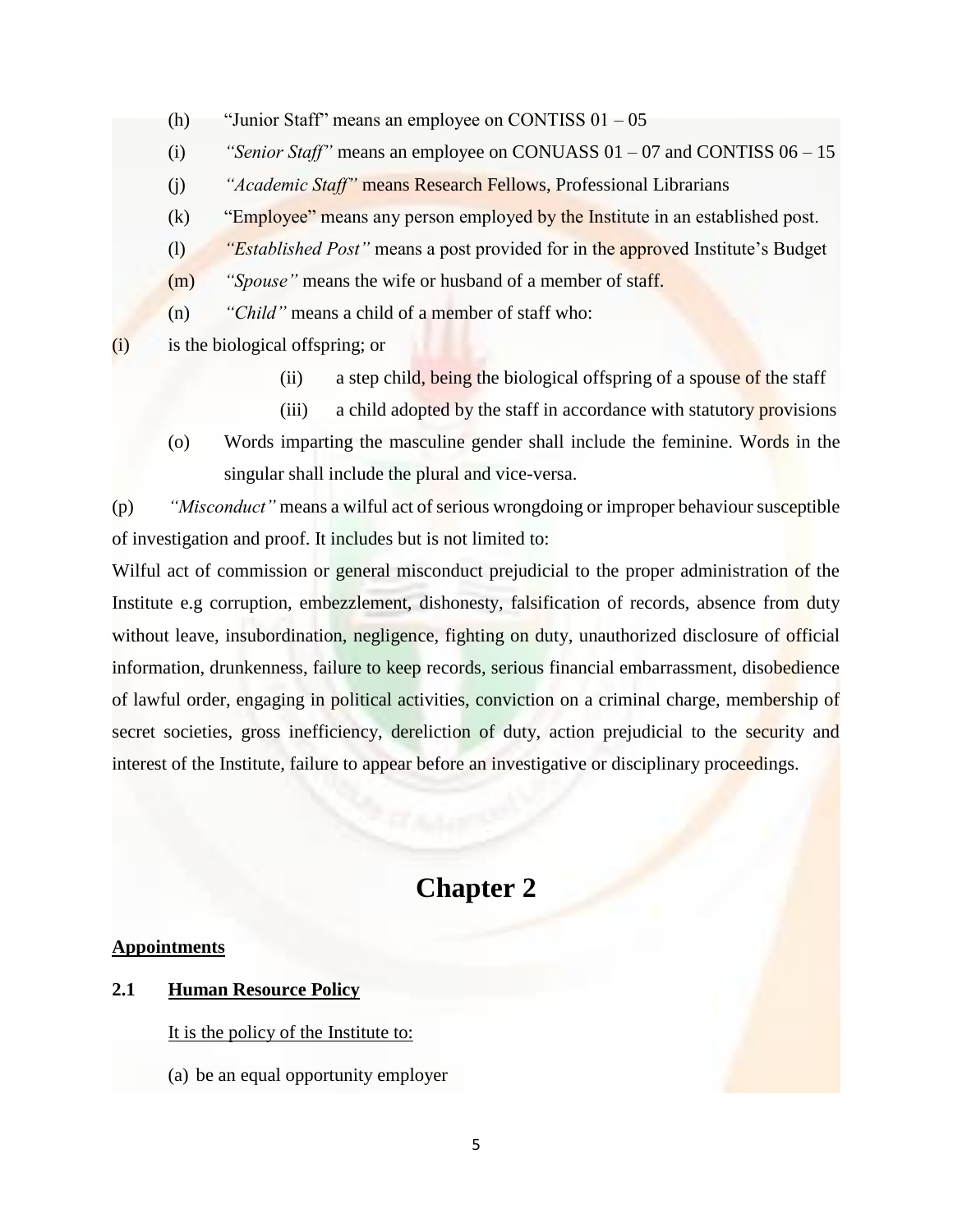(h) "Junior Staff" means an employee on CONTISS 01 – 05

(i) *"Senior Staff"* means an employee on CONUASS 01 – 07 and CONTISS 06 – 15

(j) *"Academic Staff"* means Research Fellows, Professional Librarians

(k) "Employee" means any person employed by the Institute in an established post.

(l) *"Established Post"* means a post provided for in the approved Institute's Budget

(m) *"Spouse"* means the wife or husband of a member of staff.

(n) *"Child"* means a child of a member of staff who:

(i) is the biological offspring; or

(ii) a step child, being the biological offspring of a spouse of the staff

(iii) a child adopted by the staff in accordance with statutory provisions

(o) Words imparting the masculine gender shall include the feminine. Words in the singular shall include the plural and vice-versa.

(p) *"Misconduct"* means a wilful act of serious wrongdoing or improper behaviour susceptible of investigation and proof. It includes but is not limited to:

Wilful act of commission or general misconduct prejudicial to the proper administration of the Institute e.g corruption, embezzlement, dishonesty, falsification of records, absence from duty without leave, insubordination, negligence, fighting on duty, unauthorized disclosure of official information, drunkenness, failure to keep records, serious financial embarrassment, disobedience of lawful order, engaging in political activities, conviction on a criminal charge, membership of secret societies, gross inefficiency, dereliction of duty, action prejudicial to the security and interest of the Institute, failure to appear before an investigative or disciplinary proceedings.

# Chapter 2

**Appointments**

## 2.1 Human Resource Policy

It is the policy of the Institute to:

(a) be an equal opportunity employer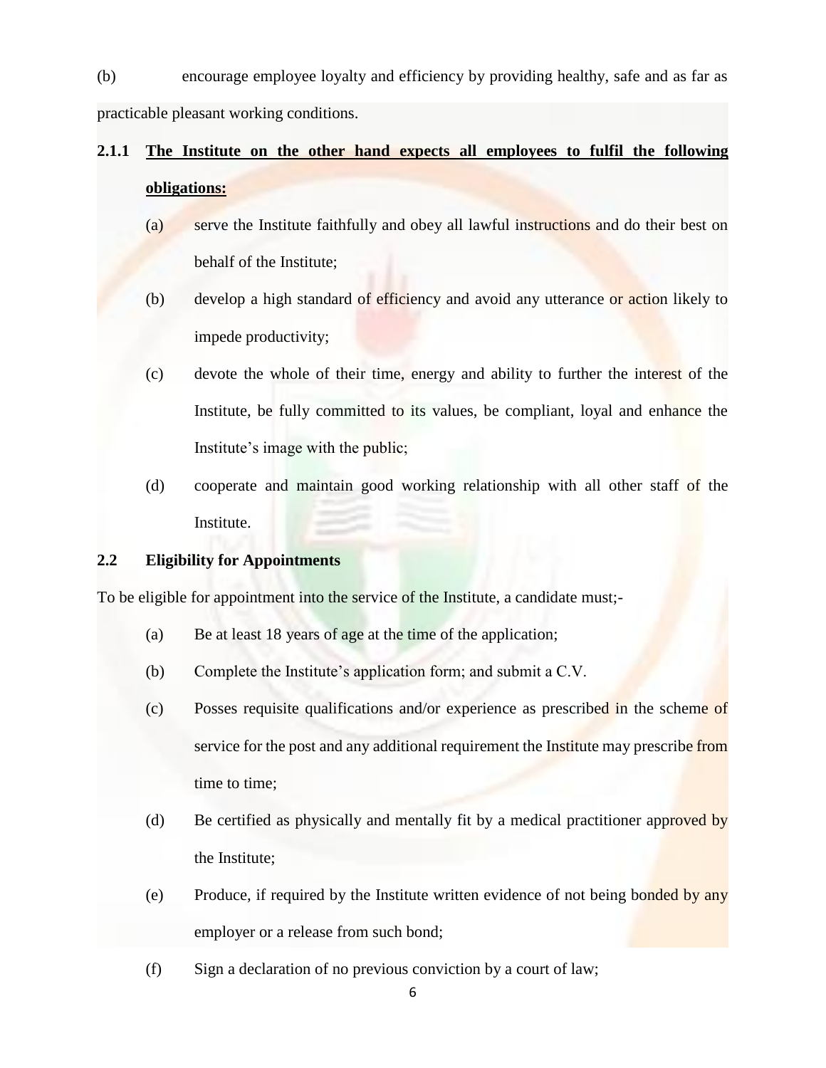(b) encourage employee loyalty and efficiency by providing healthy, safe and as far as practicable pleasant working conditions.

### 2.1.1 <u>The Institute on the other hand expects all employees to fulfil the following obligations:</u>

(a) serve the Institute faithfully and obey all lawful instructions and do their best on behalf of the Institute;

(b) develop a high standard of efficiency and avoid any utterance or action likely to impede productivity;

(c) devote the whole of their time, energy and ability to further the interest of the Institute, be fully committed to its values, be compliant, loyal and enhance the Institute's image with the public;

(d) cooperate and maintain good working relationship with all other staff of the Institute.

### 2.2 Eligibility for Appointments

To be eligible for appointment into the service of the Institute, a candidate must;-

(a) Be at least 18 years of age at the time of the application;

(b) Complete the Institute's application form; and submit a C.V.

(c) Posses requisite qualifications and/or experience as prescribed in the scheme of service for the post and any additional requirement the Institute may prescribe from time to time;

(d) Be certified as physically and mentally fit by a medical practitioner approved by the Institute;

(e) Produce, if required by the Institute written evidence of not being bonded by any employer or a release from such bond;

(f) Sign a declaration of no previous conviction by a court of law;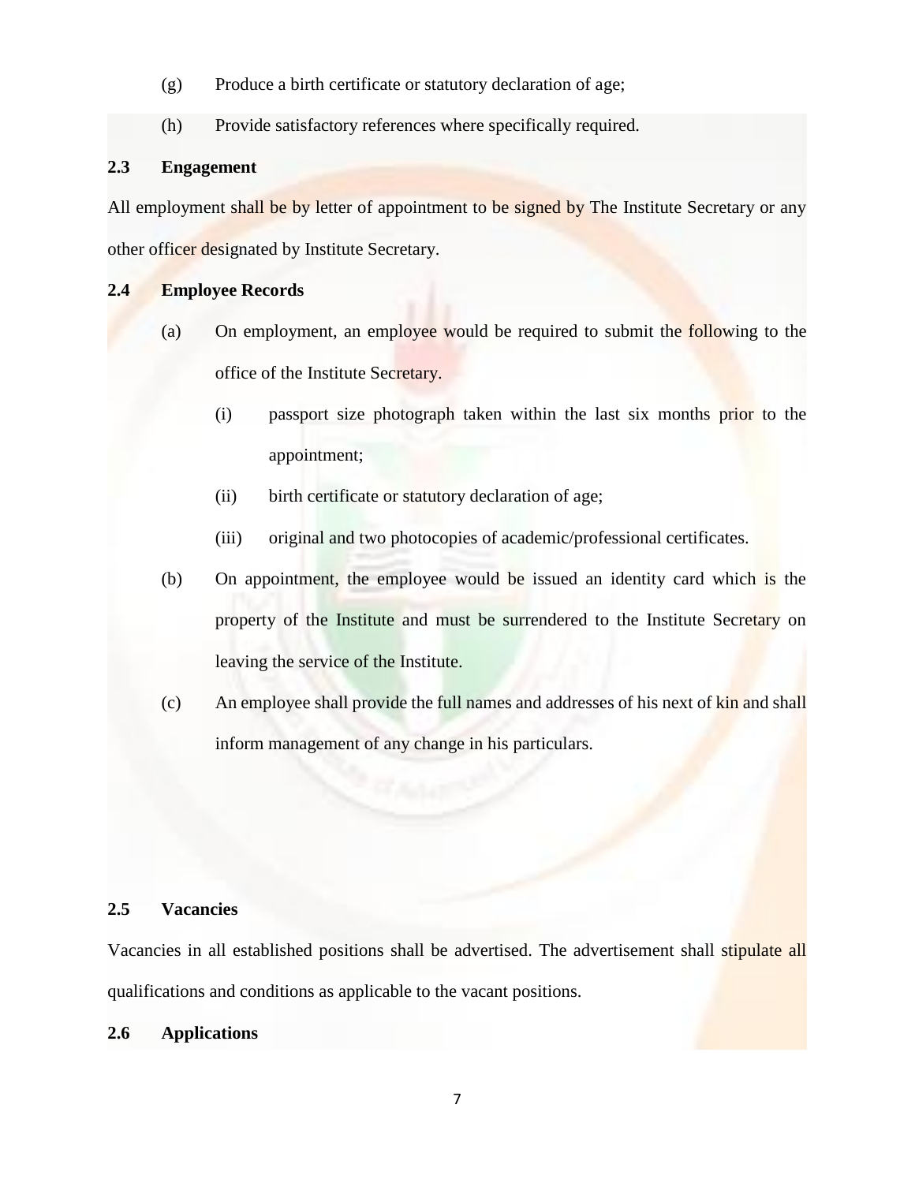(g) Produce a birth certificate or statutory declaration of age;

(h) Provide satisfactory references where specifically required.

### 2.3 Engagement

All employment shall be by letter of appointment to be signed by The Institute Secretary or any other officer designated by Institute Secretary.

### 2.4 Employee Records

(a) On employment, an employee would be required to submit the following to the office of the Institute Secretary.

  (i) passport size photograph taken within the last six months prior to the appointment;

  (ii) birth certificate or statutory declaration of age;

  (iii) original and two photocopies of academic/professional certificates.

(b) On appointment, the employee would be issued an identity card which is the property of the Institute and must be surrendered to the Institute Secretary on leaving the service of the Institute.

(c) An employee shall provide the full names and addresses of his next of kin and shall inform management of any change in his particulars.

### 2.5 Vacancies

Vacancies in all established positions shall be advertised. The advertisement shall stipulate all qualifications and conditions as applicable to the vacant positions.

### 2.6 Applications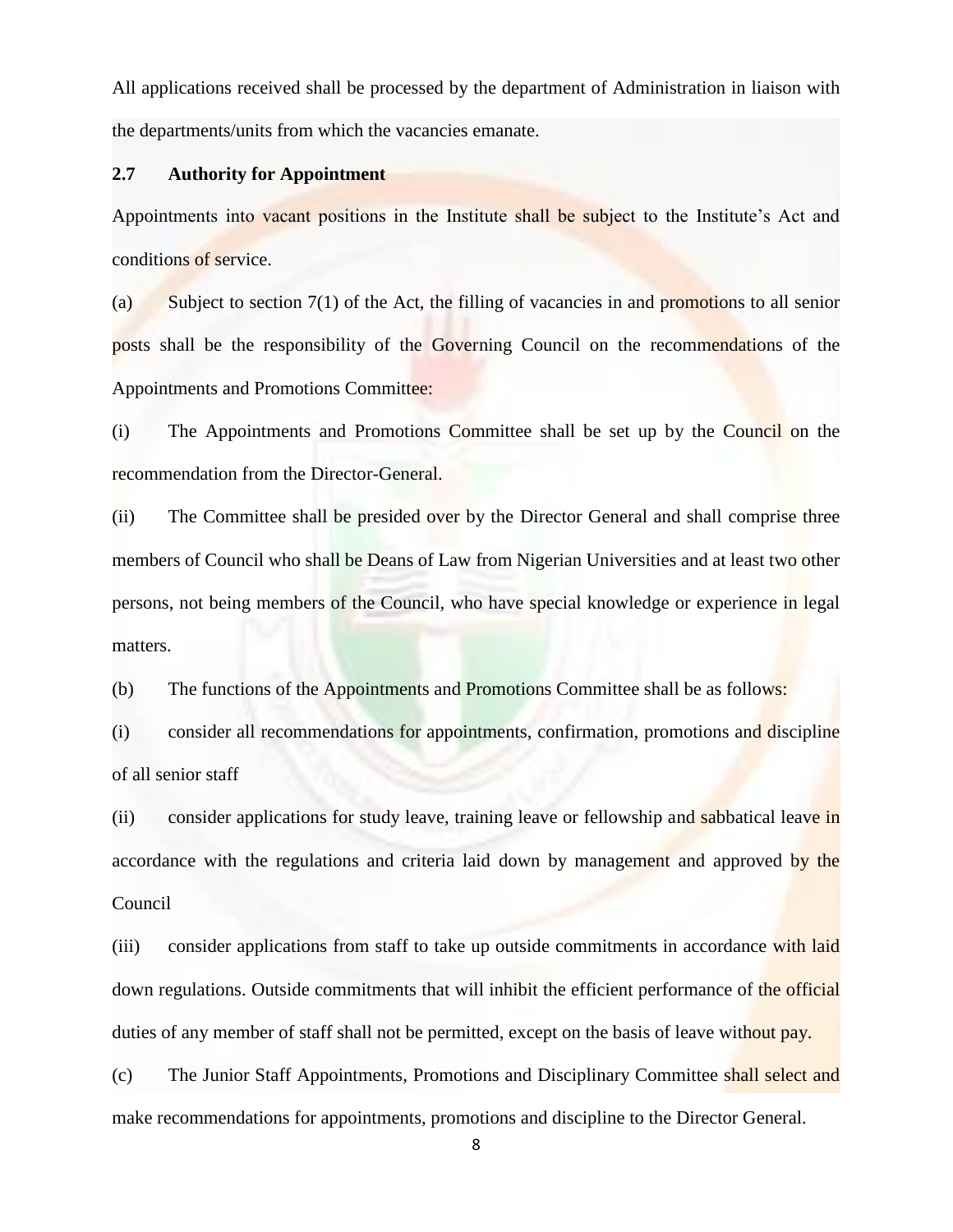All applications received shall be processed by the department of Administration in liaison with the departments/units from which the vacancies emanate.

### 2.7 Authority for Appointment

Appointments into vacant positions in the Institute shall be subject to the Institute's Act and conditions of service.

(a) Subject to section 7(1) of the Act, the filling of vacancies in and promotions to all senior posts shall be the responsibility of the Governing Council on the recommendations of the Appointments and Promotions Committee:

(i) The Appointments and Promotions Committee shall be set up by the Council on the recommendation from the Director-General.

(ii) The Committee shall be presided over by the Director General and shall comprise three members of Council who shall be Deans of Law from Nigerian Universities and at least two other persons, not being members of the Council, who have special knowledge or experience in legal matters.

(b) The functions of the Appointments and Promotions Committee shall be as follows:

(i) consider all recommendations for appointments, confirmation, promotions and discipline of all senior staff

(ii) consider applications for study leave, training leave or fellowship and sabbatical leave in accordance with the regulations and criteria laid down by management and approved by the Council

(iii) consider applications from staff to take up outside commitments in accordance with laid down regulations. Outside commitments that will inhibit the efficient performance of the official duties of any member of staff shall not be permitted, except on the basis of leave without pay.

(c) The Junior Staff Appointments, Promotions and Disciplinary Committee shall select and make recommendations for appointments, promotions and discipline to the Director General.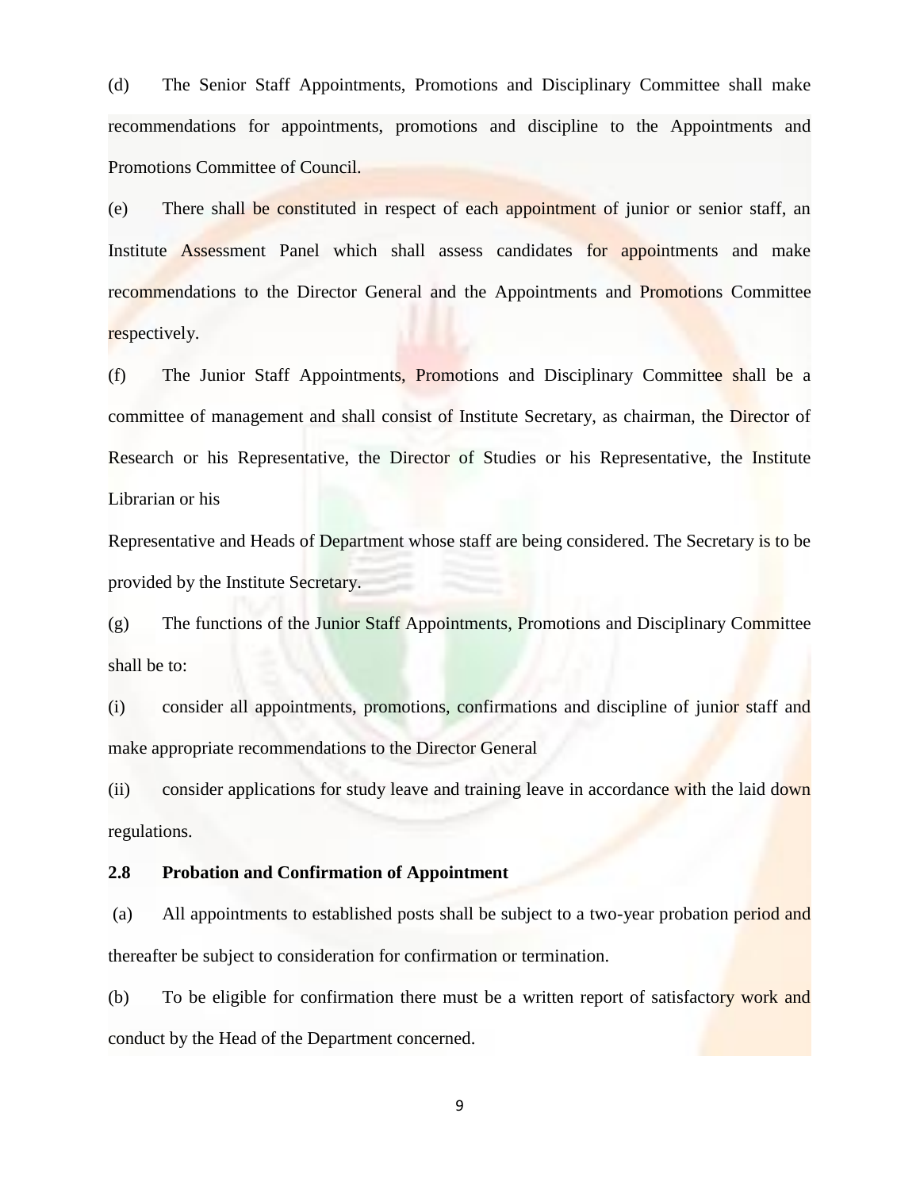(d) The Senior Staff Appointments, Promotions and Disciplinary Committee shall make recommendations for appointments, promotions and discipline to the Appointments and Promotions Committee of Council.

(e) There shall be constituted in respect of each appointment of junior or senior staff, an Institute Assessment Panel which shall assess candidates for appointments and make recommendations to the Director General and the Appointments and Promotions Committee respectively.

(f) The Junior Staff Appointments, Promotions and Disciplinary Committee shall be a committee of management and shall consist of Institute Secretary, as chairman, the Director of Research or his Representative, the Director of Studies or his Representative, the Institute Librarian or his

Representative and Heads of Department whose staff are being considered. The Secretary is to be provided by the Institute Secretary.

(g) The functions of the Junior Staff Appointments, Promotions and Disciplinary Committee shall be to:

(i) consider all appointments, promotions, confirmations and discipline of junior staff and make appropriate recommendations to the Director General

(ii) consider applications for study leave and training leave in accordance with the laid down regulations.

**2.8 Probation and Confirmation of Appointment**

(a) All appointments to established posts shall be subject to a two-year probation period and thereafter be subject to consideration for confirmation or termination.

(b) To be eligible for confirmation there must be a written report of satisfactory work and conduct by the Head of the Department concerned.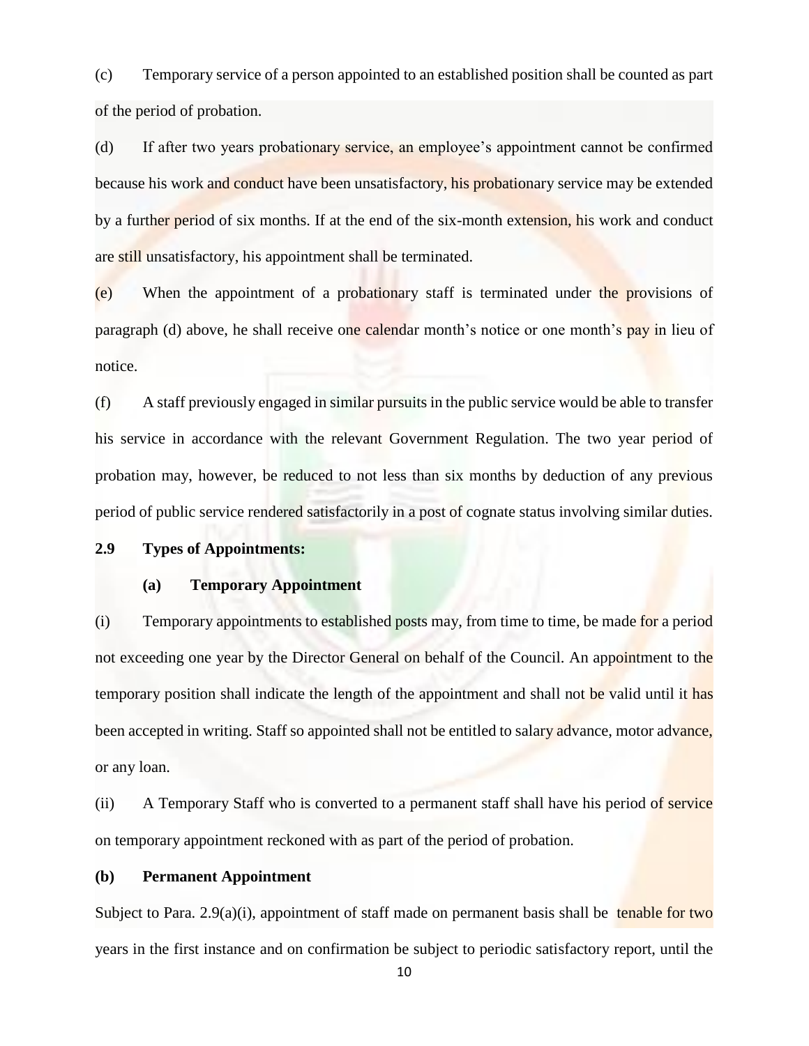(c) Temporary service of a person appointed to an established position shall be counted as part of the period of probation.

(d) If after two years probationary service, an employee's appointment cannot be confirmed because his work and conduct have been unsatisfactory, his probationary service may be extended by a further period of six months. If at the end of the six-month extension, his work and conduct are still unsatisfactory, his appointment shall be terminated.

(e) When the appointment of a probationary staff is terminated under the provisions of paragraph (d) above, he shall receive one calendar month's notice or one month's pay in lieu of notice.

(f) A staff previously engaged in similar pursuits in the public service would be able to transfer his service in accordance with the relevant Government Regulation. The two year period of probation may, however, be reduced to not less than six months by deduction of any previous period of public service rendered satisfactorily in a post of cognate status involving similar duties.

**2.9 Types of Appointments:**

**(a) Temporary Appointment**

(i) Temporary appointments to established posts may, from time to time, be made for a period not exceeding one year by the Director General on behalf of the Council. An appointment to the temporary position shall indicate the length of the appointment and shall not be valid until it has been accepted in writing. Staff so appointed shall not be entitled to salary advance, motor advance, or any loan.

(ii) A Temporary Staff who is converted to a permanent staff shall have his period of service on temporary appointment reckoned with as part of the period of probation.

**(b) Permanent Appointment**

Subject to Para. 2.9(a)(i), appointment of staff made on permanent basis shall be tenable for two years in the first instance and on confirmation be subject to periodic satisfactory report, until the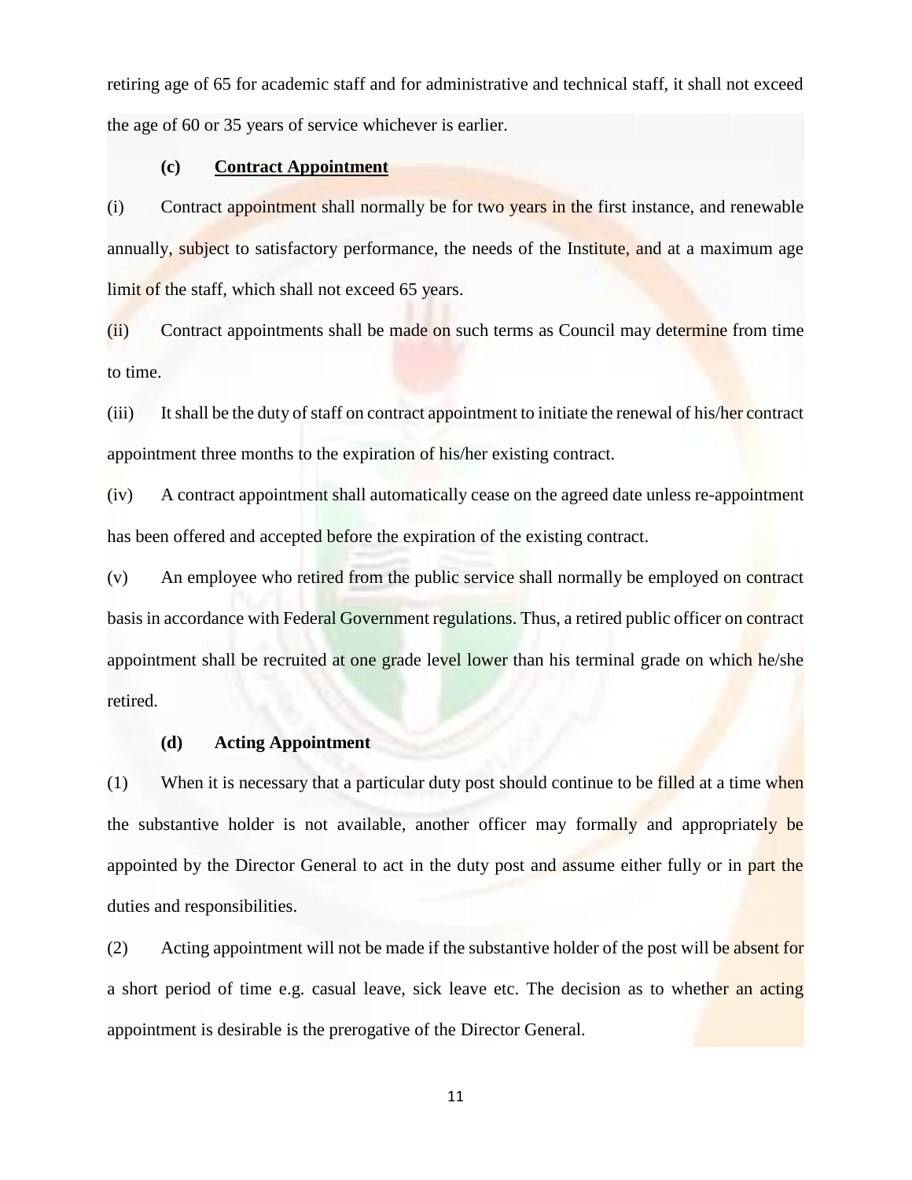retiring age of 65 for academic staff and for administrative and technical staff, it shall not exceed the age of 60 or 35 years of service whichever is earlier.

**(c) Contract Appointment**

(i) Contract appointment shall normally be for two years in the first instance, and renewable annually, subject to satisfactory performance, the needs of the Institute, and at a maximum age limit of the staff, which shall not exceed 65 years.

(ii) Contract appointments shall be made on such terms as Council may determine from time to time.

(iii) It shall be the duty of staff on contract appointment to initiate the renewal of his/her contract appointment three months to the expiration of his/her existing contract.

(iv) A contract appointment shall automatically cease on the agreed date unless re-appointment has been offered and accepted before the expiration of the existing contract.

(v) An employee who retired from the public service shall normally be employed on contract basis in accordance with Federal Government regulations. Thus, a retired public officer on contract appointment shall be recruited at one grade level lower than his terminal grade on which he/she retired.

**(d) Acting Appointment**

(1) When it is necessary that a particular duty post should continue to be filled at a time when the substantive holder is not available, another officer may formally and appropriately be appointed by the Director General to act in the duty post and assume either fully or in part the duties and responsibilities.

(2) Acting appointment will not be made if the substantive holder of the post will be absent for a short period of time e.g. casual leave, sick leave etc. The decision as to whether an acting appointment is desirable is the prerogative of the Director General.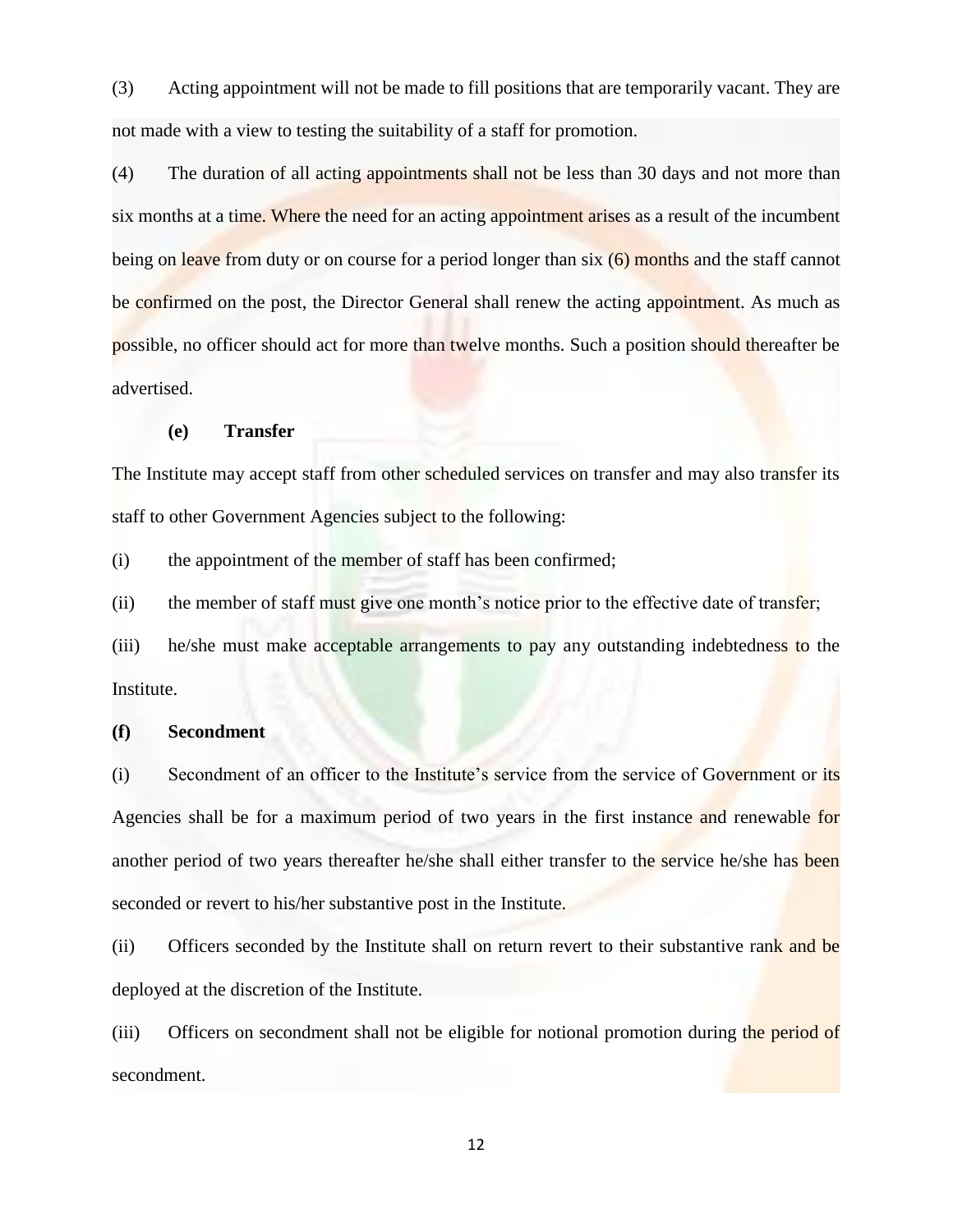(3) Acting appointment will not be made to fill positions that are temporarily vacant. They are not made with a view to testing the suitability of a staff for promotion.

(4) The duration of all acting appointments shall not be less than 30 days and not more than six months at a time. Where the need for an acting appointment arises as a result of the incumbent being on leave from duty or on course for a period longer than six (6) months and the staff cannot be confirmed on the post, the Director General shall renew the acting appointment. As much as possible, no officer should act for more than twelve months. Such a position should thereafter be advertised.

**(e) Transfer**

The Institute may accept staff from other scheduled services on transfer and may also transfer its staff to other Government Agencies subject to the following:

(i) the appointment of the member of staff has been confirmed;

(ii) the member of staff must give one month's notice prior to the effective date of transfer;

(iii) he/she must make acceptable arrangements to pay any outstanding indebtedness to the Institute.

**(f) Secondment**

(i) Secondment of an officer to the Institute's service from the service of Government or its Agencies shall be for a maximum period of two years in the first instance and renewable for another period of two years thereafter he/she shall either transfer to the service he/she has been seconded or revert to his/her substantive post in the Institute.

(ii) Officers seconded by the Institute shall on return revert to their substantive rank and be deployed at the discretion of the Institute.

(iii) Officers on secondment shall not be eligible for notional promotion during the period of secondment.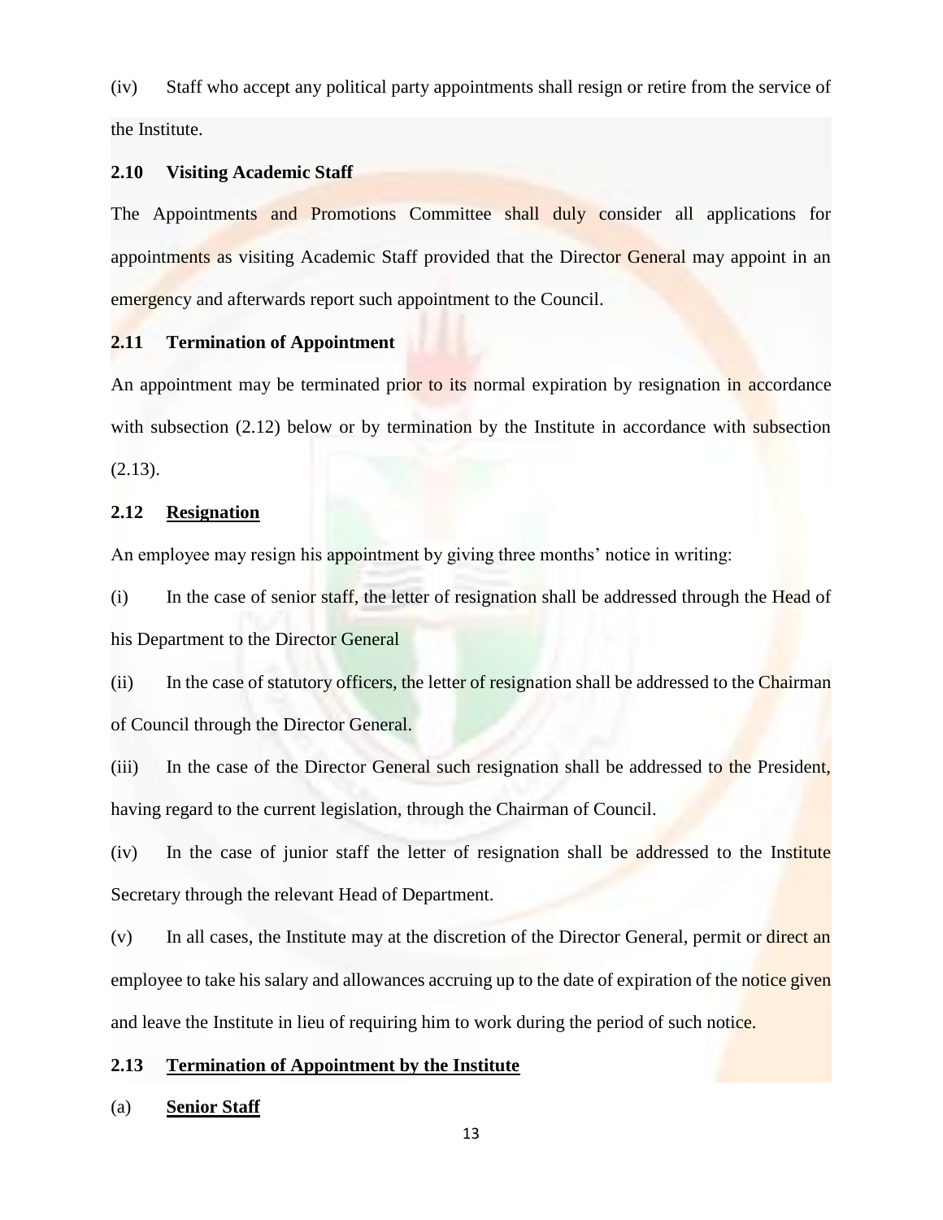(iv) Staff who accept any political party appointments shall resign or retire from the service of the Institute.

### 2.10 Visiting Academic Staff

The Appointments and Promotions Committee shall duly consider all applications for appointments as visiting Academic Staff provided that the Director General may appoint in an emergency and afterwards report such appointment to the Council.

### 2.11 Termination of Appointment

An appointment may be terminated prior to its normal expiration by resignation in accordance with subsection (2.12) below or by termination by the Institute in accordance with subsection (2.13).

### 2.12 <u>Resignation</u>

An employee may resign his appointment by giving three months' notice in writing:

(i) In the case of senior staff, the letter of resignation shall be addressed through the Head of his Department to the Director General

(ii) In the case of statutory officers, the letter of resignation shall be addressed to the Chairman of Council through the Director General.

(iii) In the case of the Director General such resignation shall be addressed to the President, having regard to the current legislation, through the Chairman of Council.

(iv) In the case of junior staff the letter of resignation shall be addressed to the Institute Secretary through the relevant Head of Department.

(v) In all cases, the Institute may at the discretion of the Director General, permit or direct an employee to take his salary and allowances accruing up to the date of expiration of the notice given and leave the Institute in lieu of requiring him to work during the period of such notice.

### 2.13 <u>Termination of Appointment by the Institute</u>

(a) **<u>Senior Staff</u>**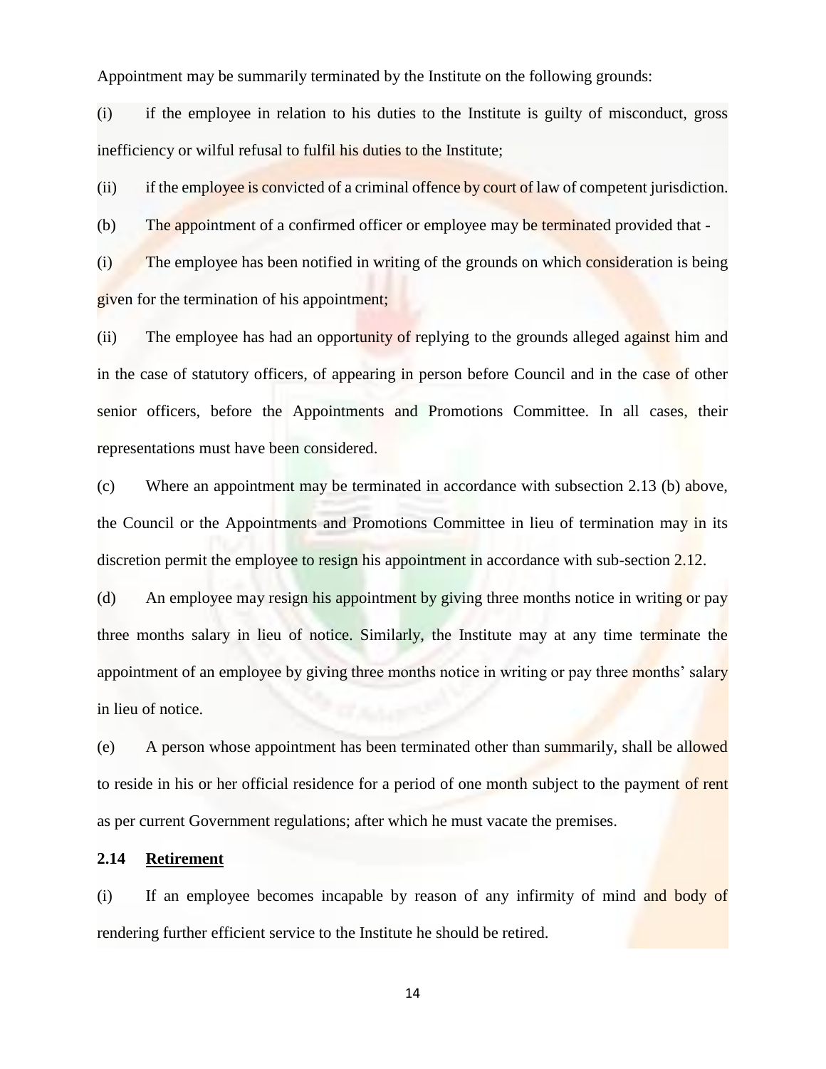Appointment may be summarily terminated by the Institute on the following grounds:

(i) if the employee in relation to his duties to the Institute is guilty of misconduct, gross inefficiency or wilful refusal to fulfil his duties to the Institute;

(ii) if the employee is convicted of a criminal offence by court of law of competent jurisdiction.

(b) The appointment of a confirmed officer or employee may be terminated provided that -

(i) The employee has been notified in writing of the grounds on which consideration is being given for the termination of his appointment;

(ii) The employee has had an opportunity of replying to the grounds alleged against him and in the case of statutory officers, of appearing in person before Council and in the case of other senior officers, before the Appointments and Promotions Committee. In all cases, their representations must have been considered.

(c) Where an appointment may be terminated in accordance with subsection 2.13 (b) above, the Council or the Appointments and Promotions Committee in lieu of termination may in its discretion permit the employee to resign his appointment in accordance with sub-section 2.12.

(d) An employee may resign his appointment by giving three months notice in writing or pay three months salary in lieu of notice. Similarly, the Institute may at any time terminate the appointment of an employee by giving three months notice in writing or pay three months' salary in lieu of notice.

(e) A person whose appointment has been terminated other than summarily, shall be allowed to reside in his or her official residence for a period of one month subject to the payment of rent as per current Government regulations; after which he must vacate the premises.

### 2.14 Retirement

(i) If an employee becomes incapable by reason of any infirmity of mind and body of rendering further efficient service to the Institute he should be retired.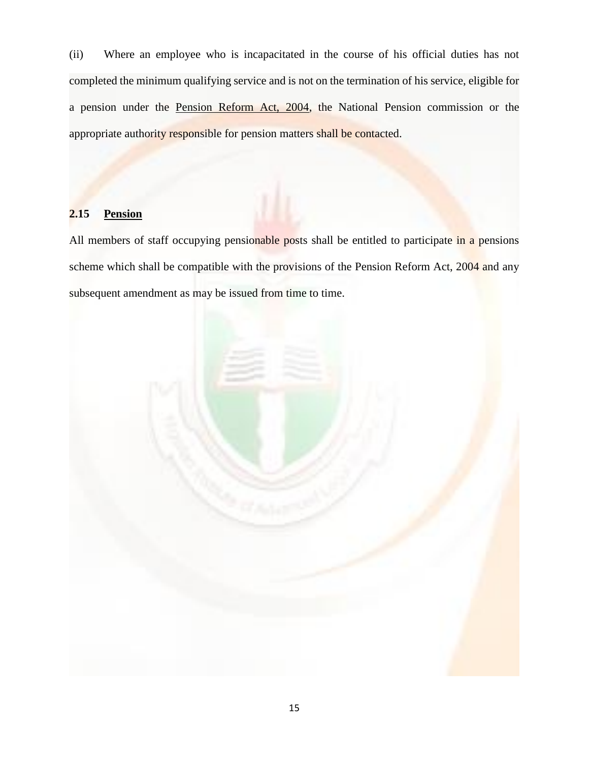(ii) Where an employee who is incapacitated in the course of his official duties has not completed the minimum qualifying service and is not on the termination of his service, eligible for a pension under the Pension Reform Act, 2004, the National Pension commission or the appropriate authority responsible for pension matters shall be contacted.

**2.15 Pension**

All members of staff occupying pensionable posts shall be entitled to participate in a pensions scheme which shall be compatible with the provisions of the Pension Reform Act, 2004 and any subsequent amendment as may be issued from time to time.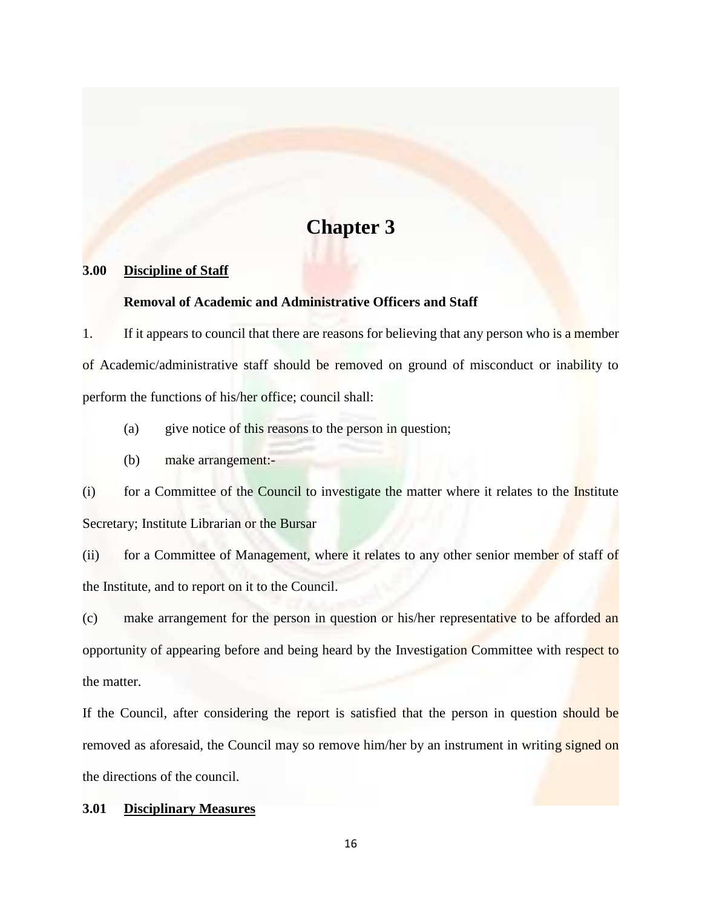# Chapter 3

## 3.00 Discipline of Staff

**Removal of Academic and Administrative Officers and Staff**

1. If it appears to council that there are reasons for believing that any person who is a member of Academic/administrative staff should be removed on ground of misconduct or inability to perform the functions of his/her office; council shall:

   (a) give notice of this reasons to the person in question;

   (b) make arrangement:-

(i) for a Committee of the Council to investigate the matter where it relates to the Institute Secretary; Institute Librarian or the Bursar

(ii) for a Committee of Management, where it relates to any other senior member of staff of the Institute, and to report on it to the Council.

(c) make arrangement for the person in question or his/her representative to be afforded an opportunity of appearing before and being heard by the Investigation Committee with respect to the matter.

If the Council, after considering the report is satisfied that the person in question should be removed as aforesaid, the Council may so remove him/her by an instrument in writing signed on the directions of the council.

## 3.01 Disciplinary Measures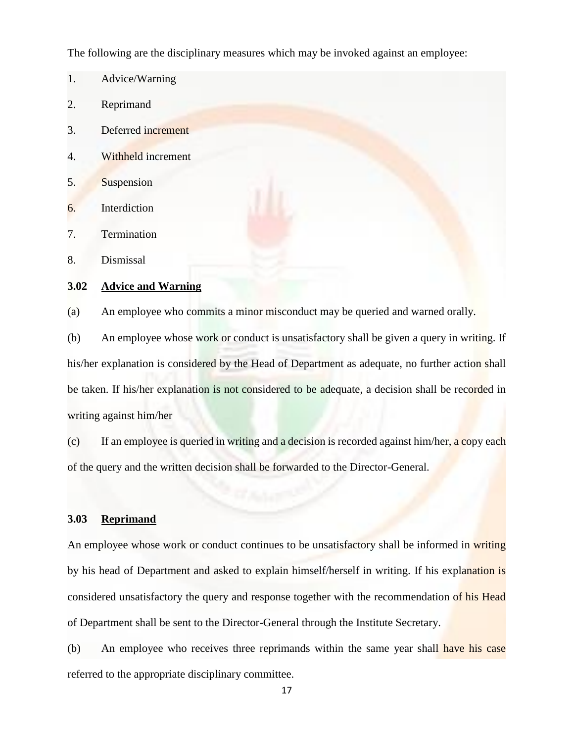The following are the disciplinary measures which may be invoked against an employee:

1. Advice/Warning
2. Reprimand
3. Deferred increment
4. Withheld increment
5. Suspension
6. Interdiction
7. Termination
8. Dismissal

**3.02 Advice and Warning**

(a) An employee who commits a minor misconduct may be queried and warned orally.

(b) An employee whose work or conduct is unsatisfactory shall be given a query in writing. If his/her explanation is considered by the Head of Department as adequate, no further action shall be taken. If his/her explanation is not considered to be adequate, a decision shall be recorded in writing against him/her

(c) If an employee is queried in writing and a decision is recorded against him/her, a copy each of the query and the written decision shall be forwarded to the Director-General.

**3.03 Reprimand**

An employee whose work or conduct continues to be unsatisfactory shall be informed in writing by his head of Department and asked to explain himself/herself in writing. If his explanation is considered unsatisfactory the query and response together with the recommendation of his Head of Department shall be sent to the Director-General through the Institute Secretary.

(b) An employee who receives three reprimands within the same year shall have his case referred to the appropriate disciplinary committee.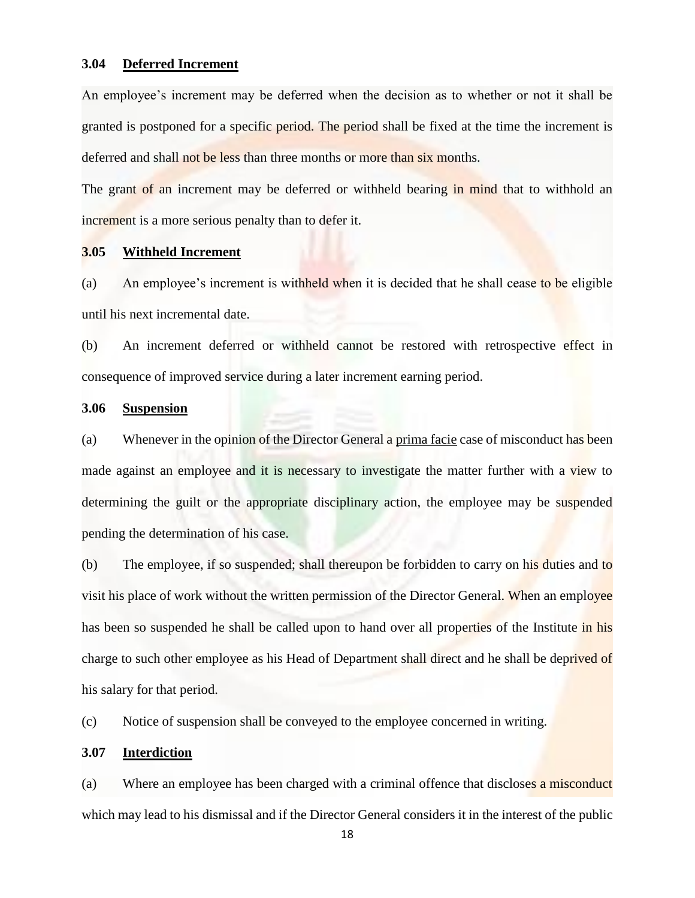### 3.04 Deferred Increment

An employee's increment may be deferred when the decision as to whether or not it shall be granted is postponed for a specific period. The period shall be fixed at the time the increment is deferred and shall not be less than three months or more than six months.

The grant of an increment may be deferred or withheld bearing in mind that to withhold an increment is a more serious penalty than to defer it.

### 3.05 Withheld Increment

(a) An employee's increment is withheld when it is decided that he shall cease to be eligible until his next incremental date.

(b) An increment deferred or withheld cannot be restored with retrospective effect in consequence of improved service during a later increment earning period.

### 3.06 Suspension

(a) Whenever in the opinion of the Director General a prima facie case of misconduct has been made against an employee and it is necessary to investigate the matter further with a view to determining the guilt or the appropriate disciplinary action, the employee may be suspended pending the determination of his case.

(b) The employee, if so suspended; shall thereupon be forbidden to carry on his duties and to visit his place of work without the written permission of the Director General. When an employee has been so suspended he shall be called upon to hand over all properties of the Institute in his charge to such other employee as his Head of Department shall direct and he shall be deprived of his salary for that period.

(c) Notice of suspension shall be conveyed to the employee concerned in writing.

### 3.07 Interdiction

(a) Where an employee has been charged with a criminal offence that discloses a misconduct which may lead to his dismissal and if the Director General considers it in the interest of the public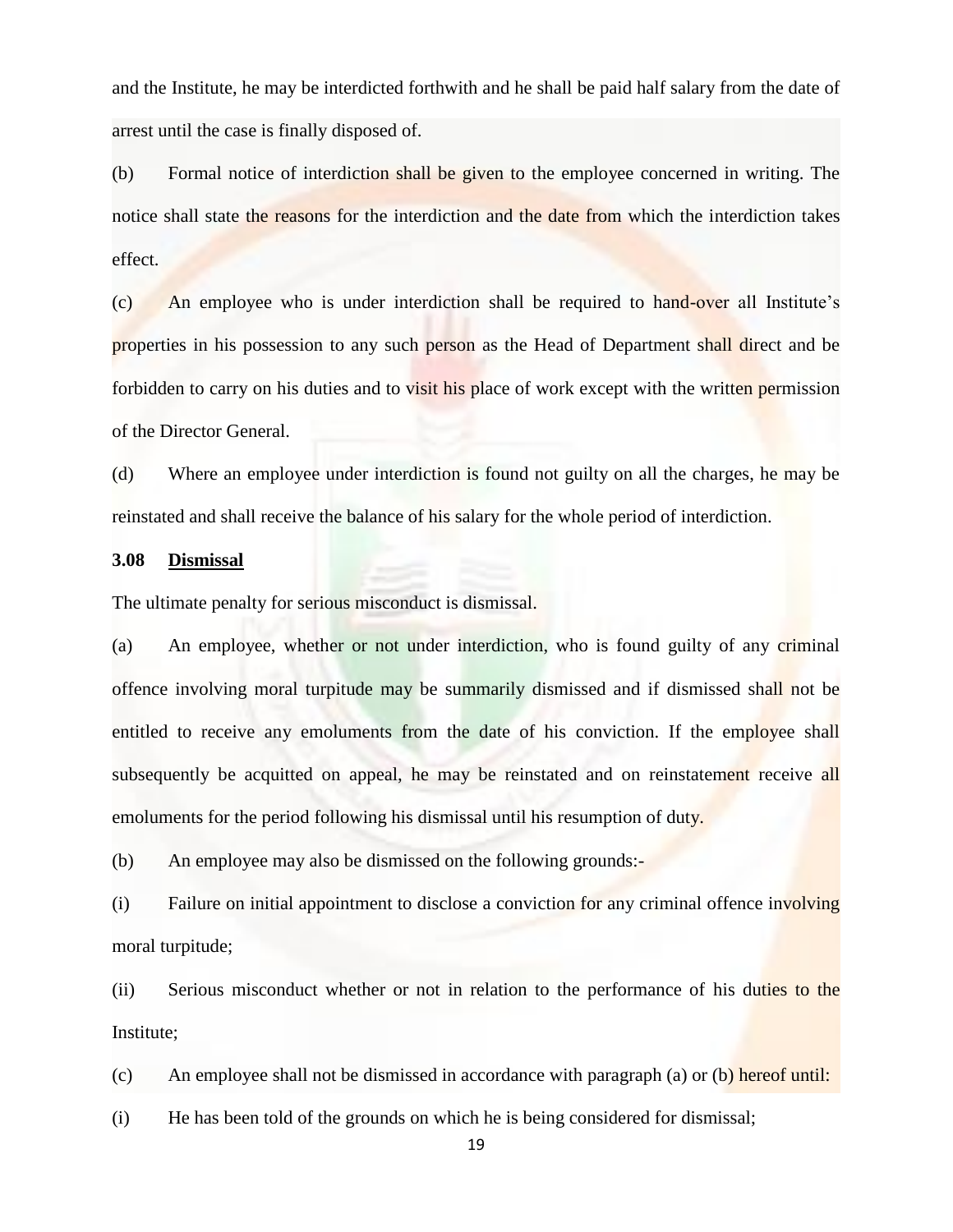and the Institute, he may be interdicted forthwith and he shall be paid half salary from the date of arrest until the case is finally disposed of.

(b) Formal notice of interdiction shall be given to the employee concerned in writing. The notice shall state the reasons for the interdiction and the date from which the interdiction takes effect.

(c) An employee who is under interdiction shall be required to hand-over all Institute's properties in his possession to any such person as the Head of Department shall direct and be forbidden to carry on his duties and to visit his place of work except with the written permission of the Director General.

(d) Where an employee under interdiction is found not guilty on all the charges, he may be reinstated and shall receive the balance of his salary for the whole period of interdiction.

**3.08 <u>Dismissal</u>**

The ultimate penalty for serious misconduct is dismissal.

(a) An employee, whether or not under interdiction, who is found guilty of any criminal offence involving moral turpitude may be summarily dismissed and if dismissed shall not be entitled to receive any emoluments from the date of his conviction. If the employee shall subsequently be acquitted on appeal, he may be reinstated and on reinstatement receive all emoluments for the period following his dismissal until his resumption of duty.

(b) An employee may also be dismissed on the following grounds:-

(i) Failure on initial appointment to disclose a conviction for any criminal offence involving moral turpitude;

(ii) Serious misconduct whether or not in relation to the performance of his duties to the Institute;

(c) An employee shall not be dismissed in accordance with paragraph (a) or (b) hereof until:

(i) He has been told of the grounds on which he is being considered for dismissal;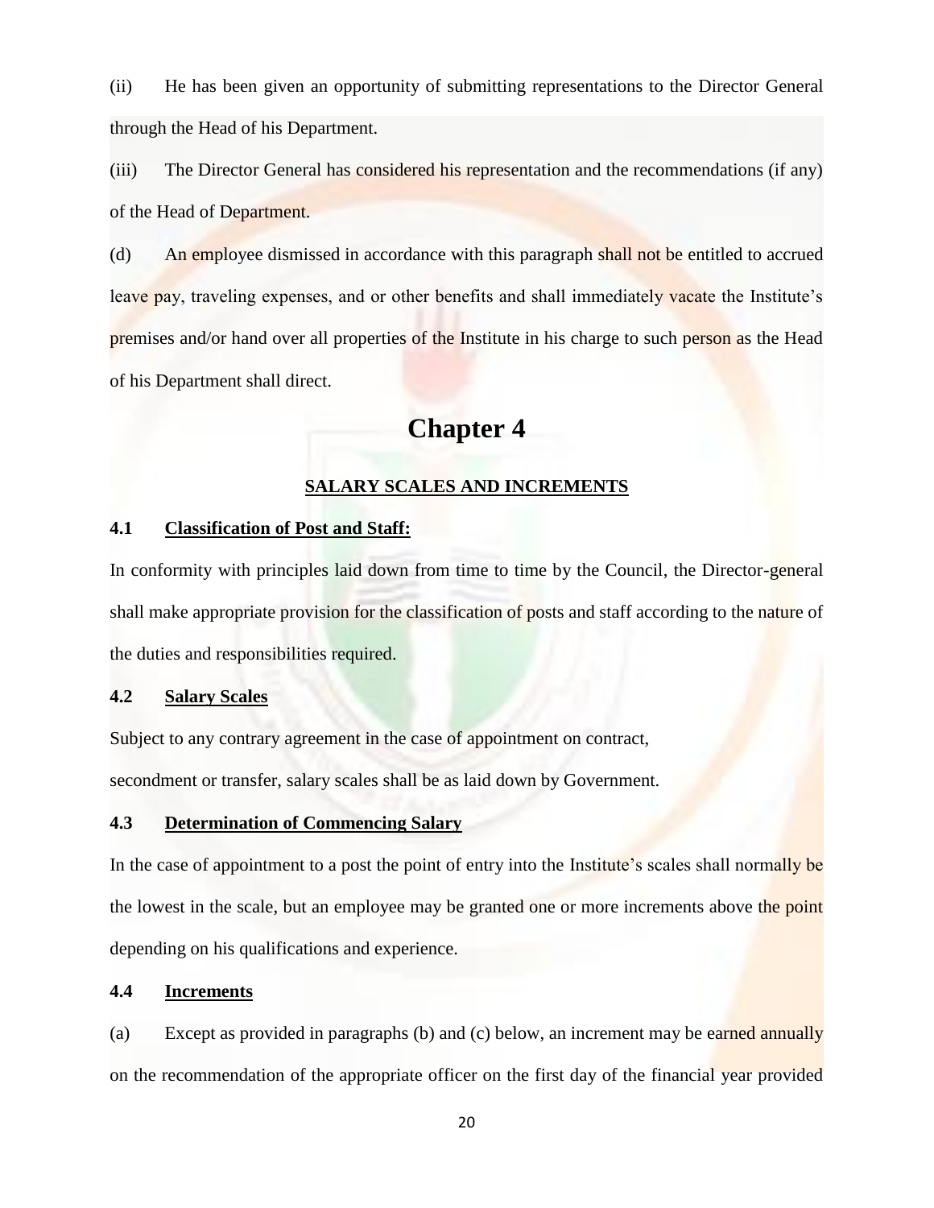(ii) He has been given an opportunity of submitting representations to the Director General through the Head of his Department.

(iii) The Director General has considered his representation and the recommendations (if any) of the Head of Department.

(d) An employee dismissed in accordance with this paragraph shall not be entitled to accrued leave pay, traveling expenses, and or other benefits and shall immediately vacate the Institute's premises and/or hand over all properties of the Institute in his charge to such person as the Head of his Department shall direct.

# Chapter 4

## SALARY SCALES AND INCREMENTS

### 4.1 Classification of Post and Staff:

In conformity with principles laid down from time to time by the Council, the Director-general shall make appropriate provision for the classification of posts and staff according to the nature of the duties and responsibilities required.

### 4.2 Salary Scales

Subject to any contrary agreement in the case of appointment on contract, secondment or transfer, salary scales shall be as laid down by Government.

### 4.3 Determination of Commencing Salary

In the case of appointment to a post the point of entry into the Institute's scales shall normally be the lowest in the scale, but an employee may be granted one or more increments above the point depending on his qualifications and experience.

### 4.4 Increments

(a) Except as provided in paragraphs (b) and (c) below, an increment may be earned annually on the recommendation of the appropriate officer on the first day of the financial year provided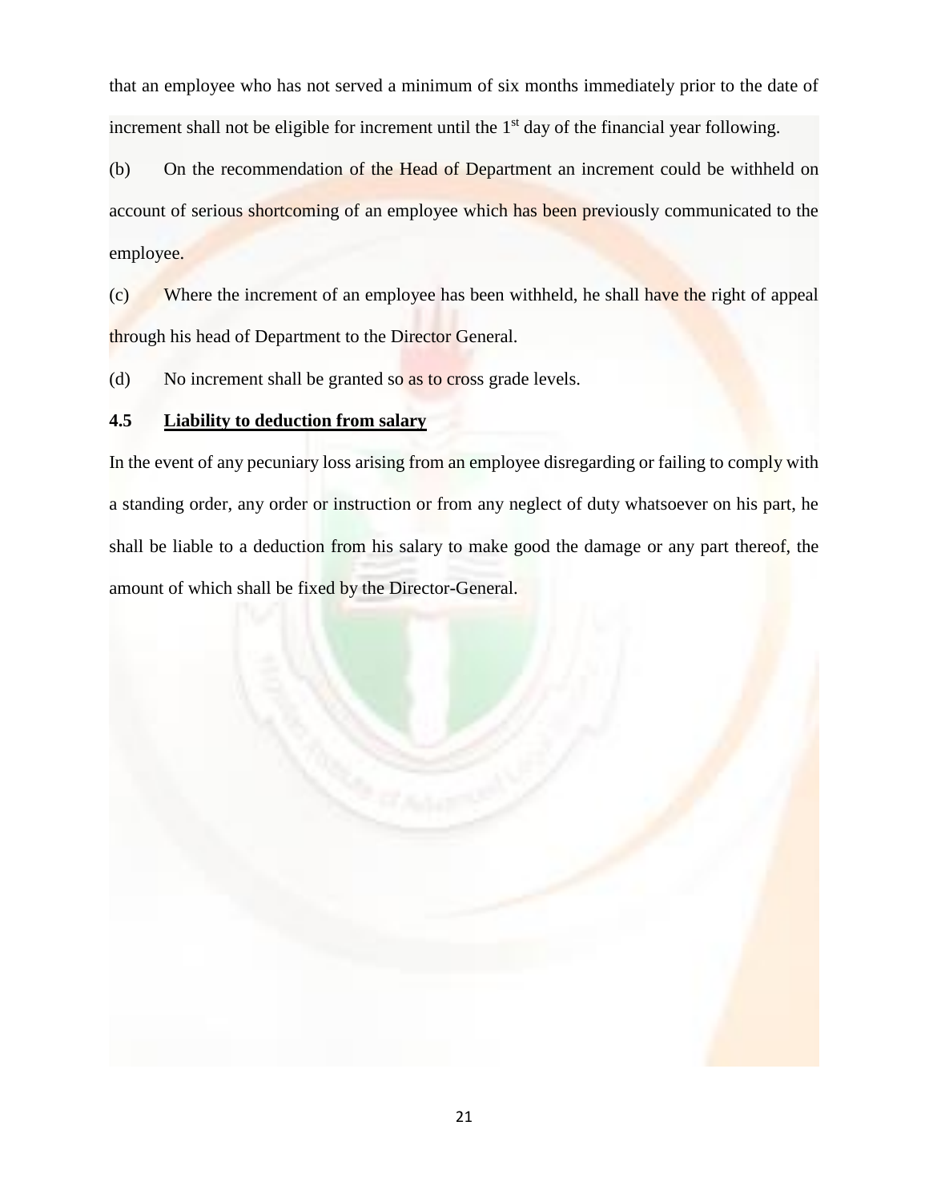that an employee who has not served a minimum of six months immediately prior to the date of increment shall not be eligible for increment until the 1st day of the financial year following.

(b) On the recommendation of the Head of Department an increment could be withheld on account of serious shortcoming of an employee which has been previously communicated to the employee.

(c) Where the increment of an employee has been withheld, he shall have the right of appeal through his head of Department to the Director General.

(d) No increment shall be granted so as to cross grade levels.

### 4.5 Liability to deduction from salary

In the event of any pecuniary loss arising from an employee disregarding or failing to comply with a standing order, any order or instruction or from any neglect of duty whatsoever on his part, he shall be liable to a deduction from his salary to make good the damage or any part thereof, the amount of which shall be fixed by the Director-General.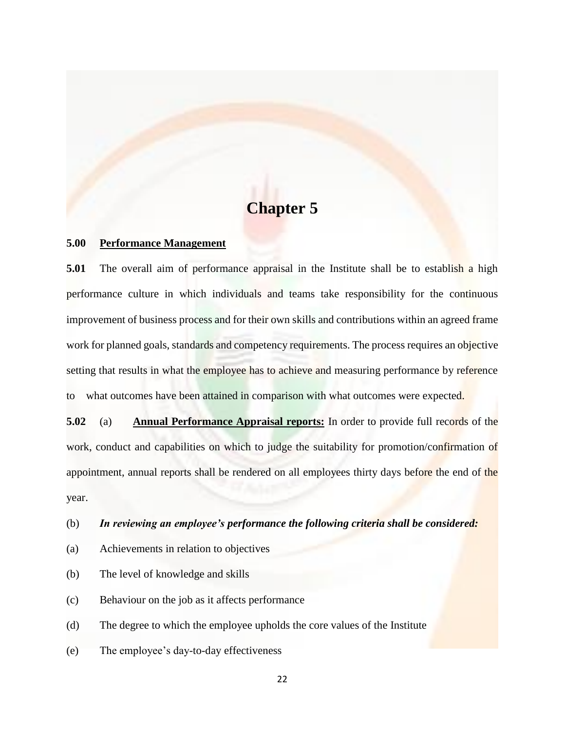# Chapter 5

**5.00 <u>Performance Management</u>**

**5.01** The overall aim of performance appraisal in the Institute shall be to establish a high performance culture in which individuals and teams take responsibility for the continuous improvement of business process and for their own skills and contributions within an agreed frame work for planned goals, standards and competency requirements. The process requires an objective setting that results in what the employee has to achieve and measuring performance by reference to what outcomes have been attained in comparison with what outcomes were expected.

**5.02** (a) **<u>Annual Performance Appraisal reports:</u>** In order to provide full records of the work, conduct and capabilities on which to judge the suitability for promotion/confirmation of appointment, annual reports shall be rendered on all employees thirty days before the end of the year.

(b) ***In reviewing an employee's performance the following criteria shall be considered:***

(a) Achievements in relation to objectives

(b) The level of knowledge and skills

(c) Behaviour on the job as it affects performance

(d) The degree to which the employee upholds the core values of the Institute

(e) The employee's day-to-day effectiveness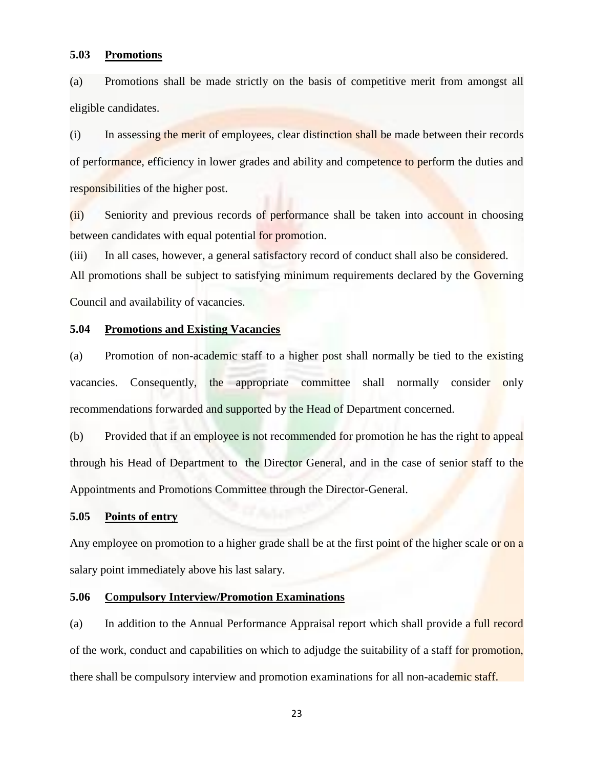### 5.03 Promotions

(a) Promotions shall be made strictly on the basis of competitive merit from amongst all eligible candidates.

(i) In assessing the merit of employees, clear distinction shall be made between their records of performance, efficiency in lower grades and ability and competence to perform the duties and responsibilities of the higher post.

(ii) Seniority and previous records of performance shall be taken into account in choosing between candidates with equal potential for promotion.

(iii) In all cases, however, a general satisfactory record of conduct shall also be considered.

All promotions shall be subject to satisfying minimum requirements declared by the Governing Council and availability of vacancies.

### 5.04 Promotions and Existing Vacancies

(a) Promotion of non-academic staff to a higher post shall normally be tied to the existing vacancies. Consequently, the appropriate committee shall normally consider only recommendations forwarded and supported by the Head of Department concerned.

(b) Provided that if an employee is not recommended for promotion he has the right to appeal through his Head of Department to the Director General, and in the case of senior staff to the Appointments and Promotions Committee through the Director-General.

### 5.05 Points of entry

Any employee on promotion to a higher grade shall be at the first point of the higher scale or on a salary point immediately above his last salary.

### 5.06 Compulsory Interview/Promotion Examinations

(a) In addition to the Annual Performance Appraisal report which shall provide a full record of the work, conduct and capabilities on which to adjudge the suitability of a staff for promotion, there shall be compulsory interview and promotion examinations for all non-academic staff.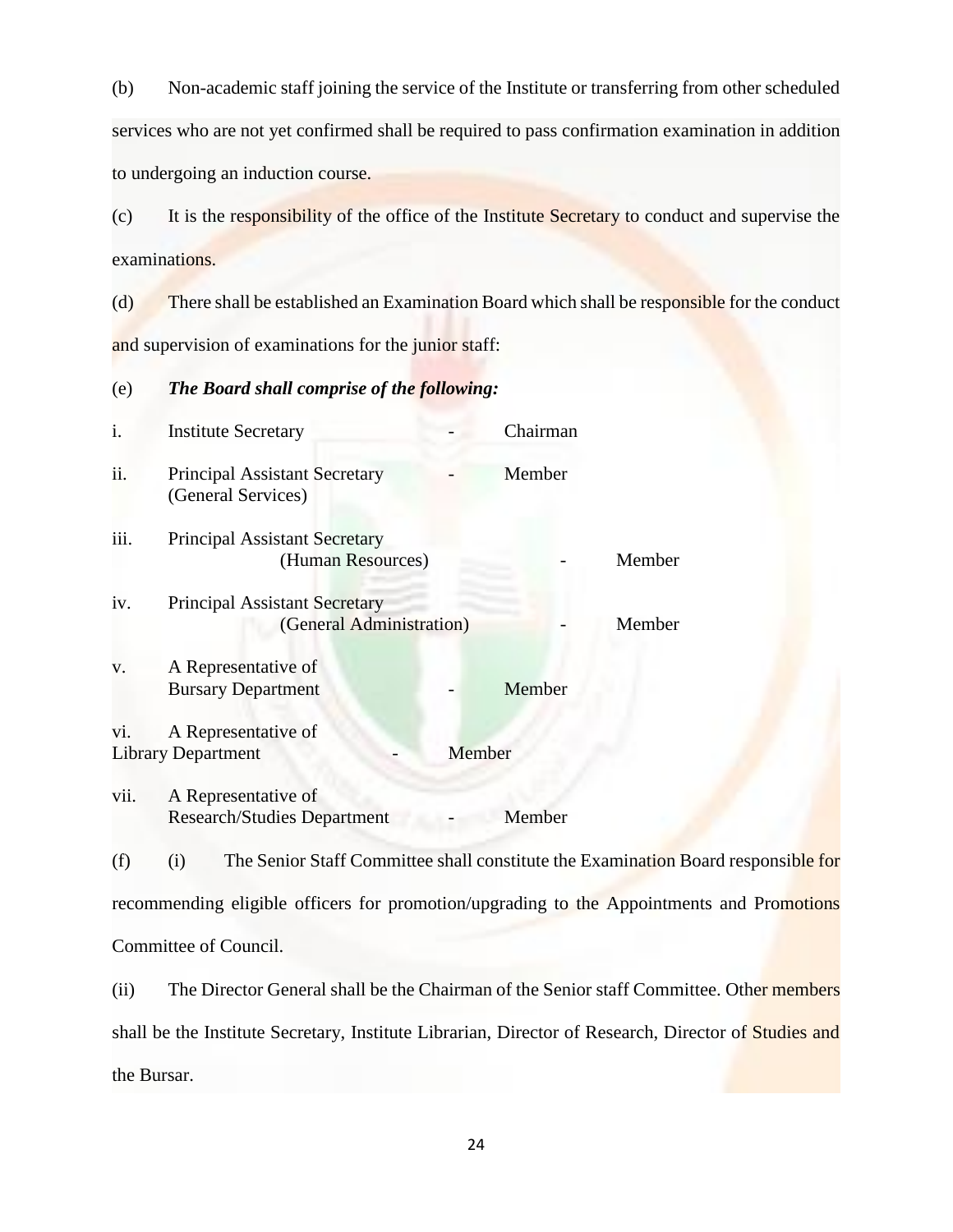(b) Non-academic staff joining the service of the Institute or transferring from other scheduled services who are not yet confirmed shall be required to pass confirmation examination in addition to undergoing an induction course.

(c) It is the responsibility of the office of the Institute Secretary to conduct and supervise the examinations.

(d) There shall be established an Examination Board which shall be responsible for the conduct and supervision of examinations for the junior staff:

(e) ***The Board shall comprise of the following:***

| | | | |
|---|---|---|---|
| i. | Institute Secretary | - | Chairman |
| ii. | Principal Assistant Secretary (General Services) | - | Member |
| iii. | Principal Assistant Secretary (Human Resources) | - | Member |
| iv. | Principal Assistant Secretary (General Administration) | - | Member |
| v. | A Representative of Bursary Department | - | Member |
| vi. | A Representative of Library Department | - | Member |
| vii. | A Representative of Research/Studies Department | - | Member |

(f) (i) The Senior Staff Committee shall constitute the Examination Board responsible for recommending eligible officers for promotion/upgrading to the Appointments and Promotions Committee of Council.

(ii) The Director General shall be the Chairman of the Senior staff Committee. Other members shall be the Institute Secretary, Institute Librarian, Director of Research, Director of Studies and the Bursar.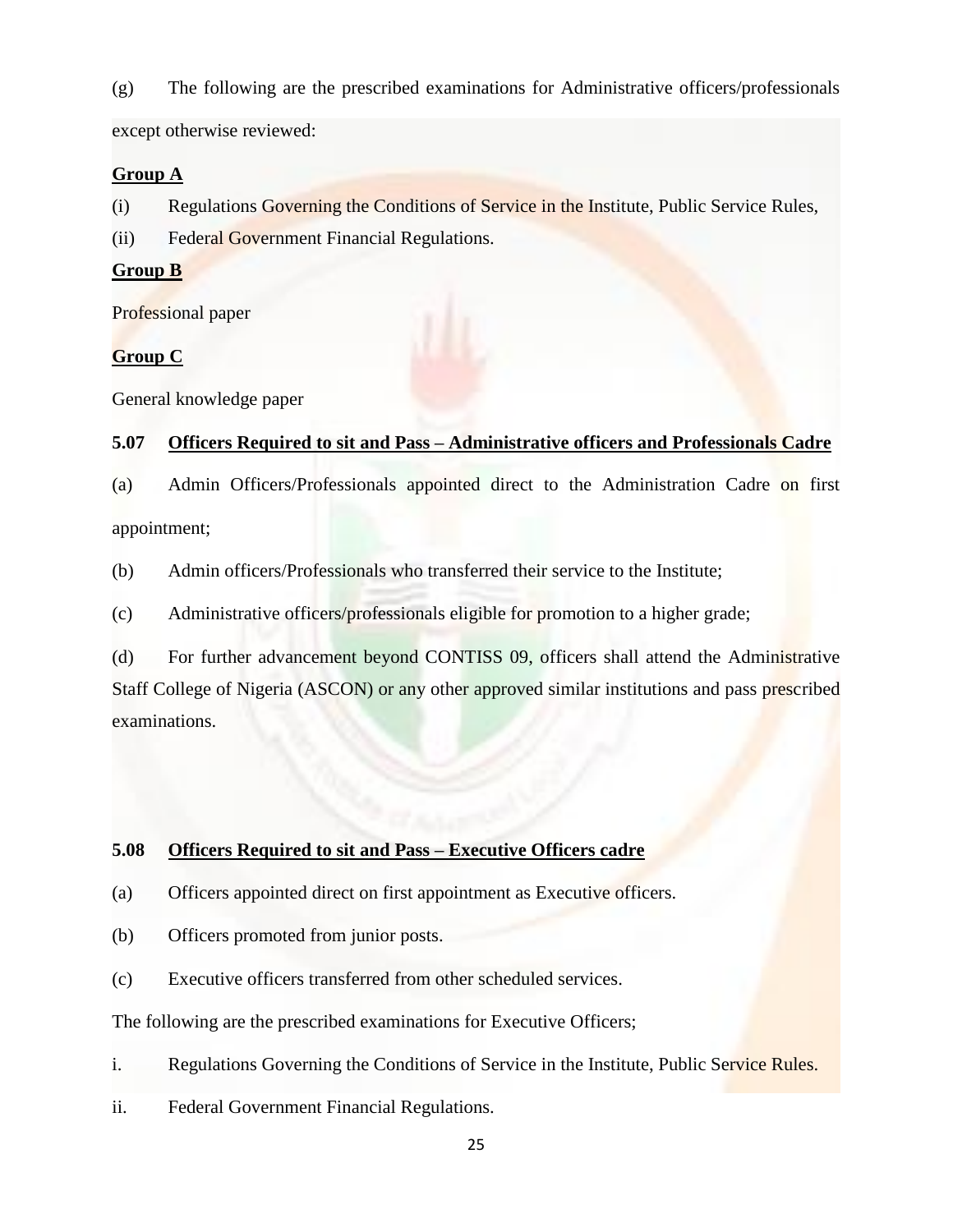(g) The following are the prescribed examinations for Administrative officers/professionals except otherwise reviewed:

**<u>Group A</u>**

(i) Regulations Governing the Conditions of Service in the Institute, Public Service Rules,

(ii) Federal Government Financial Regulations.

**<u>Group B</u>**

Professional paper

**<u>Group C</u>**

General knowledge paper

**5.07 <u>Officers Required to sit and Pass – Administrative officers and Professionals Cadre</u>**

(a) Admin Officers/Professionals appointed direct to the Administration Cadre on first appointment;

(b) Admin officers/Professionals who transferred their service to the Institute;

(c) Administrative officers/professionals eligible for promotion to a higher grade;

(d) For further advancement beyond CONTISS 09, officers shall attend the Administrative Staff College of Nigeria (ASCON) or any other approved similar institutions and pass prescribed examinations.

**5.08 <u>Officers Required to sit and Pass – Executive Officers cadre</u>**

(a) Officers appointed direct on first appointment as Executive officers.

(b) Officers promoted from junior posts.

(c) Executive officers transferred from other scheduled services.

The following are the prescribed examinations for Executive Officers;

i. Regulations Governing the Conditions of Service in the Institute, Public Service Rules.

ii. Federal Government Financial Regulations.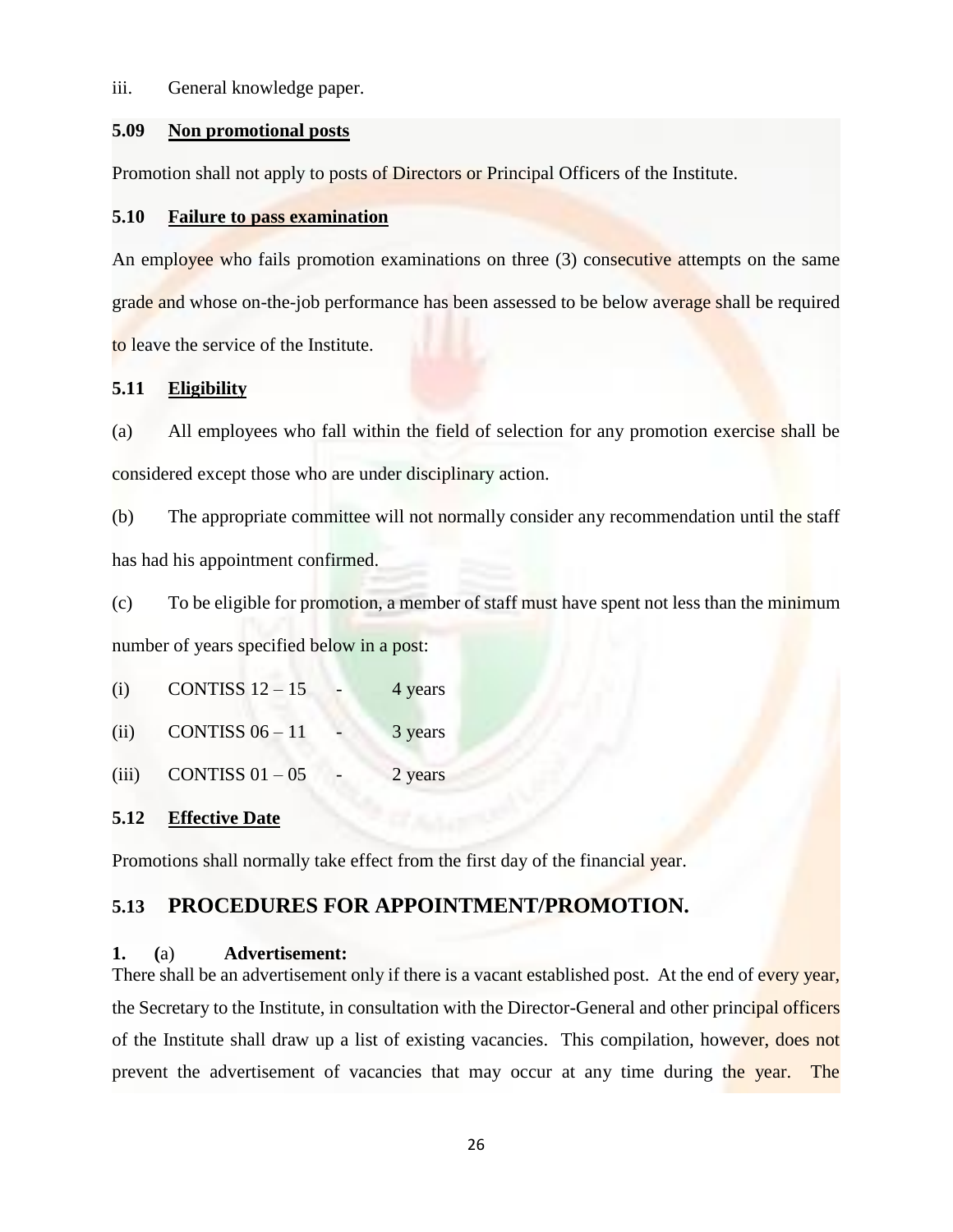iii. General knowledge paper.

**5.09 <u>Non promotional posts</u>**

Promotion shall not apply to posts of Directors or Principal Officers of the Institute.

**5.10 <u>Failure to pass examination</u>**

An employee who fails promotion examinations on three (3) consecutive attempts on the same grade and whose on-the-job performance has been assessed to be below average shall be required to leave the service of the Institute.

**5.11 <u>Eligibility</u>**

(a) All employees who fall within the field of selection for any promotion exercise shall be considered except those who are under disciplinary action.

(b) The appropriate committee will not normally consider any recommendation until the staff has had his appointment confirmed.

(c) To be eligible for promotion, a member of staff must have spent not less than the minimum number of years specified below in a post:

(i) CONTISS 12 – 15 - 4 years

(ii) CONTISS 06 – 11 - 3 years

(iii) CONTISS 01 – 05 - 2 years

**5.12 <u>Effective Date</u>**

Promotions shall normally take effect from the first day of the financial year.

## 5.13 PROCEDURES FOR APPOINTMENT/PROMOTION.

**1. (**a) **Advertisement:**

There shall be an advertisement only if there is a vacant established post. At the end of every year, the Secretary to the Institute, in consultation with the Director-General and other principal officers of the Institute shall draw up a list of existing vacancies. This compilation, however, does not prevent the advertisement of vacancies that may occur at any time during the year. The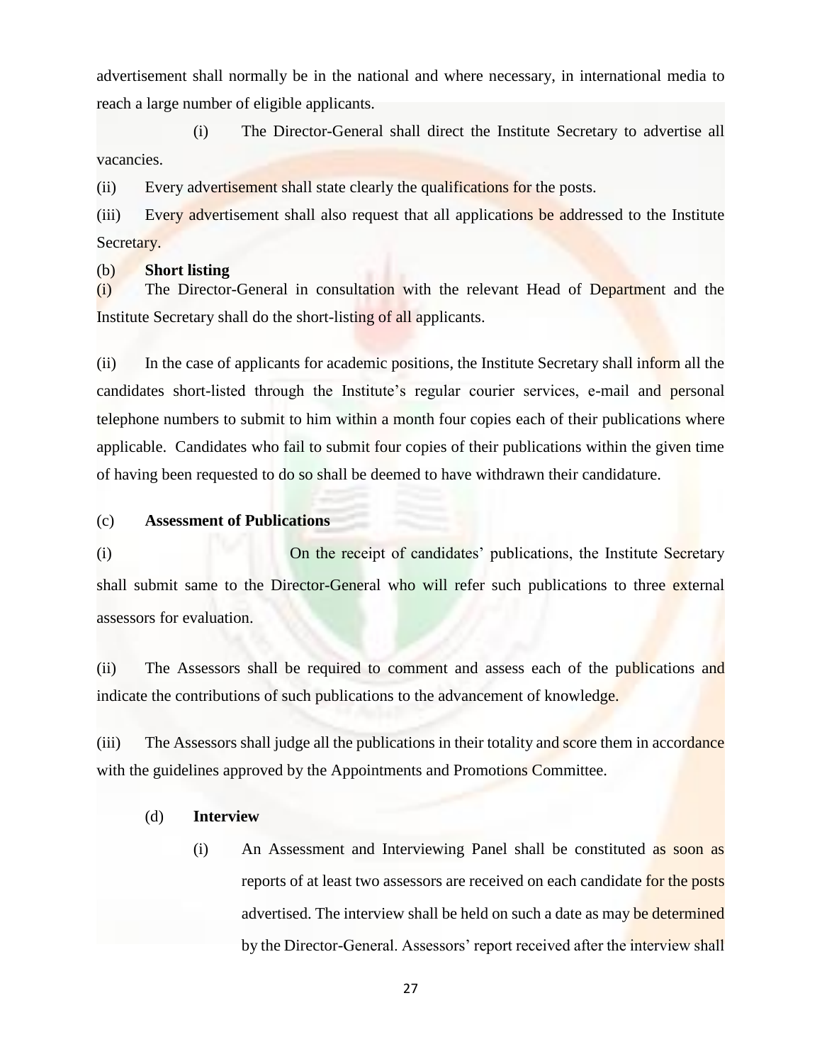advertisement shall normally be in the national and where necessary, in international media to reach a large number of eligible applicants.

(i) The Director-General shall direct the Institute Secretary to advertise all vacancies.

(ii) Every advertisement shall state clearly the qualifications for the posts.

(iii) Every advertisement shall also request that all applications be addressed to the Institute Secretary.

(b) **Short listing**

(i) The Director-General in consultation with the relevant Head of Department and the Institute Secretary shall do the short-listing of all applicants.

(ii) In the case of applicants for academic positions, the Institute Secretary shall inform all the candidates short-listed through the Institute's regular courier services, e-mail and personal telephone numbers to submit to him within a month four copies each of their publications where applicable. Candidates who fail to submit four copies of their publications within the given time of having been requested to do so shall be deemed to have withdrawn their candidature.

(c) **Assessment of Publications**

(i) On the receipt of candidates' publications, the Institute Secretary shall submit same to the Director-General who will refer such publications to three external assessors for evaluation.

(ii) The Assessors shall be required to comment and assess each of the publications and indicate the contributions of such publications to the advancement of knowledge.

(iii) The Assessors shall judge all the publications in their totality and score them in accordance with the guidelines approved by the Appointments and Promotions Committee.

(d) **Interview**

(i) An Assessment and Interviewing Panel shall be constituted as soon as reports of at least two assessors are received on each candidate for the posts advertised. The interview shall be held on such a date as may be determined by the Director-General. Assessors' report received after the interview shall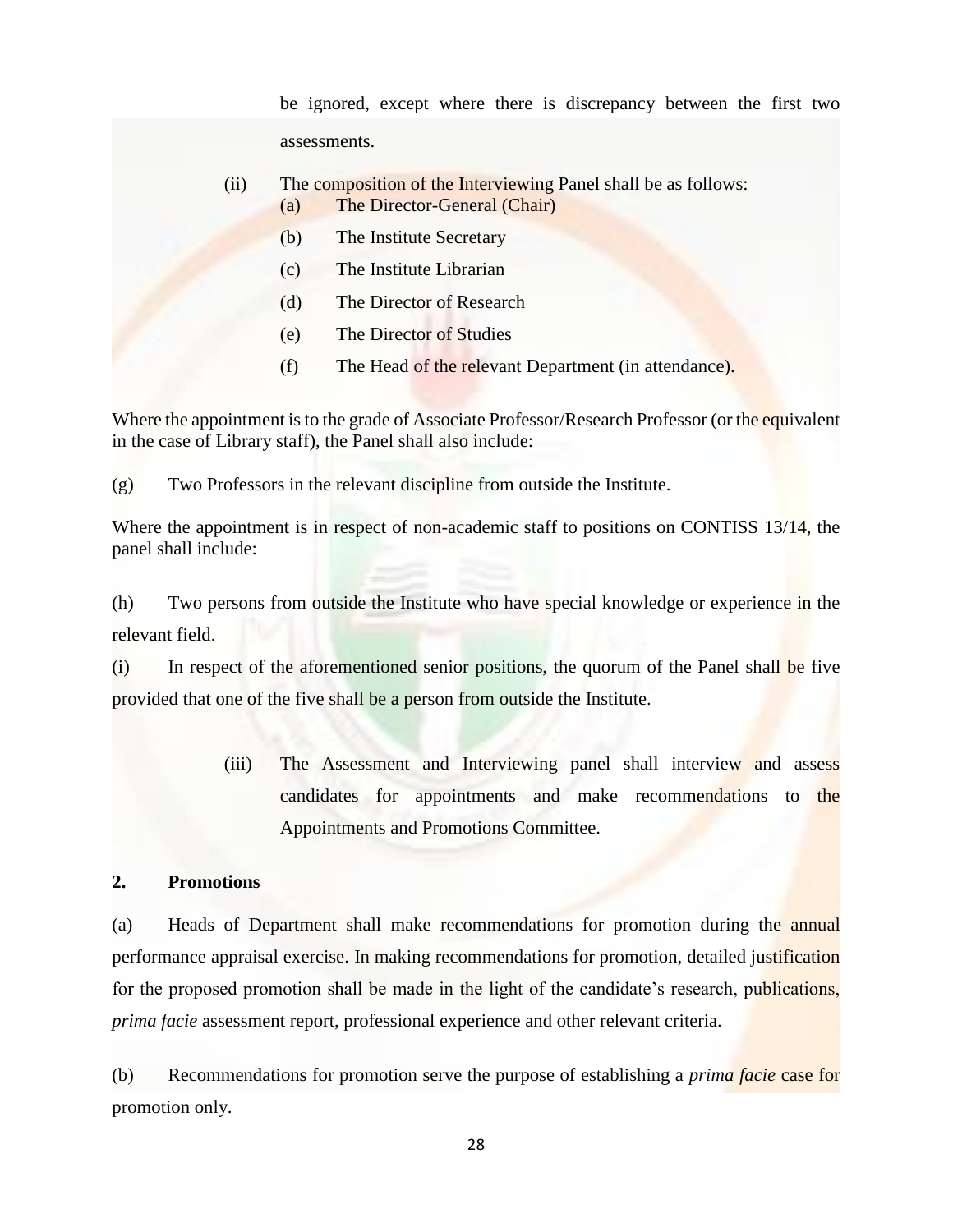be ignored, except where there is discrepancy between the first two assessments.

(ii) The composition of the Interviewing Panel shall be as follows:

(a) The Director-General (Chair)

(b) The Institute Secretary

(c) The Institute Librarian

(d) The Director of Research

(e) The Director of Studies

(f) The Head of the relevant Department (in attendance).

Where the appointment is to the grade of Associate Professor/Research Professor (or the equivalent in the case of Library staff), the Panel shall also include:

(g) Two Professors in the relevant discipline from outside the Institute.

Where the appointment is in respect of non-academic staff to positions on CONTISS 13/14, the panel shall include:

(h) Two persons from outside the Institute who have special knowledge or experience in the relevant field.

(i) In respect of the aforementioned senior positions, the quorum of the Panel shall be five provided that one of the five shall be a person from outside the Institute.

(iii) The Assessment and Interviewing panel shall interview and assess candidates for appointments and make recommendations to the Appointments and Promotions Committee.

**2. Promotions**

(a) Heads of Department shall make recommendations for promotion during the annual performance appraisal exercise. In making recommendations for promotion, detailed justification for the proposed promotion shall be made in the light of the candidate's research, publications, *prima facie* assessment report, professional experience and other relevant criteria.

(b) Recommendations for promotion serve the purpose of establishing a *prima facie* case for promotion only.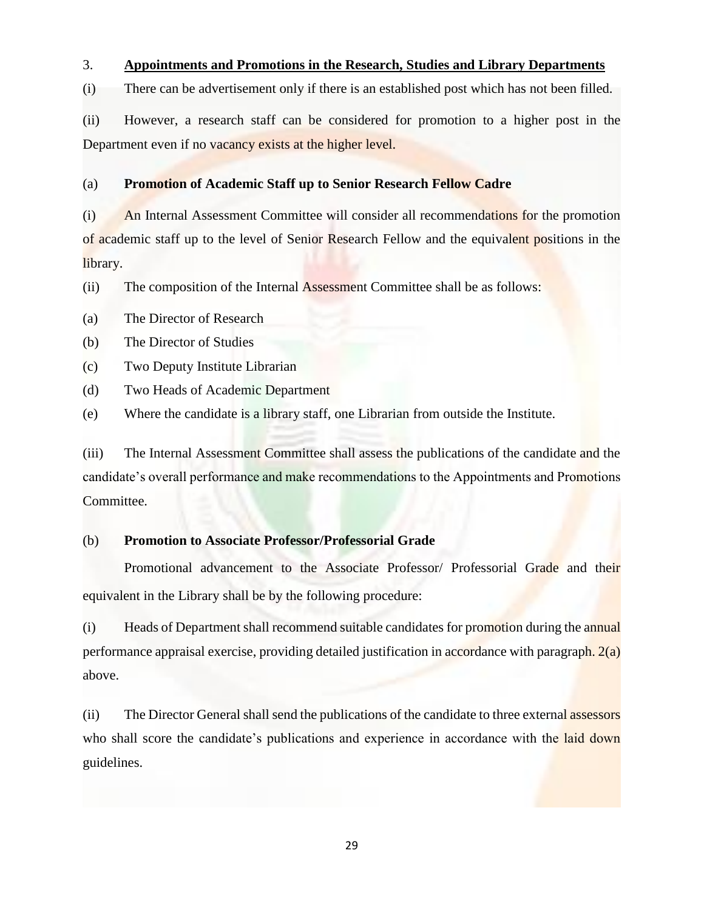## 3. Appointments and Promotions in the Research, Studies and Library Departments

(i) There can be advertisement only if there is an established post which has not been filled.

(ii) However, a research staff can be considered for promotion to a higher post in the Department even if no vacancy exists at the higher level.

### (a) Promotion of Academic Staff up to Senior Research Fellow Cadre

(i) An Internal Assessment Committee will consider all recommendations for the promotion of academic staff up to the level of Senior Research Fellow and the equivalent positions in the library.

(ii) The composition of the Internal Assessment Committee shall be as follows:

(a) The Director of Research

(b) The Director of Studies

(c) Two Deputy Institute Librarian

(d) Two Heads of Academic Department

(e) Where the candidate is a library staff, one Librarian from outside the Institute.

(iii) The Internal Assessment Committee shall assess the publications of the candidate and the candidate's overall performance and make recommendations to the Appointments and Promotions Committee.

### (b) Promotion to Associate Professor/Professorial Grade

Promotional advancement to the Associate Professor/ Professorial Grade and their equivalent in the Library shall be by the following procedure:

(i) Heads of Department shall recommend suitable candidates for promotion during the annual performance appraisal exercise, providing detailed justification in accordance with paragraph. 2(a) above.

(ii) The Director General shall send the publications of the candidate to three external assessors who shall score the candidate's publications and experience in accordance with the laid down guidelines.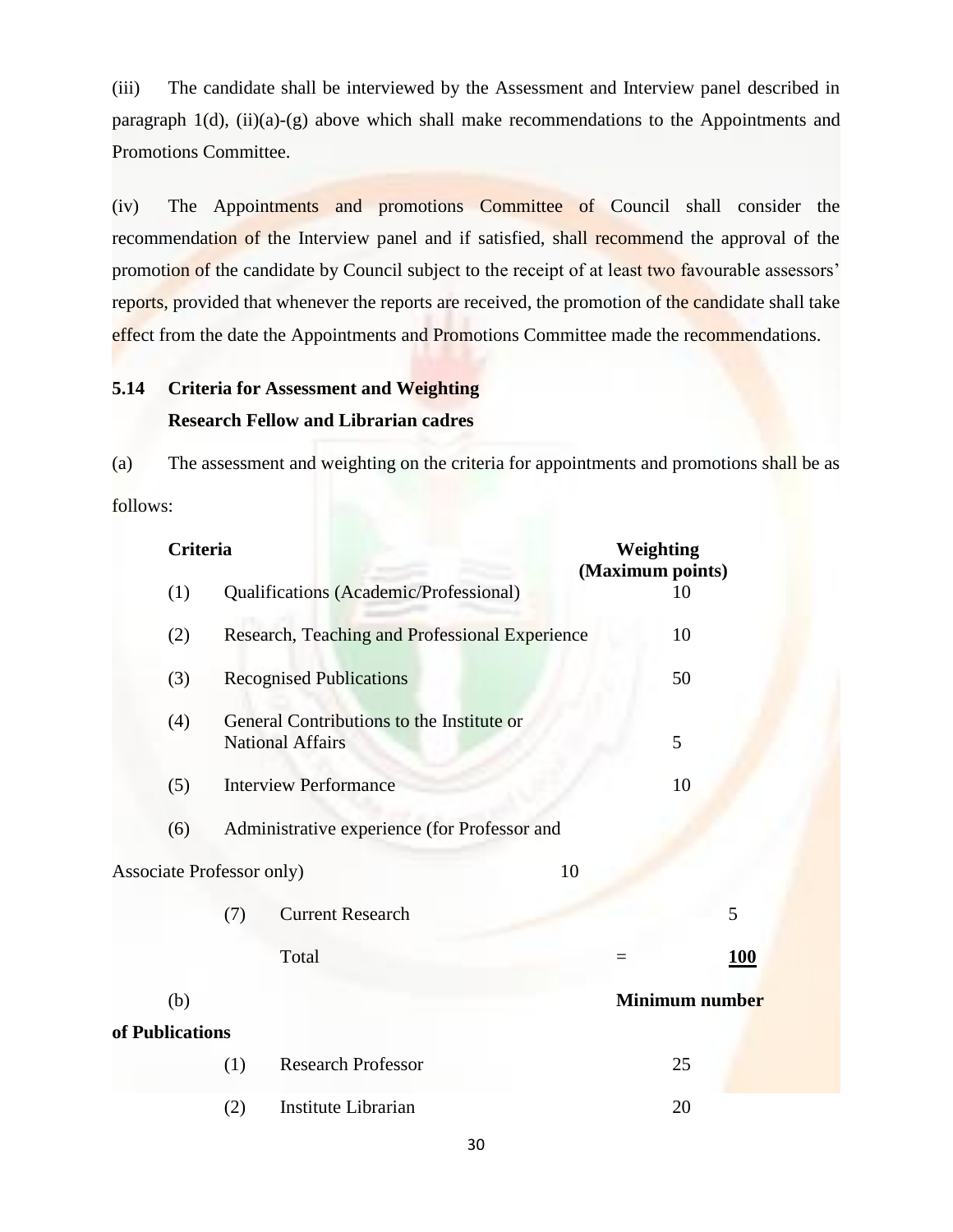(iii) The candidate shall be interviewed by the Assessment and Interview panel described in paragraph 1(d), (ii)(a)-(g) above which shall make recommendations to the Appointments and Promotions Committee.

(iv) The Appointments and promotions Committee of Council shall consider the recommendation of the Interview panel and if satisfied, shall recommend the approval of the promotion of the candidate by Council subject to the receipt of at least two favourable assessors' reports, provided that whenever the reports are received, the promotion of the candidate shall take effect from the date the Appointments and Promotions Committee made the recommendations.

### 5.14 Criteria for Assessment and Weighting

**Research Fellow and Librarian cadres**

(a) The assessment and weighting on the criteria for appointments and promotions shall be as follows:

| | Criteria | Weighting (Maximum points) |
|---|---|---|
| (1) | Qualifications (Academic/Professional) | 10 |
| (2) | Research, Teaching and Professional Experience | 10 |
| (3) | Recognised Publications | 50 |
| (4) | General Contributions to the Institute or National Affairs | 5 |
| (5) | Interview Performance | 10 |
| (6) | Administrative experience (for Professor and Associate Professor only) | 10 |
| (7) | Current Research | 5 |
| | Total | = **100** |

(b) **Minimum number of Publications**

| | | |
|---|---|---|
| (1) | Research Professor | 25 |
| (2) | Institute Librarian | 20 |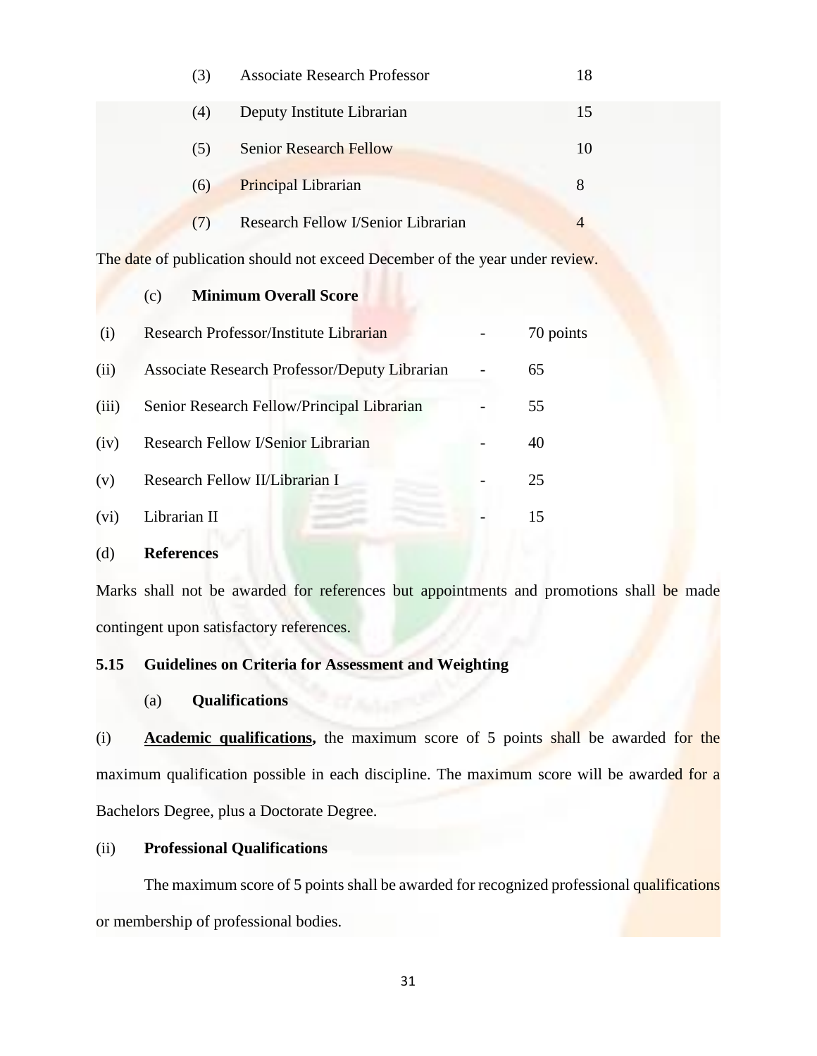| | | |
|---|---|---|
| (3) | Associate Research Professor | 18 |
| (4) | Deputy Institute Librarian | 15 |
| (5) | Senior Research Fellow | 10 |
| (6) | Principal Librarian | 8 |
| (7) | Research Fellow I/Senior Librarian | 4 |

The date of publication should not exceed December of the year under review.

(c) **Minimum Overall Score**

| | | | |
|---|---|---|---|
| (i) | Research Professor/Institute Librarian | - | 70 points |
| (ii) | Associate Research Professor/Deputy Librarian | - | 65 |
| (iii) | Senior Research Fellow/Principal Librarian | - | 55 |
| (iv) | Research Fellow I/Senior Librarian | - | 40 |
| (v) | Research Fellow II/Librarian I | - | 25 |
| (vi) | Librarian II | - | 15 |

(d) **References**

Marks shall not be awarded for references but appointments and promotions shall be made contingent upon satisfactory references.

**5.15 Guidelines on Criteria for Assessment and Weighting**

(a) **Qualifications**

(i) **Academic qualifications,** the maximum score of 5 points shall be awarded for the maximum qualification possible in each discipline. The maximum score will be awarded for a Bachelors Degree, plus a Doctorate Degree.

(ii) **Professional Qualifications**

The maximum score of 5 points shall be awarded for recognized professional qualifications or membership of professional bodies.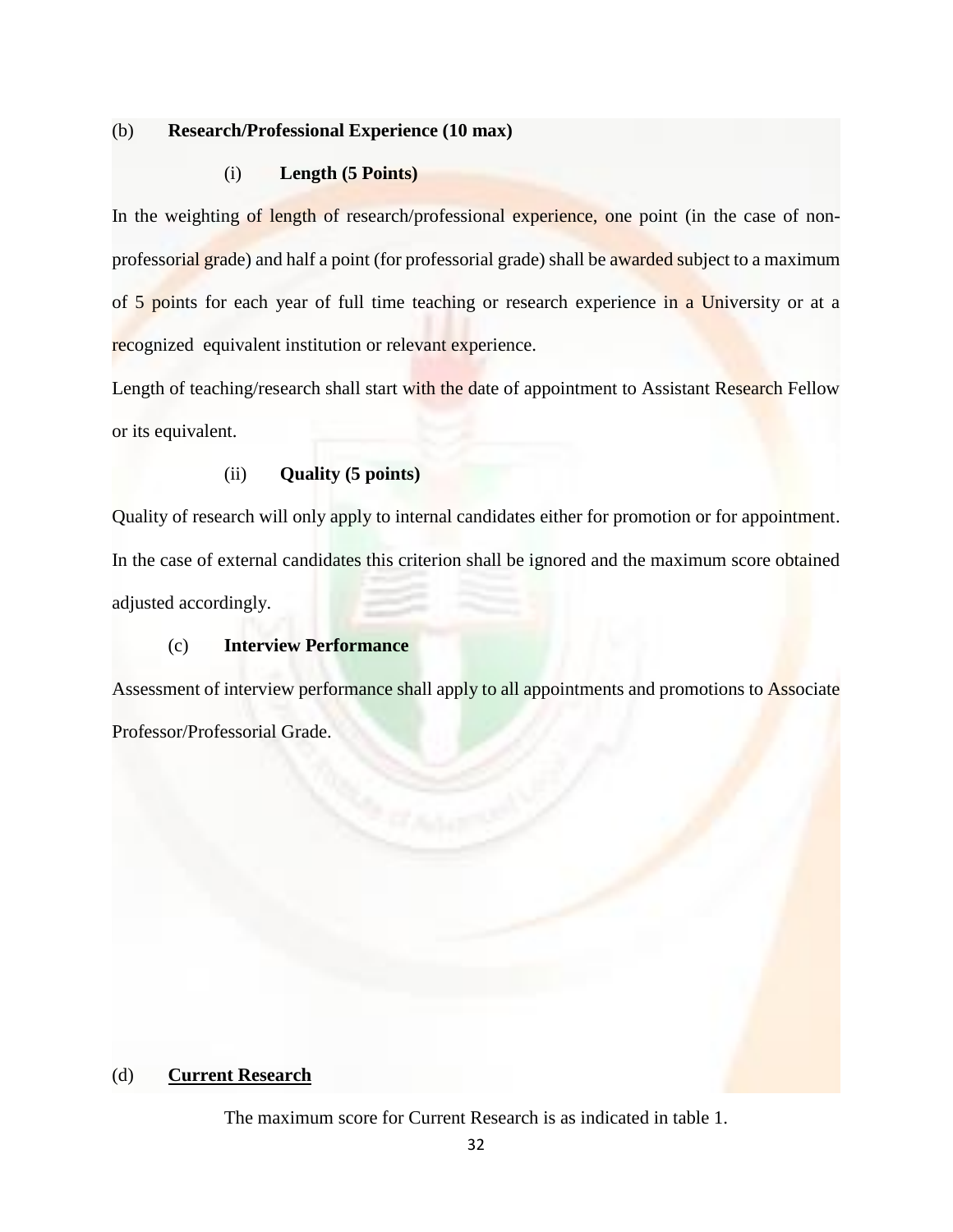(b) **Research/Professional Experience (10 max)**

(i) **Length (5 Points)**

In the weighting of length of research/professional experience, one point (in the case of non-professorial grade) and half a point (for professorial grade) shall be awarded subject to a maximum of 5 points for each year of full time teaching or research experience in a University or at a recognized equivalent institution or relevant experience.

Length of teaching/research shall start with the date of appointment to Assistant Research Fellow or its equivalent.

(ii) **Quality (5 points)**

Quality of research will only apply to internal candidates either for promotion or for appointment. In the case of external candidates this criterion shall be ignored and the maximum score obtained adjusted accordingly.

(c) **Interview Performance**

Assessment of interview performance shall apply to all appointments and promotions to Associate Professor/Professorial Grade.

(d) **Current Research**

The maximum score for Current Research is as indicated in table 1.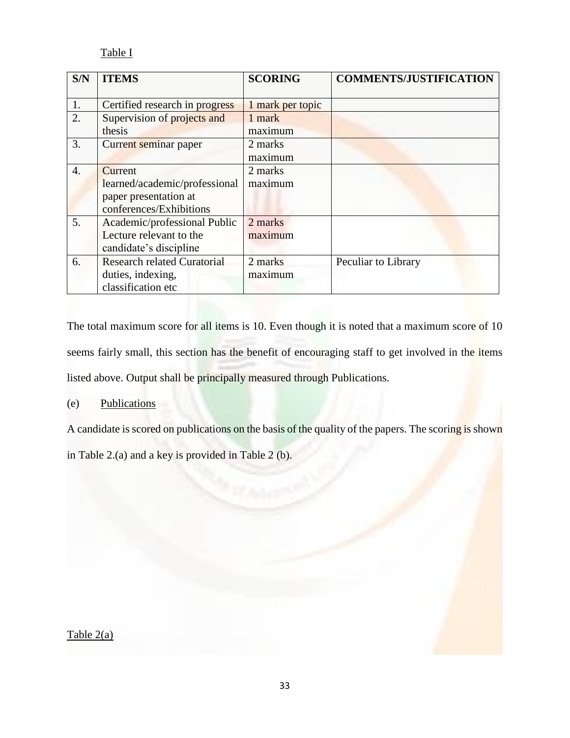Table I

| S/N | ITEMS | SCORING | COMMENTS/JUSTIFICATION |
|---|---|---|---|
| 1. | Certified research in progress | 1 mark per topic | |
| 2. | Supervision of projects and thesis | 1 mark maximum | |
| 3. | Current seminar paper | 2 marks maximum | |
| 4. | Current learned/academic/professional paper presentation at conferences/Exhibitions | 2 marks maximum | |
| 5. | Academic/professional Public Lecture relevant to the candidate's discipline | 2 marks maximum | |
| 6. | Research related Curatorial duties, indexing, classification etc | 2 marks maximum | Peculiar to Library |

The total maximum score for all items is 10. Even though it is noted that a maximum score of 10 seems fairly small, this section has the benefit of encouraging staff to get involved in the items listed above. Output shall be principally measured through Publications.

(e) Publications

A candidate is scored on publications on the basis of the quality of the papers. The scoring is shown in Table 2.(a) and a key is provided in Table 2 (b).

Table 2(a)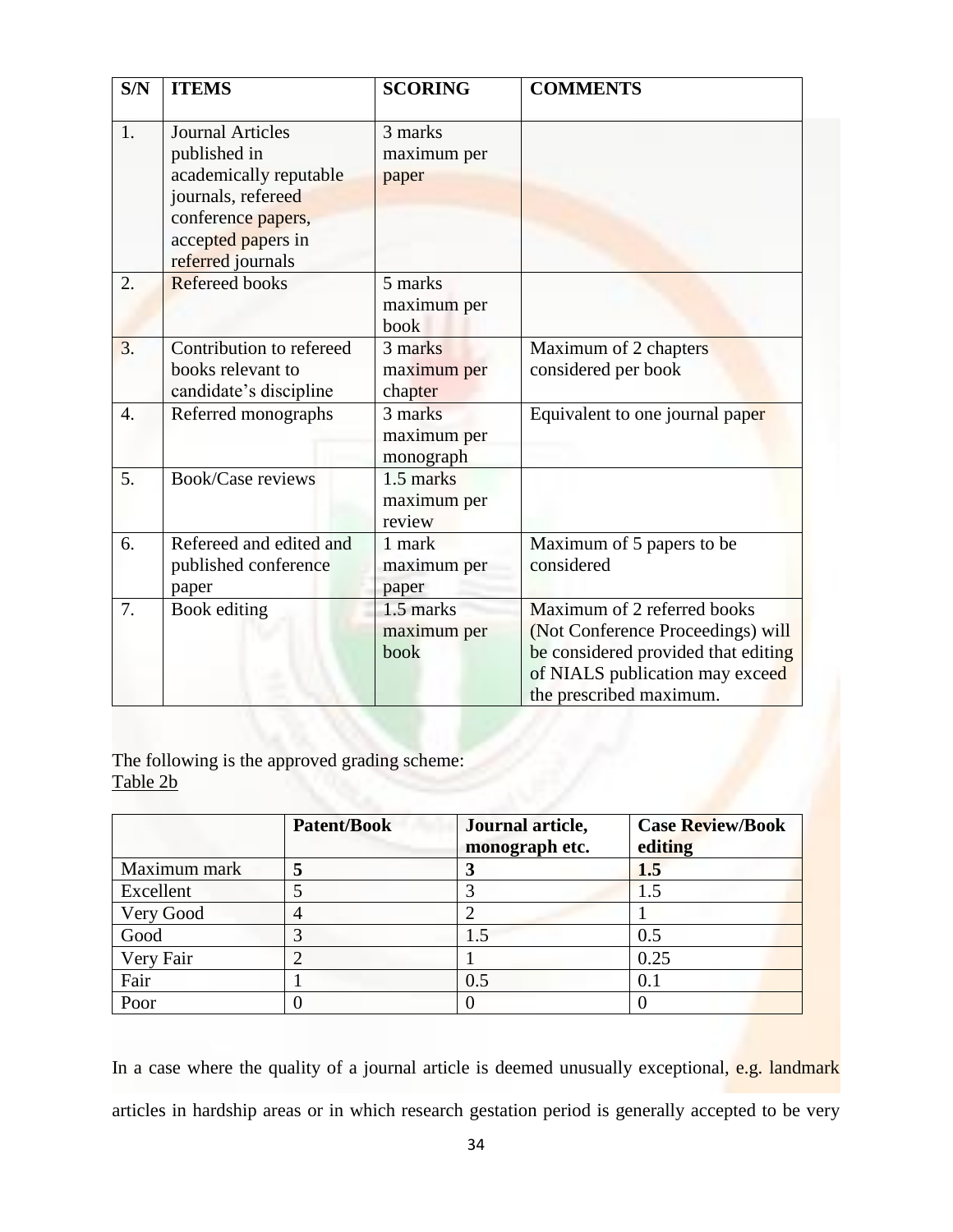| S/N | ITEMS | SCORING | COMMENTS |
|---|---|---|---|
| 1. | Journal Articles published in academically reputable journals, refereed conference papers, accepted papers in referred journals | 3 marks maximum per paper | |
| 2. | Refereed books | 5 marks maximum per book | |
| 3. | Contribution to refereed books relevant to candidate's discipline | 3 marks maximum per chapter | Maximum of 2 chapters considered per book |
| 4. | Referred monographs | 3 marks maximum per monograph | Equivalent to one journal paper |
| 5. | Book/Case reviews | 1.5 marks maximum per review | |
| 6. | Refereed and edited and published conference paper | 1 mark maximum per paper | Maximum of 5 papers to be considered |
| 7. | Book editing | 1.5 marks maximum per book | Maximum of 2 referred books (Not Conference Proceedings) will be considered provided that editing of NIALS publication may exceed the prescribed maximum. |

The following is the approved grading scheme:
Table 2b

| | **Patent/Book** | **Journal article, monograph etc.** | **Case Review/Book editing** |
|---|---|---|---|
| Maximum mark | **5** | **3** | **1.5** |
| Excellent | 5 | 3 | 1.5 |
| Very Good | 4 | 2 | 1 |
| Good | 3 | 1.5 | 0.5 |
| Very Fair | 2 | 1 | 0.25 |
| Fair | 1 | 0.5 | 0.1 |
| Poor | 0 | 0 | 0 |

In a case where the quality of a journal article is deemed unusually exceptional, e.g. landmark articles in hardship areas or in which research gestation period is generally accepted to be very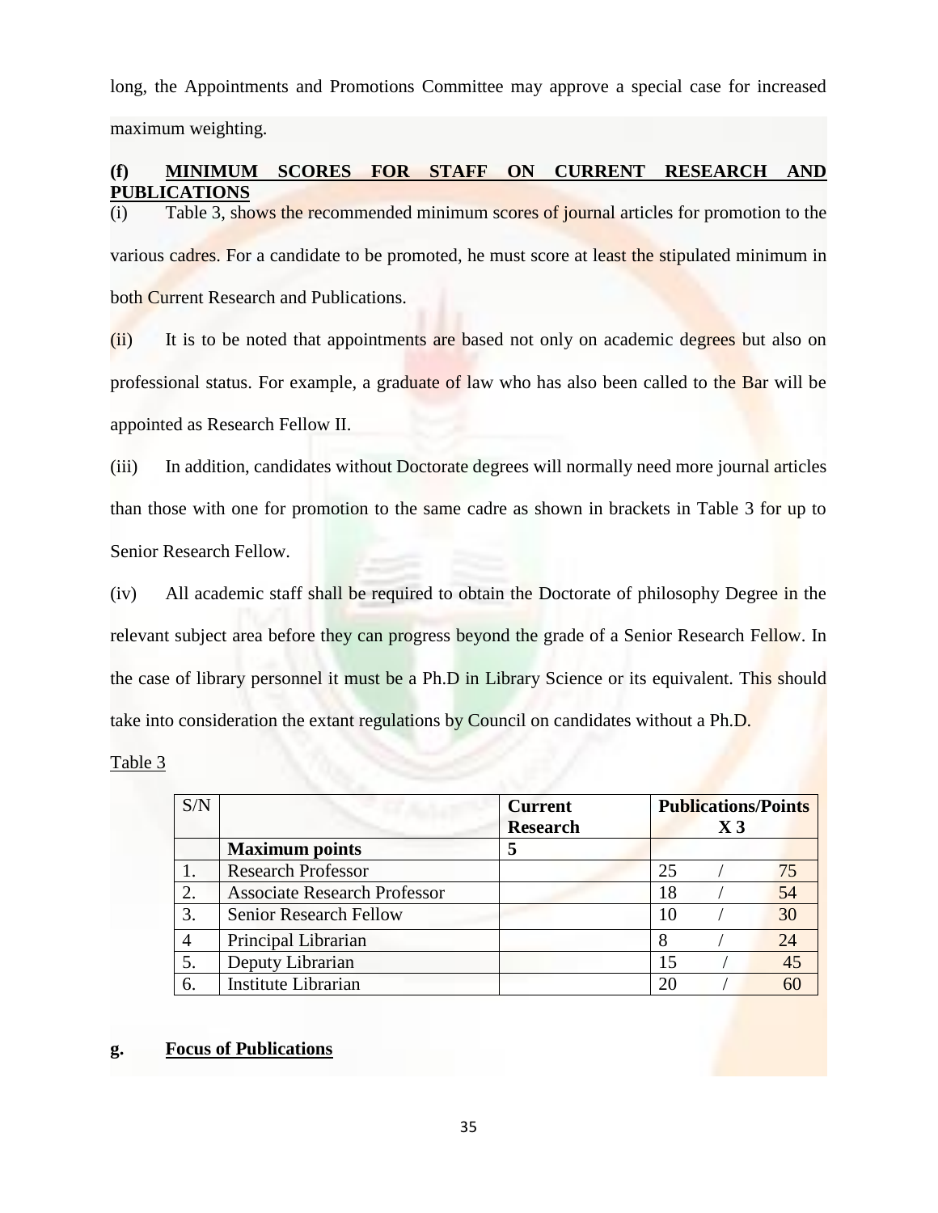long, the Appointments and Promotions Committee may approve a special case for increased maximum weighting.

**(f) <u>MINIMUM SCORES FOR STAFF ON CURRENT RESEARCH AND PUBLICATIONS</u>**

(i) Table 3, shows the recommended minimum scores of journal articles for promotion to the various cadres. For a candidate to be promoted, he must score at least the stipulated minimum in both Current Research and Publications.

(ii) It is to be noted that appointments are based not only on academic degrees but also on professional status. For example, a graduate of law who has also been called to the Bar will be appointed as Research Fellow II.

(iii) In addition, candidates without Doctorate degrees will normally need more journal articles than those with one for promotion to the same cadre as shown in brackets in Table 3 for up to Senior Research Fellow.

(iv) All academic staff shall be required to obtain the Doctorate of philosophy Degree in the relevant subject area before they can progress beyond the grade of a Senior Research Fellow. In the case of library personnel it must be a Ph.D in Library Science or its equivalent. This should take into consideration the extant regulations by Council on candidates without a Ph.D.

<u>Table 3</u>

| S/N | | **Current Research** | **Publications/Points X 3** |
|---|---|---|---|
| | **Maximum points** | **5** | |
| 1. | Research Professor | | 25 / 75 |
| 2. | Associate Research Professor | | 18 / 54 |
| 3. | Senior Research Fellow | | 10 / 30 |
| 4 | Principal Librarian | | 8 / 24 |
| 5. | Deputy Librarian | | 15 / 45 |
| 6. | Institute Librarian | | 20 / 60 |

**g. <u>Focus of Publications</u>**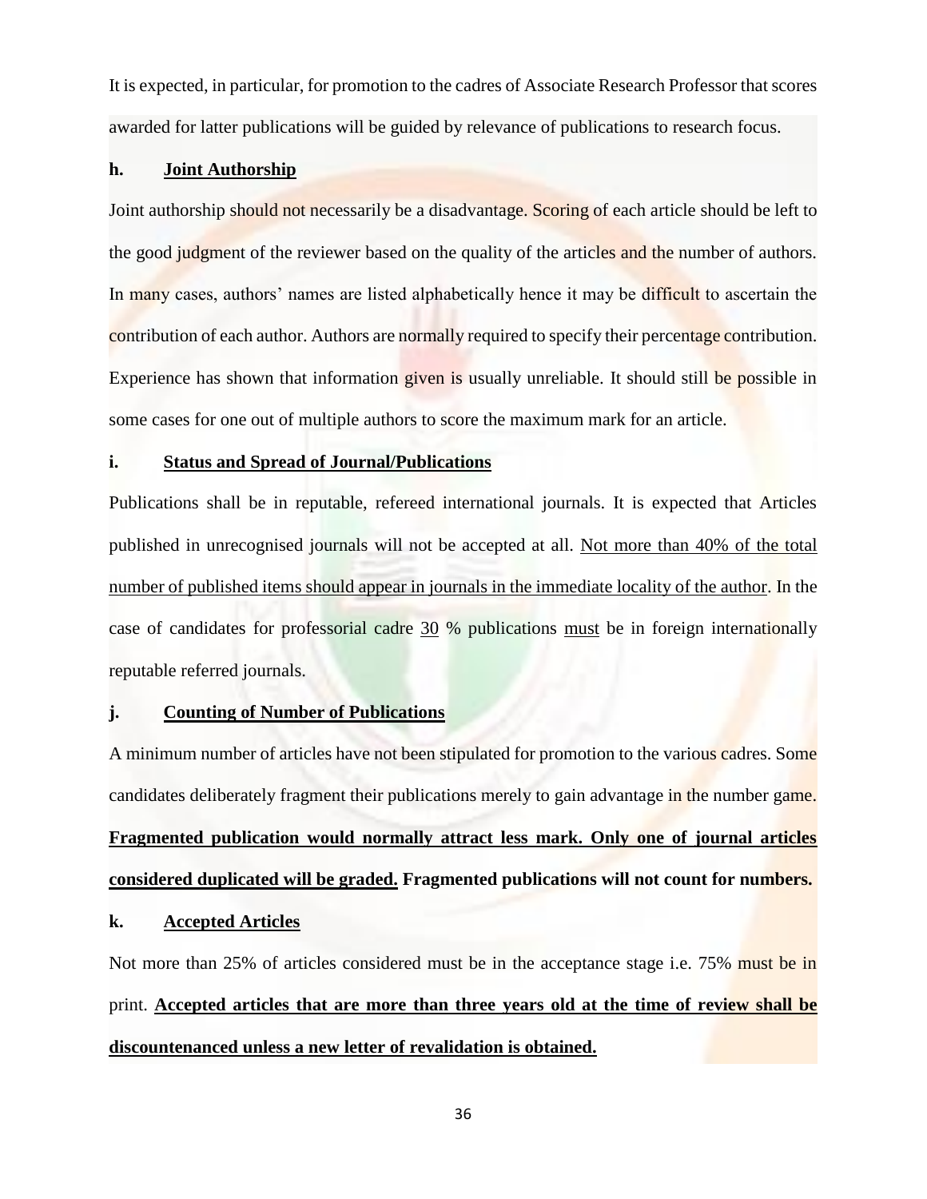It is expected, in particular, for promotion to the cadres of Associate Research Professor that scores awarded for latter publications will be guided by relevance of publications to research focus.

### h. Joint Authorship

Joint authorship should not necessarily be a disadvantage. Scoring of each article should be left to the good judgment of the reviewer based on the quality of the articles and the number of authors. In many cases, authors' names are listed alphabetically hence it may be difficult to ascertain the contribution of each author. Authors are normally required to specify their percentage contribution. Experience has shown that information given is usually unreliable. It should still be possible in some cases for one out of multiple authors to score the maximum mark for an article.

### i. Status and Spread of Journal/Publications

Publications shall be in reputable, refereed international journals. It is expected that Articles published in unrecognised journals will not be accepted at all. Not more than 40% of the total number of published items should appear in journals in the immediate locality of the author. In the case of candidates for professorial cadre 30 % publications must be in foreign internationally reputable referred journals.

### j. Counting of Number of Publications

A minimum number of articles have not been stipulated for promotion to the various cadres. Some candidates deliberately fragment their publications merely to gain advantage in the number game. **Fragmented publication would normally attract less mark. Only one of journal articles considered duplicated will be graded. Fragmented publications will not count for numbers.**

### k. Accepted Articles

Not more than 25% of articles considered must be in the acceptance stage i.e. 75% must be in print. **Accepted articles that are more than three years old at the time of review shall be discountenanced unless a new letter of revalidation is obtained.**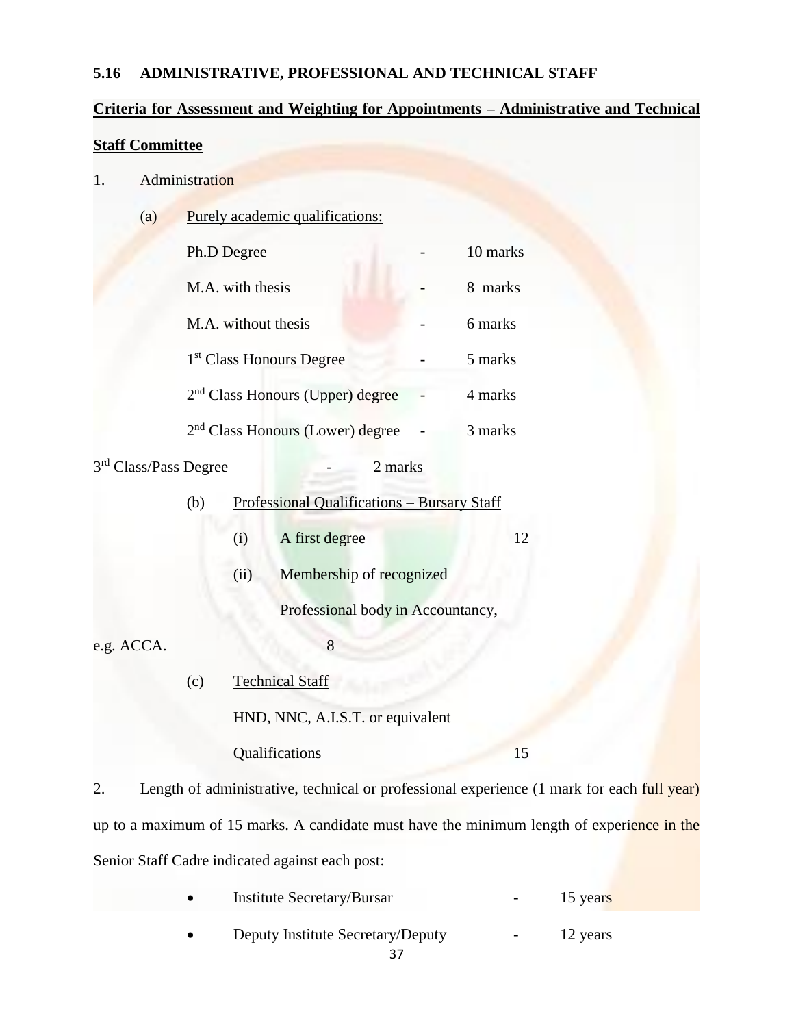**5.16 ADMINISTRATIVE, PROFESSIONAL AND TECHNICAL STAFF**

**Criteria for Assessment and Weighting for Appointments – Administrative and Technical Staff Committee**

1. Administration

   (a) Purely academic qualifications:

   | | | |
   |---|---|---|
   | Ph.D Degree | - | 10 marks |
   | M.A. with thesis | - | 8 marks |
   | M.A. without thesis | - | 6 marks |
   | 1st Class Honours Degree | - | 5 marks |
   | 2nd Class Honours (Upper) degree | - | 4 marks |
   | 2nd Class Honours (Lower) degree | - | 3 marks |
   | 3rd Class/Pass Degree | - | 2 marks |

   (b) Professional Qualifications – Bursary Staff

   (i) A first degree 12

   (ii) Membership of recognized Professional body in Accountancy, e.g. ACCA. 8

   (c) Technical Staff

   HND, NNC, A.I.S.T. or equivalent Qualifications 15

2. Length of administrative, technical or professional experience (1 mark for each full year) up to a maximum of 15 marks. A candidate must have the minimum length of experience in the Senior Staff Cadre indicated against each post:

   - Institute Secretary/Bursar - 15 years
   - Deputy Institute Secretary/Deputy - 12 years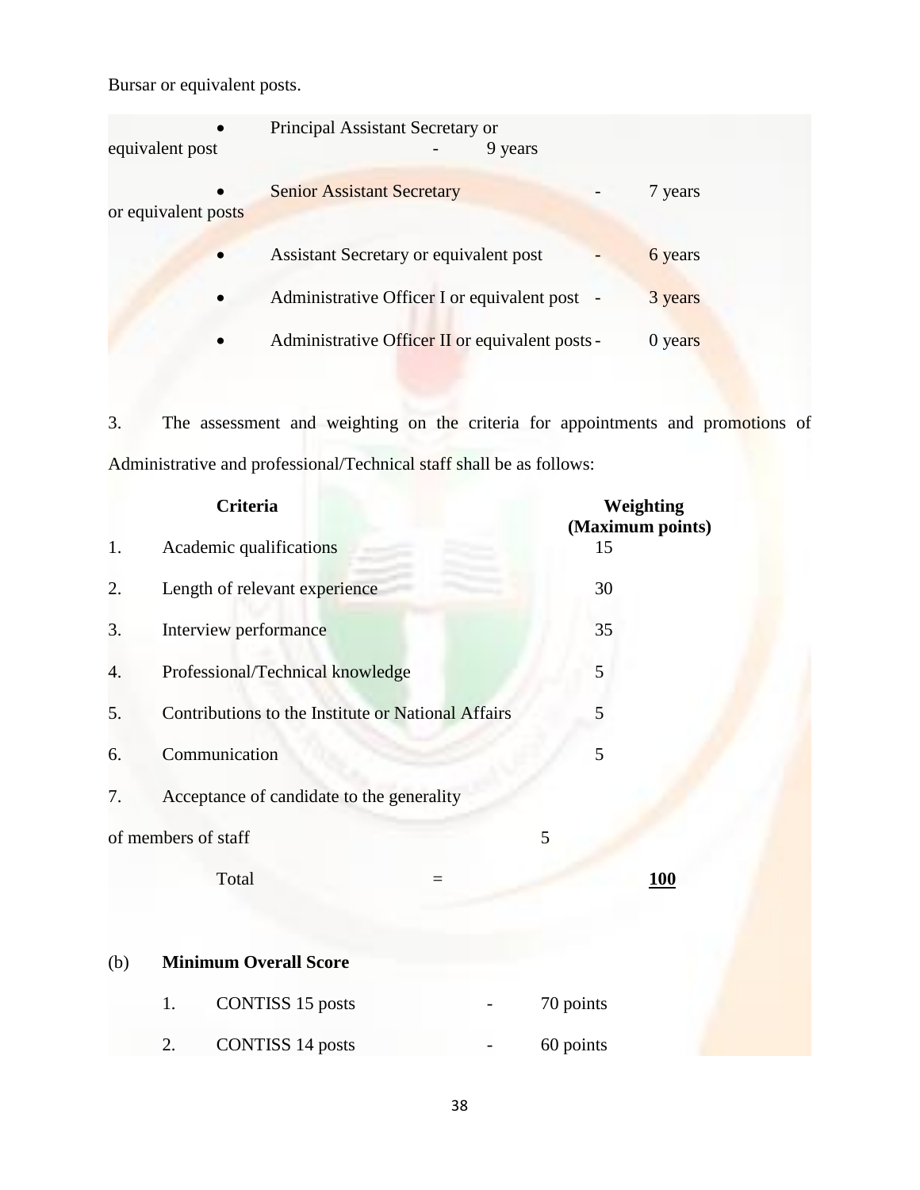Bursar or equivalent posts.

- Principal Assistant Secretary or equivalent post - 9 years
- Senior Assistant Secretary or equivalent posts - 7 years
- Assistant Secretary or equivalent post - 6 years
- Administrative Officer I or equivalent post - 3 years
- Administrative Officer II or equivalent posts - 0 years

3. The assessment and weighting on the criteria for appointments and promotions of Administrative and professional/Technical staff shall be as follows:

| | **Criteria** | **Weighting (Maximum points)** |
|---|---|---|
| 1. | Academic qualifications | 15 |
| 2. | Length of relevant experience | 30 |
| 3. | Interview performance | 35 |
| 4. | Professional/Technical knowledge | 5 |
| 5. | Contributions to the Institute or National Affairs | 5 |
| 6. | Communication | 5 |
| 7. | Acceptance of candidate to the generality of members of staff | 5 |
| | Total = | **100** |

(b) **Minimum Overall Score**

1. CONTISS 15 posts - 70 points
2. CONTISS 14 posts - 60 points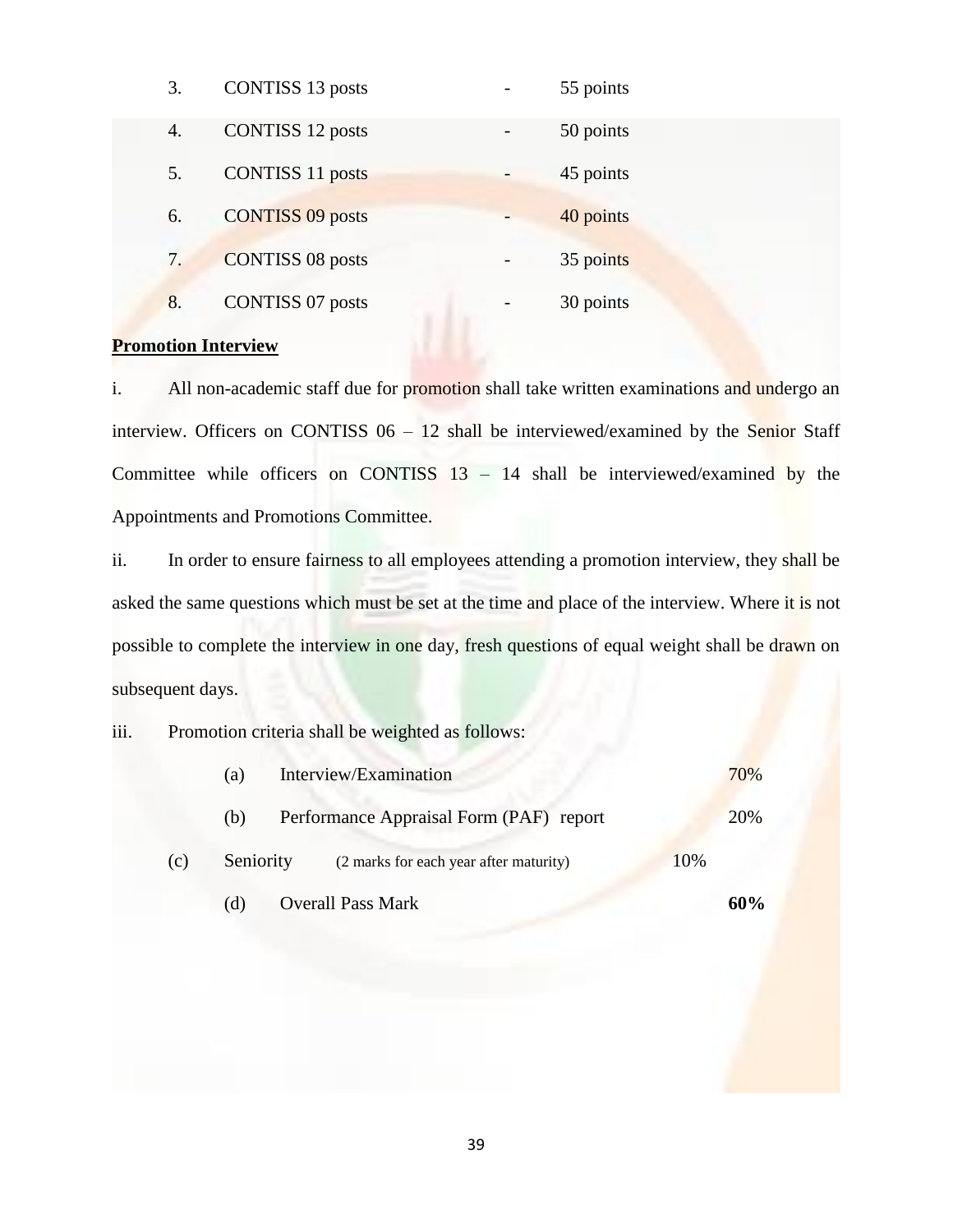3. CONTISS 13 posts - 55 points
4. CONTISS 12 posts - 50 points
5. CONTISS 11 posts - 45 points
6. CONTISS 09 posts - 40 points
7. CONTISS 08 posts - 35 points
8. CONTISS 07 posts - 30 points

**Promotion Interview**

i. All non-academic staff due for promotion shall take written examinations and undergo an interview. Officers on CONTISS 06 – 12 shall be interviewed/examined by the Senior Staff Committee while officers on CONTISS 13 – 14 shall be interviewed/examined by the Appointments and Promotions Committee.

ii. In order to ensure fairness to all employees attending a promotion interview, they shall be asked the same questions which must be set at the time and place of the interview. Where it is not possible to complete the interview in one day, fresh questions of equal weight shall be drawn on subsequent days.

iii. Promotion criteria shall be weighted as follows:

(a) Interview/Examination 70%

(b) Performance Appraisal Form (PAF) report 20%

(c) Seniority (2 marks for each year after maturity) 10%

(d) Overall Pass Mark **60%**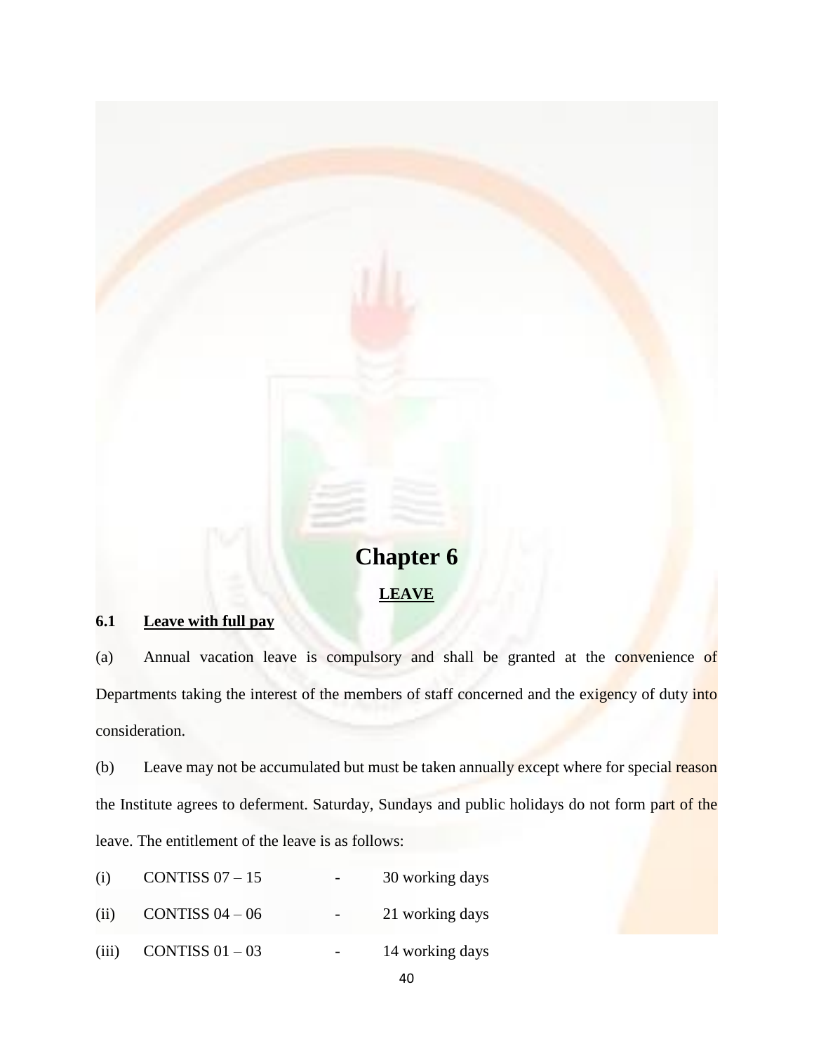# Chapter 6

## LEAVE

### 6.1 Leave with full pay

(a) Annual vacation leave is compulsory and shall be granted at the convenience of Departments taking the interest of the members of staff concerned and the exigency of duty into consideration.

(b) Leave may not be accumulated but must be taken annually except where for special reason the Institute agrees to deferment. Saturday, Sundays and public holidays do not form part of the leave. The entitlement of the leave is as follows:

(i) CONTISS 07 – 15 - 30 working days

(ii) CONTISS 04 – 06 - 21 working days

(iii) CONTISS 01 – 03 - 14 working days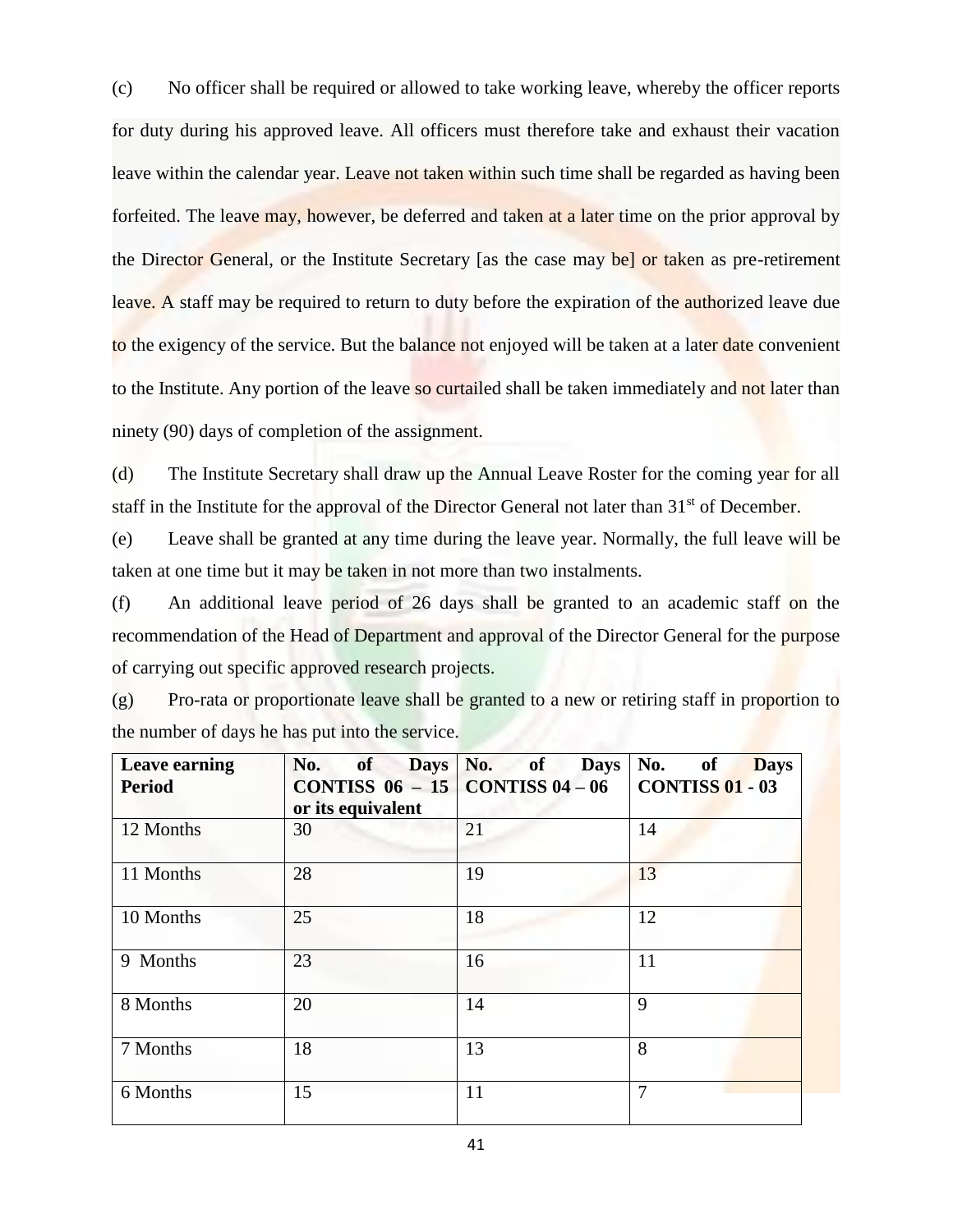(c) No officer shall be required or allowed to take working leave, whereby the officer reports for duty during his approved leave. All officers must therefore take and exhaust their vacation leave within the calendar year. Leave not taken within such time shall be regarded as having been forfeited. The leave may, however, be deferred and taken at a later time on the prior approval by the Director General, or the Institute Secretary [as the case may be] or taken as pre-retirement leave. A staff may be required to return to duty before the expiration of the authorized leave due to the exigency of the service. But the balance not enjoyed will be taken at a later date convenient to the Institute. Any portion of the leave so curtailed shall be taken immediately and not later than ninety (90) days of completion of the assignment.

(d) The Institute Secretary shall draw up the Annual Leave Roster for the coming year for all staff in the Institute for the approval of the Director General not later than 31st of December.

(e) Leave shall be granted at any time during the leave year. Normally, the full leave will be taken at one time but it may be taken in not more than two instalments.

(f) An additional leave period of 26 days shall be granted to an academic staff on the recommendation of the Head of Department and approval of the Director General for the purpose of carrying out specific approved research projects.

(g) Pro-rata or proportionate leave shall be granted to a new or retiring staff in proportion to the number of days he has put into the service.

| Leave earning Period | No. of Days CONTISS 06 – 15 or its equivalent | No. of Days CONTISS 04 – 06 | No. of Days CONTISS 01 - 03 |
|---|---|---|---|
| 12 Months | 30 | 21 | 14 |
| 11 Months | 28 | 19 | 13 |
| 10 Months | 25 | 18 | 12 |
| 9 Months | 23 | 16 | 11 |
| 8 Months | 20 | 14 | 9 |
| 7 Months | 18 | 13 | 8 |
| 6 Months | 15 | 11 | 7 |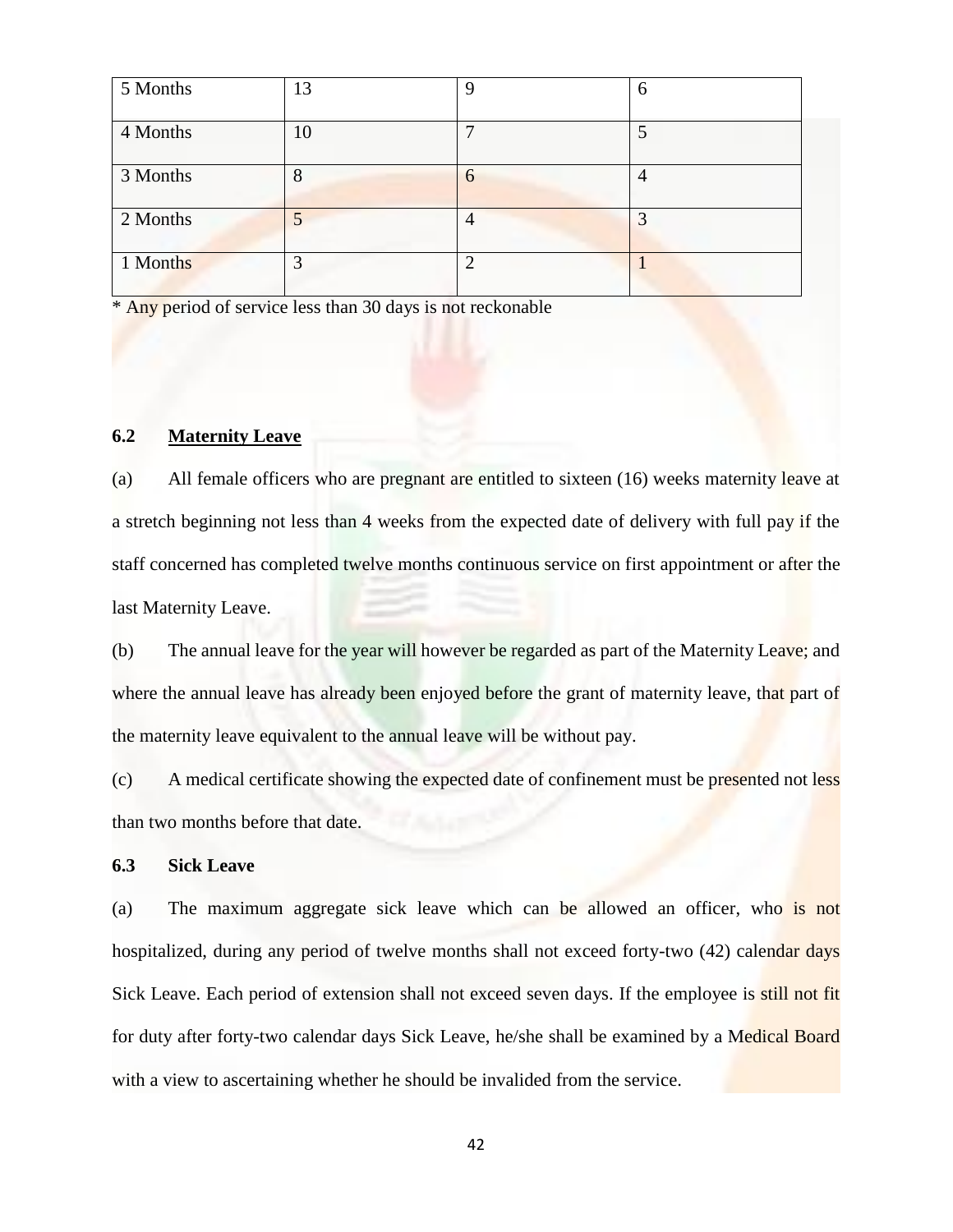| 5 Months | 13 | 9 | 6 |
| --- | --- | --- | --- |
| 4 Months | 10 | 7 | 5 |
| 3 Months | 8 | 6 | 4 |
| 2 Months | 5 | 4 | 3 |
| 1 Months | 3 | 2 | 1 |

* Any period of service less than 30 days is not reckonable

### 6.2 <u>Maternity Leave</u>

(a) All female officers who are pregnant are entitled to sixteen (16) weeks maternity leave at a stretch beginning not less than 4 weeks from the expected date of delivery with full pay if the staff concerned has completed twelve months continuous service on first appointment or after the last Maternity Leave.

(b) The annual leave for the year will however be regarded as part of the Maternity Leave; and where the annual leave has already been enjoyed before the grant of maternity leave, that part of the maternity leave equivalent to the annual leave will be without pay.

(c) A medical certificate showing the expected date of confinement must be presented not less than two months before that date.

### 6.3 Sick Leave

(a) The maximum aggregate sick leave which can be allowed an officer, who is not hospitalized, during any period of twelve months shall not exceed forty-two (42) calendar days Sick Leave. Each period of extension shall not exceed seven days. If the employee is still not fit for duty after forty-two calendar days Sick Leave, he/she shall be examined by a Medical Board with a view to ascertaining whether he should be invalided from the service.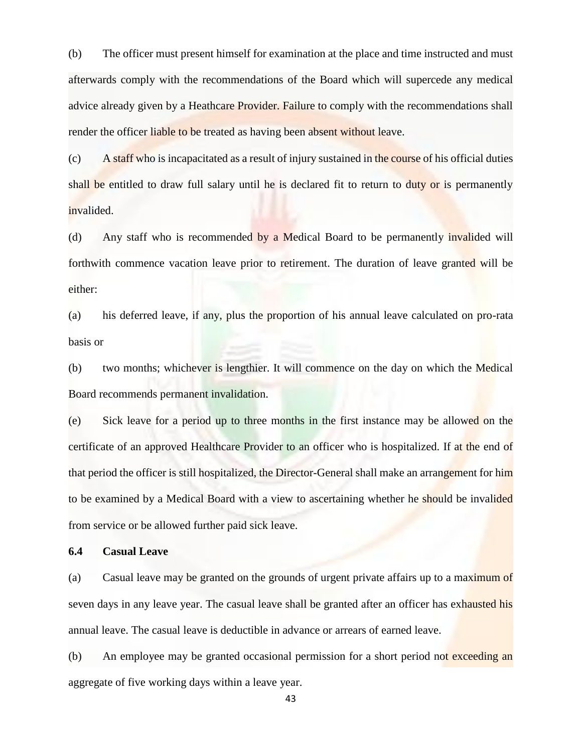(b) The officer must present himself for examination at the place and time instructed and must afterwards comply with the recommendations of the Board which will supercede any medical advice already given by a Heathcare Provider. Failure to comply with the recommendations shall render the officer liable to be treated as having been absent without leave.

(c) A staff who is incapacitated as a result of injury sustained in the course of his official duties shall be entitled to draw full salary until he is declared fit to return to duty or is permanently invalided.

(d) Any staff who is recommended by a Medical Board to be permanently invalided will forthwith commence vacation leave prior to retirement. The duration of leave granted will be either:

(a) his deferred leave, if any, plus the proportion of his annual leave calculated on pro-rata basis or

(b) two months; whichever is lengthier. It will commence on the day on which the Medical Board recommends permanent invalidation.

(e) Sick leave for a period up to three months in the first instance may be allowed on the certificate of an approved Healthcare Provider to an officer who is hospitalized. If at the end of that period the officer is still hospitalized, the Director-General shall make an arrangement for him to be examined by a Medical Board with a view to ascertaining whether he should be invalided from service or be allowed further paid sick leave.

### 6.4 Casual Leave

(a) Casual leave may be granted on the grounds of urgent private affairs up to a maximum of seven days in any leave year. The casual leave shall be granted after an officer has exhausted his annual leave. The casual leave is deductible in advance or arrears of earned leave.

(b) An employee may be granted occasional permission for a short period not exceeding an aggregate of five working days within a leave year.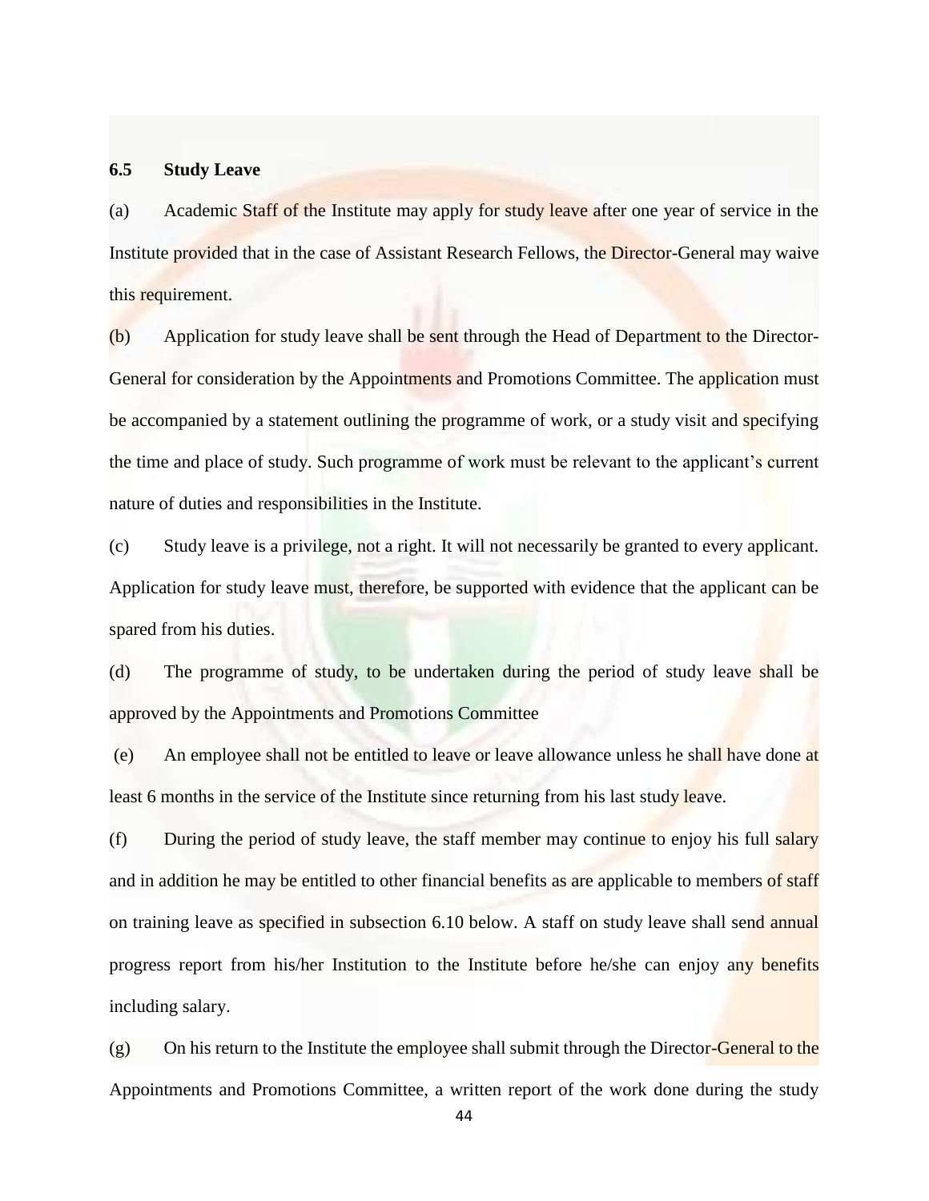### 6.5 Study Leave

(a) Academic Staff of the Institute may apply for study leave after one year of service in the Institute provided that in the case of Assistant Research Fellows, the Director-General may waive this requirement.

(b) Application for study leave shall be sent through the Head of Department to the Director-General for consideration by the Appointments and Promotions Committee. The application must be accompanied by a statement outlining the programme of work, or a study visit and specifying the time and place of study. Such programme of work must be relevant to the applicant's current nature of duties and responsibilities in the Institute.

(c) Study leave is a privilege, not a right. It will not necessarily be granted to every applicant. Application for study leave must, therefore, be supported with evidence that the applicant can be spared from his duties.

(d) The programme of study, to be undertaken during the period of study leave shall be approved by the Appointments and Promotions Committee

(e) An employee shall not be entitled to leave or leave allowance unless he shall have done at least 6 months in the service of the Institute since returning from his last study leave.

(f) During the period of study leave, the staff member may continue to enjoy his full salary and in addition he may be entitled to other financial benefits as are applicable to members of staff on training leave as specified in subsection 6.10 below. A staff on study leave shall send annual progress report from his/her Institution to the Institute before he/she can enjoy any benefits including salary.

(g) On his return to the Institute the employee shall submit through the Director-General to the Appointments and Promotions Committee, a written report of the work done during the study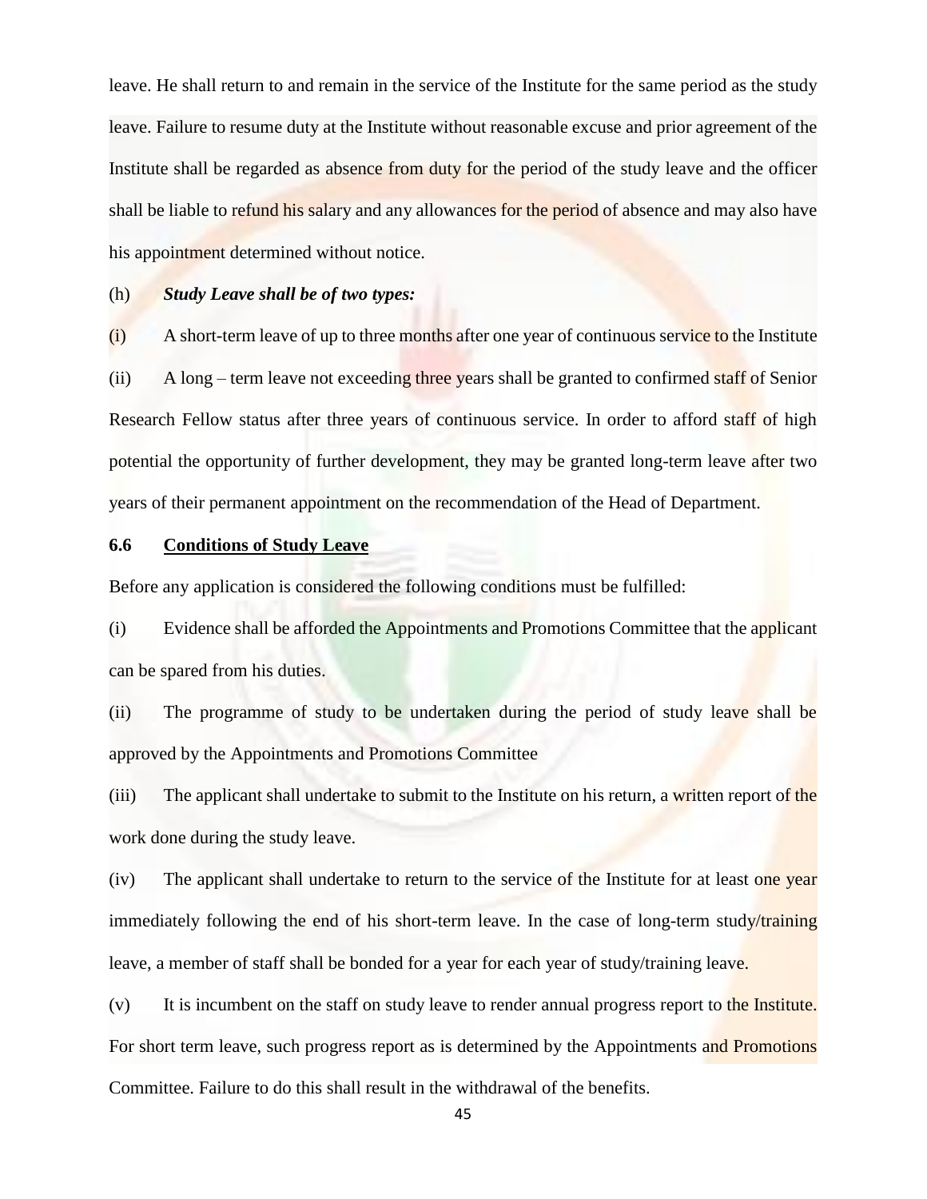leave. He shall return to and remain in the service of the Institute for the same period as the study leave. Failure to resume duty at the Institute without reasonable excuse and prior agreement of the Institute shall be regarded as absence from duty for the period of the study leave and the officer shall be liable to refund his salary and any allowances for the period of absence and may also have his appointment determined without notice.

(h) ***Study Leave shall be of two types:***

(i) A short-term leave of up to three months after one year of continuous service to the Institute

(ii) A long – term leave not exceeding three years shall be granted to confirmed staff of Senior Research Fellow status after three years of continuous service. In order to afford staff of high potential the opportunity of further development, they may be granted long-term leave after two years of their permanent appointment on the recommendation of the Head of Department.

**6.6 <u>Conditions of Study Leave</u>**

Before any application is considered the following conditions must be fulfilled:

(i) Evidence shall be afforded the Appointments and Promotions Committee that the applicant can be spared from his duties.

(ii) The programme of study to be undertaken during the period of study leave shall be approved by the Appointments and Promotions Committee

(iii) The applicant shall undertake to submit to the Institute on his return, a written report of the work done during the study leave.

(iv) The applicant shall undertake to return to the service of the Institute for at least one year immediately following the end of his short-term leave. In the case of long-term study/training leave, a member of staff shall be bonded for a year for each year of study/training leave.

(v) It is incumbent on the staff on study leave to render annual progress report to the Institute. For short term leave, such progress report as is determined by the Appointments and Promotions Committee. Failure to do this shall result in the withdrawal of the benefits.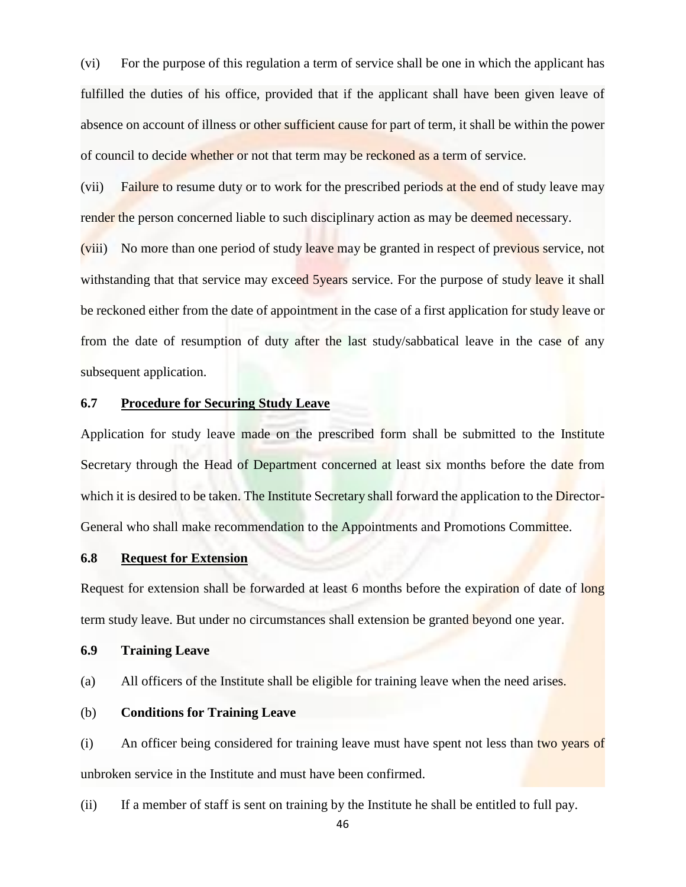(vi) For the purpose of this regulation a term of service shall be one in which the applicant has fulfilled the duties of his office, provided that if the applicant shall have been given leave of absence on account of illness or other sufficient cause for part of term, it shall be within the power of council to decide whether or not that term may be reckoned as a term of service.

(vii) Failure to resume duty or to work for the prescribed periods at the end of study leave may render the person concerned liable to such disciplinary action as may be deemed necessary.

(viii) No more than one period of study leave may be granted in respect of previous service, not withstanding that that service may exceed 5years service. For the purpose of study leave it shall be reckoned either from the date of appointment in the case of a first application for study leave or from the date of resumption of duty after the last study/sabbatical leave in the case of any subsequent application.

**6.7 <u>Procedure for Securing Study Leave</u>**

Application for study leave made on the prescribed form shall be submitted to the Institute Secretary through the Head of Department concerned at least six months before the date from which it is desired to be taken. The Institute Secretary shall forward the application to the Director-General who shall make recommendation to the Appointments and Promotions Committee.

**6.8 <u>Request for Extension</u>**

Request for extension shall be forwarded at least 6 months before the expiration of date of long term study leave. But under no circumstances shall extension be granted beyond one year.

**6.9 Training Leave**

(a) All officers of the Institute shall be eligible for training leave when the need arises.

(b) **Conditions for Training Leave**

(i) An officer being considered for training leave must have spent not less than two years of unbroken service in the Institute and must have been confirmed.

(ii) If a member of staff is sent on training by the Institute he shall be entitled to full pay.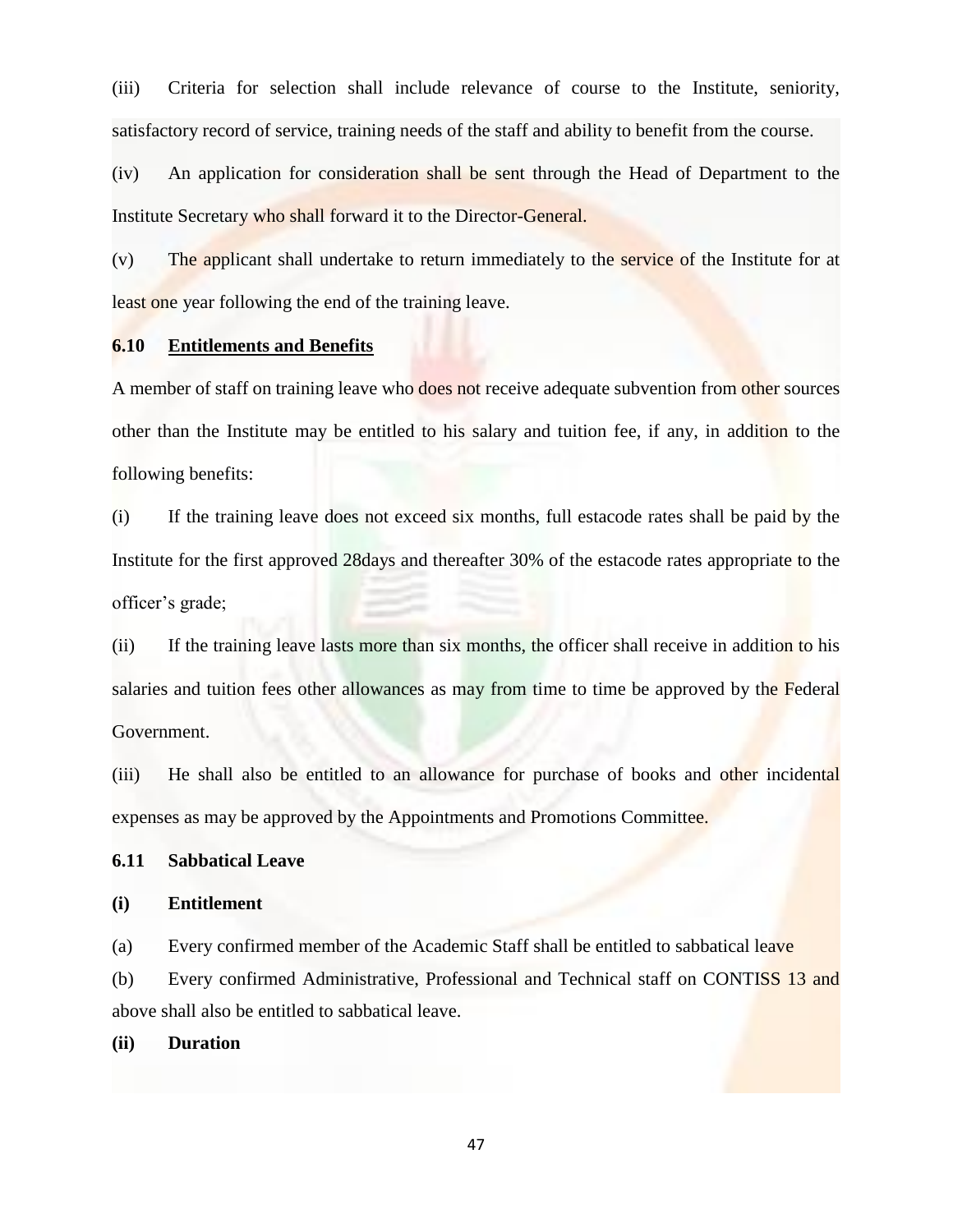(iii) Criteria for selection shall include relevance of course to the Institute, seniority, satisfactory record of service, training needs of the staff and ability to benefit from the course.

(iv) An application for consideration shall be sent through the Head of Department to the Institute Secretary who shall forward it to the Director-General.

(v) The applicant shall undertake to return immediately to the service of the Institute for at least one year following the end of the training leave.

**6.10 <u>Entitlements and Benefits</u>**

A member of staff on training leave who does not receive adequate subvention from other sources other than the Institute may be entitled to his salary and tuition fee, if any, in addition to the following benefits:

(i) If the training leave does not exceed six months, full estacode rates shall be paid by the Institute for the first approved 28days and thereafter 30% of the estacode rates appropriate to the officer's grade;

(ii) If the training leave lasts more than six months, the officer shall receive in addition to his salaries and tuition fees other allowances as may from time to time be approved by the Federal Government.

(iii) He shall also be entitled to an allowance for purchase of books and other incidental expenses as may be approved by the Appointments and Promotions Committee.

**6.11 Sabbatical Leave**

**(i) Entitlement**

(a) Every confirmed member of the Academic Staff shall be entitled to sabbatical leave

(b) Every confirmed Administrative, Professional and Technical staff on CONTISS 13 and above shall also be entitled to sabbatical leave.

**(ii) Duration**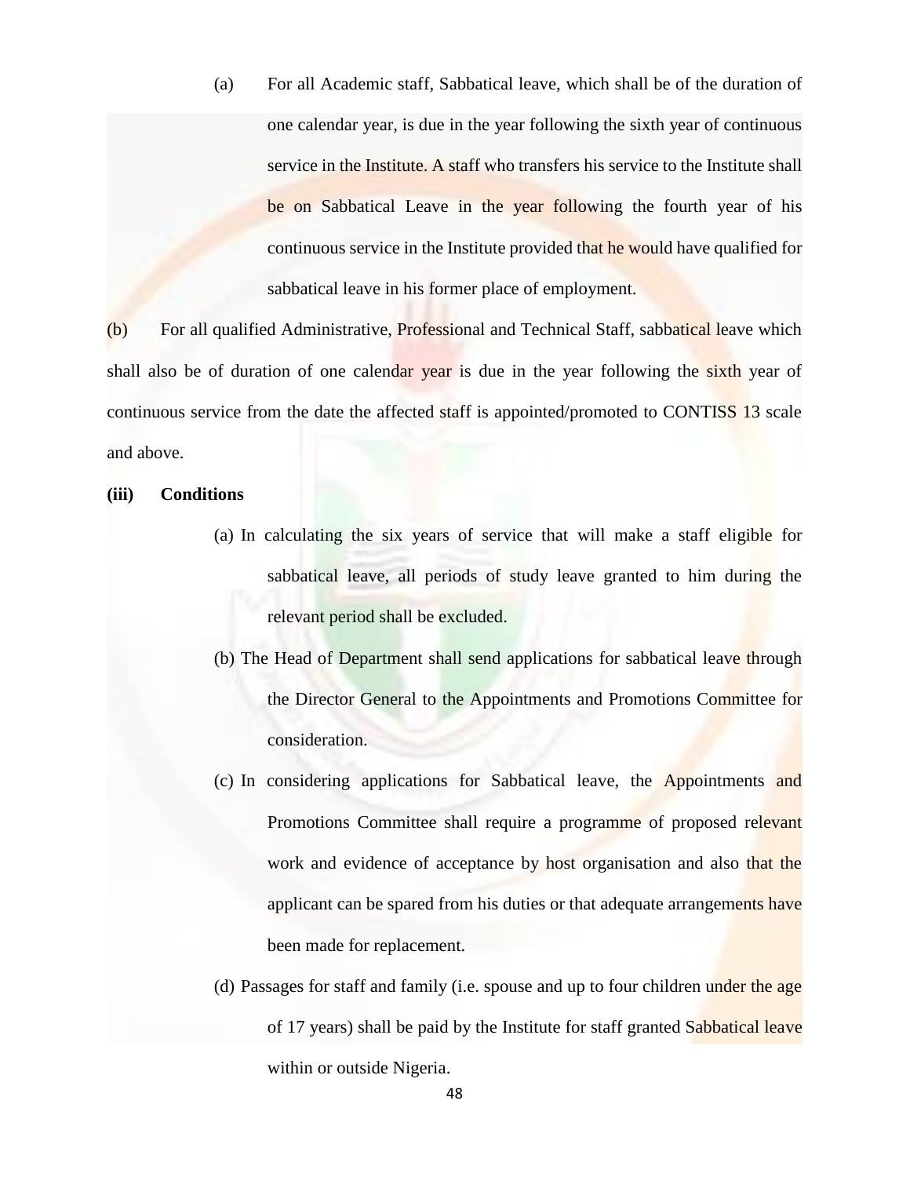(a) For all Academic staff, Sabbatical leave, which shall be of the duration of one calendar year, is due in the year following the sixth year of continuous service in the Institute. A staff who transfers his service to the Institute shall be on Sabbatical Leave in the year following the fourth year of his continuous service in the Institute provided that he would have qualified for sabbatical leave in his former place of employment.

(b) For all qualified Administrative, Professional and Technical Staff, sabbatical leave which shall also be of duration of one calendar year is due in the year following the sixth year of continuous service from the date the affected staff is appointed/promoted to CONTISS 13 scale and above.

**(iii) Conditions**

(a) In calculating the six years of service that will make a staff eligible for sabbatical leave, all periods of study leave granted to him during the relevant period shall be excluded.

(b) The Head of Department shall send applications for sabbatical leave through the Director General to the Appointments and Promotions Committee for consideration.

(c) In considering applications for Sabbatical leave, the Appointments and Promotions Committee shall require a programme of proposed relevant work and evidence of acceptance by host organisation and also that the applicant can be spared from his duties or that adequate arrangements have been made for replacement.

(d) Passages for staff and family (i.e. spouse and up to four children under the age of 17 years) shall be paid by the Institute for staff granted Sabbatical leave within or outside Nigeria.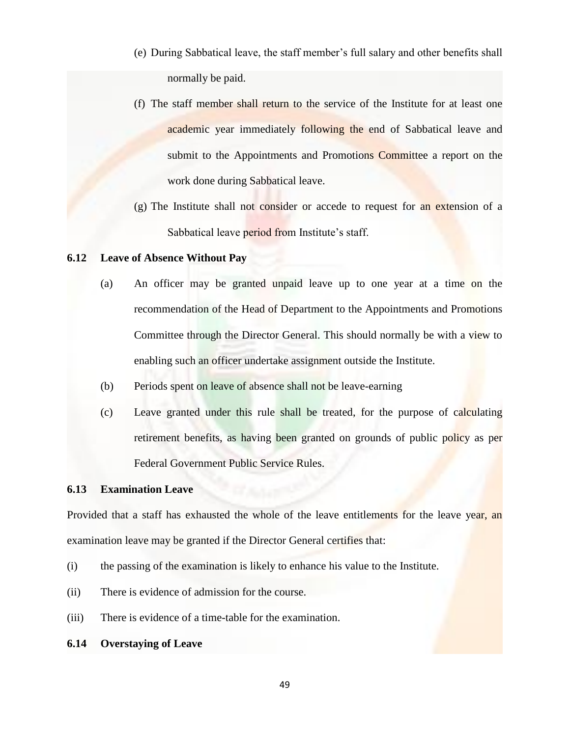(e) During Sabbatical leave, the staff member's full salary and other benefits shall normally be paid.

(f) The staff member shall return to the service of the Institute for at least one academic year immediately following the end of Sabbatical leave and submit to the Appointments and Promotions Committee a report on the work done during Sabbatical leave.

(g) The Institute shall not consider or accede to request for an extension of a Sabbatical leave period from Institute's staff.

### 6.12 Leave of Absence Without Pay

(a) An officer may be granted unpaid leave up to one year at a time on the recommendation of the Head of Department to the Appointments and Promotions Committee through the Director General. This should normally be with a view to enabling such an officer undertake assignment outside the Institute.

(b) Periods spent on leave of absence shall not be leave-earning

(c) Leave granted under this rule shall be treated, for the purpose of calculating retirement benefits, as having been granted on grounds of public policy as per Federal Government Public Service Rules.

### 6.13 Examination Leave

Provided that a staff has exhausted the whole of the leave entitlements for the leave year, an examination leave may be granted if the Director General certifies that:

(i) the passing of the examination is likely to enhance his value to the Institute.

(ii) There is evidence of admission for the course.

(iii) There is evidence of a time-table for the examination.

### 6.14 Overstaying of Leave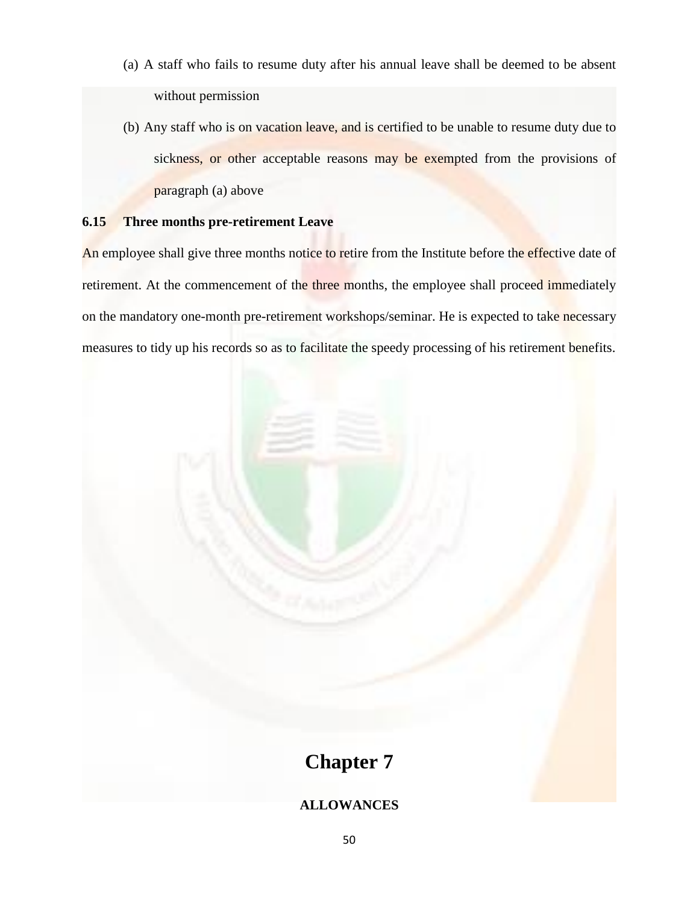(a) A staff who fails to resume duty after his annual leave shall be deemed to be absent without permission

(b) Any staff who is on vacation leave, and is certified to be unable to resume duty due to sickness, or other acceptable reasons may be exempted from the provisions of paragraph (a) above

**6.15 Three months pre-retirement Leave**

An employee shall give three months notice to retire from the Institute before the effective date of retirement. At the commencement of the three months, the employee shall proceed immediately on the mandatory one-month pre-retirement workshops/seminar. He is expected to take necessary measures to tidy up his records so as to facilitate the speedy processing of his retirement benefits.

# Chapter 7

**ALLOWANCES**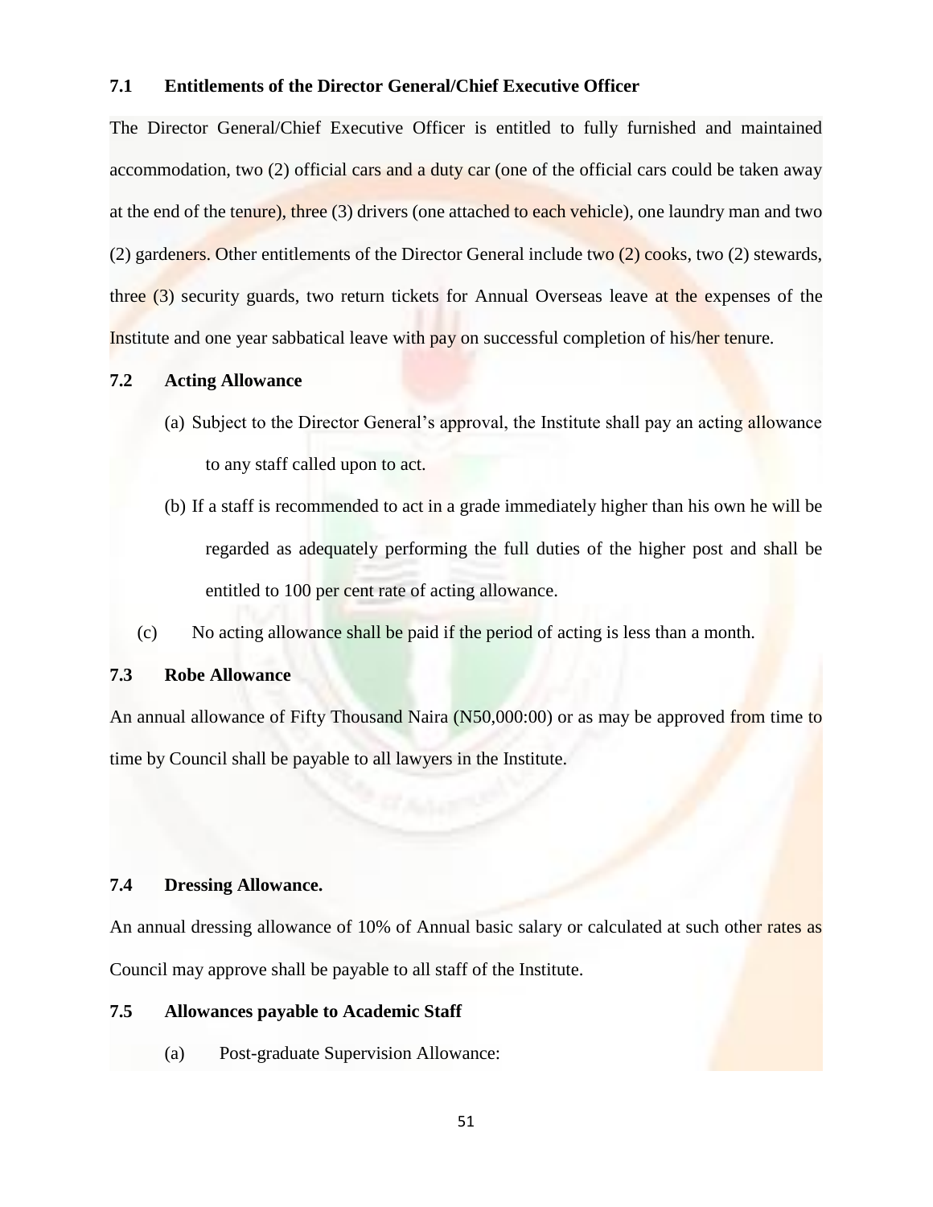### 7.1 Entitlements of the Director General/Chief Executive Officer

The Director General/Chief Executive Officer is entitled to fully furnished and maintained accommodation, two (2) official cars and a duty car (one of the official cars could be taken away at the end of the tenure), three (3) drivers (one attached to each vehicle), one laundry man and two (2) gardeners. Other entitlements of the Director General include two (2) cooks, two (2) stewards, three (3) security guards, two return tickets for Annual Overseas leave at the expenses of the Institute and one year sabbatical leave with pay on successful completion of his/her tenure.

### 7.2 Acting Allowance

(a) Subject to the Director General's approval, the Institute shall pay an acting allowance to any staff called upon to act.

(b) If a staff is recommended to act in a grade immediately higher than his own he will be regarded as adequately performing the full duties of the higher post and shall be entitled to 100 per cent rate of acting allowance.

(c) No acting allowance shall be paid if the period of acting is less than a month.

### 7.3 Robe Allowance

An annual allowance of Fifty Thousand Naira (N50,000:00) or as may be approved from time to time by Council shall be payable to all lawyers in the Institute.

### 7.4 Dressing Allowance.

An annual dressing allowance of 10% of Annual basic salary or calculated at such other rates as Council may approve shall be payable to all staff of the Institute.

### 7.5 Allowances payable to Academic Staff

(a) Post-graduate Supervision Allowance: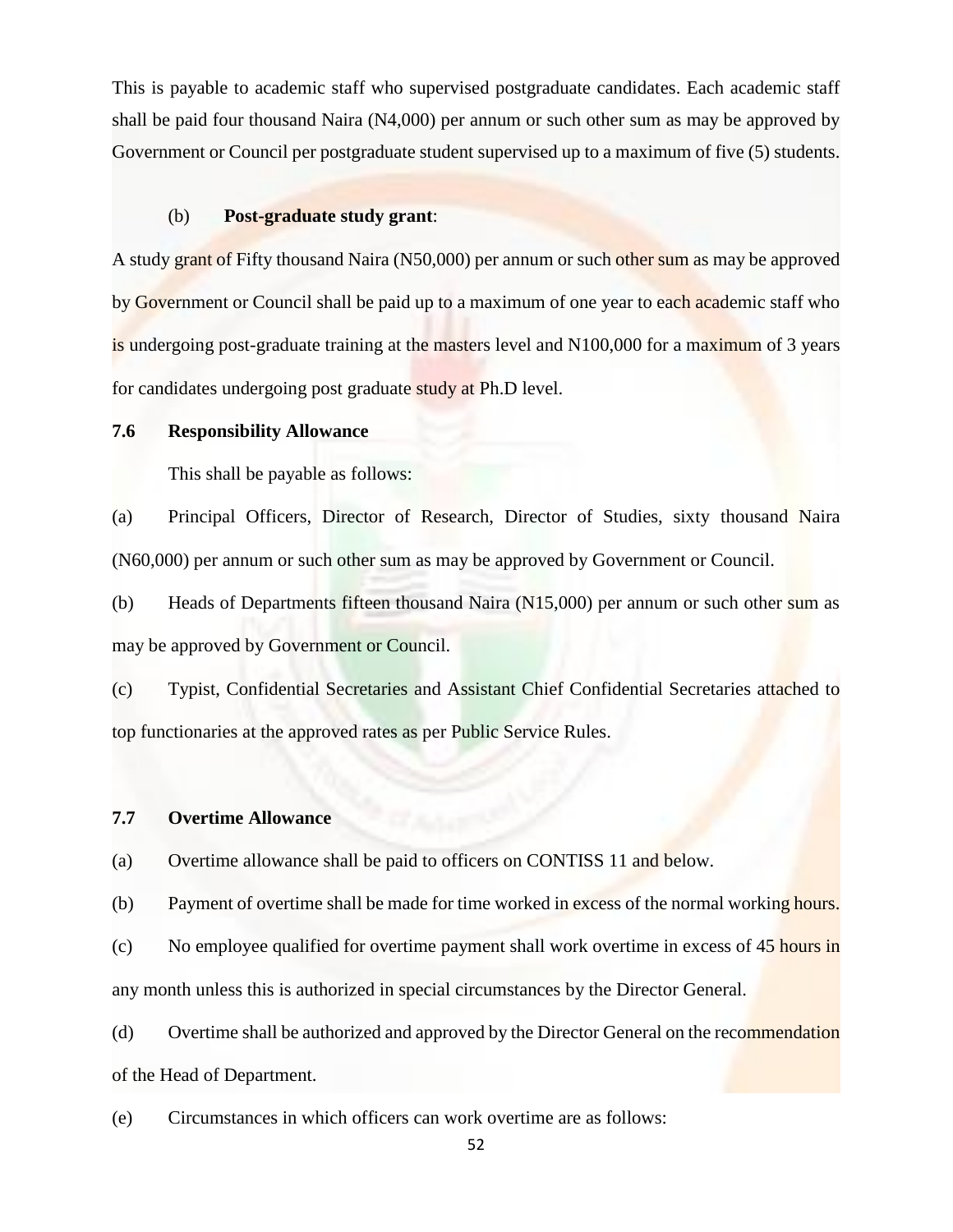This is payable to academic staff who supervised postgraduate candidates. Each academic staff shall be paid four thousand Naira (N4,000) per annum or such other sum as may be approved by Government or Council per postgraduate student supervised up to a maximum of five (5) students.

(b) **Post-graduate study grant**:

A study grant of Fifty thousand Naira (N50,000) per annum or such other sum as may be approved by Government or Council shall be paid up to a maximum of one year to each academic staff who is undergoing post-graduate training at the masters level and N100,000 for a maximum of 3 years for candidates undergoing post graduate study at Ph.D level.

**7.6 Responsibility Allowance**

This shall be payable as follows:

(a) Principal Officers, Director of Research, Director of Studies, sixty thousand Naira (N60,000) per annum or such other sum as may be approved by Government or Council.

(b) Heads of Departments fifteen thousand Naira (N15,000) per annum or such other sum as may be approved by Government or Council.

(c) Typist, Confidential Secretaries and Assistant Chief Confidential Secretaries attached to top functionaries at the approved rates as per Public Service Rules.

**7.7 Overtime Allowance**

(a) Overtime allowance shall be paid to officers on CONTISS 11 and below.

(b) Payment of overtime shall be made for time worked in excess of the normal working hours.

(c) No employee qualified for overtime payment shall work overtime in excess of 45 hours in any month unless this is authorized in special circumstances by the Director General.

(d) Overtime shall be authorized and approved by the Director General on the recommendation of the Head of Department.

(e) Circumstances in which officers can work overtime are as follows: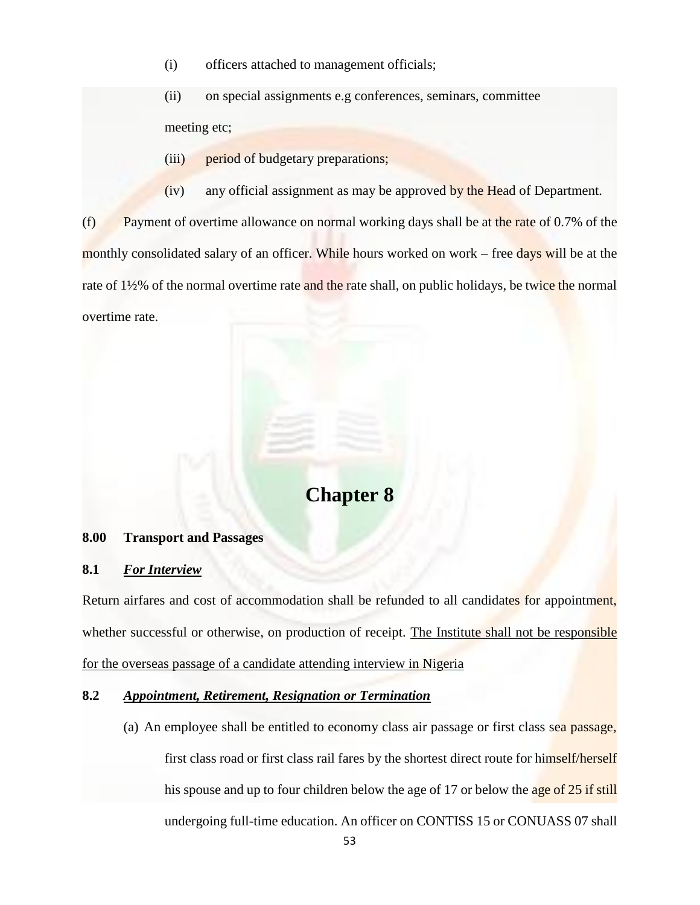(i) officers attached to management officials;

(ii) on special assignments e.g conferences, seminars, committee meeting etc;

(iii) period of budgetary preparations;

(iv) any official assignment as may be approved by the Head of Department.

(f) Payment of overtime allowance on normal working days shall be at the rate of 0.7% of the monthly consolidated salary of an officer. While hours worked on work – free days will be at the rate of 1½% of the normal overtime rate and the rate shall, on public holidays, be twice the normal overtime rate.

# Chapter 8

**8.00 Transport and Passages**

**8.1** ***For Interview***

Return airfares and cost of accommodation shall be refunded to all candidates for appointment, whether successful or otherwise, on production of receipt. The Institute shall not be responsible for the overseas passage of a candidate attending interview in Nigeria

**8.2** ***Appointment, Retirement, Resignation or Termination***

(a) An employee shall be entitled to economy class air passage or first class sea passage, first class road or first class rail fares by the shortest direct route for himself/herself his spouse and up to four children below the age of 17 or below the age of 25 if still undergoing full-time education. An officer on CONTISS 15 or CONUASS 07 shall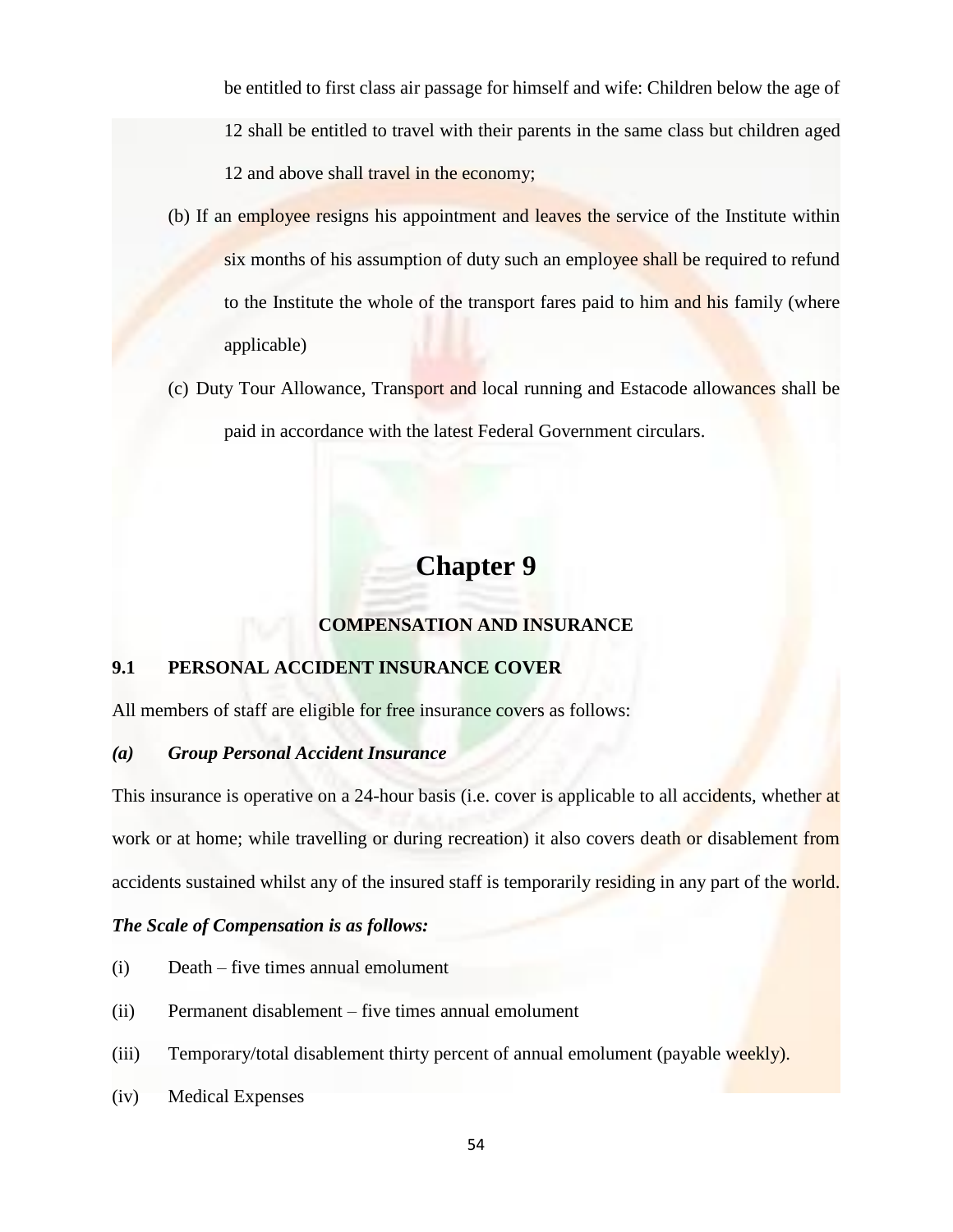be entitled to first class air passage for himself and wife: Children below the age of 12 shall be entitled to travel with their parents in the same class but children aged 12 and above shall travel in the economy;

(b) If an employee resigns his appointment and leaves the service of the Institute within six months of his assumption of duty such an employee shall be required to refund to the Institute the whole of the transport fares paid to him and his family (where applicable)

(c) Duty Tour Allowance, Transport and local running and Estacode allowances shall be paid in accordance with the latest Federal Government circulars.

# Chapter 9

## COMPENSATION AND INSURANCE

### 9.1 PERSONAL ACCIDENT INSURANCE COVER

All members of staff are eligible for free insurance covers as follows:

***(a) Group Personal Accident Insurance***

This insurance is operative on a 24-hour basis (i.e. cover is applicable to all accidents, whether at work or at home; while travelling or during recreation) it also covers death or disablement from accidents sustained whilst any of the insured staff is temporarily residing in any part of the world.

***The Scale of Compensation is as follows:***

(i) Death – five times annual emolument

(ii) Permanent disablement – five times annual emolument

(iii) Temporary/total disablement thirty percent of annual emolument (payable weekly).

(iv) Medical Expenses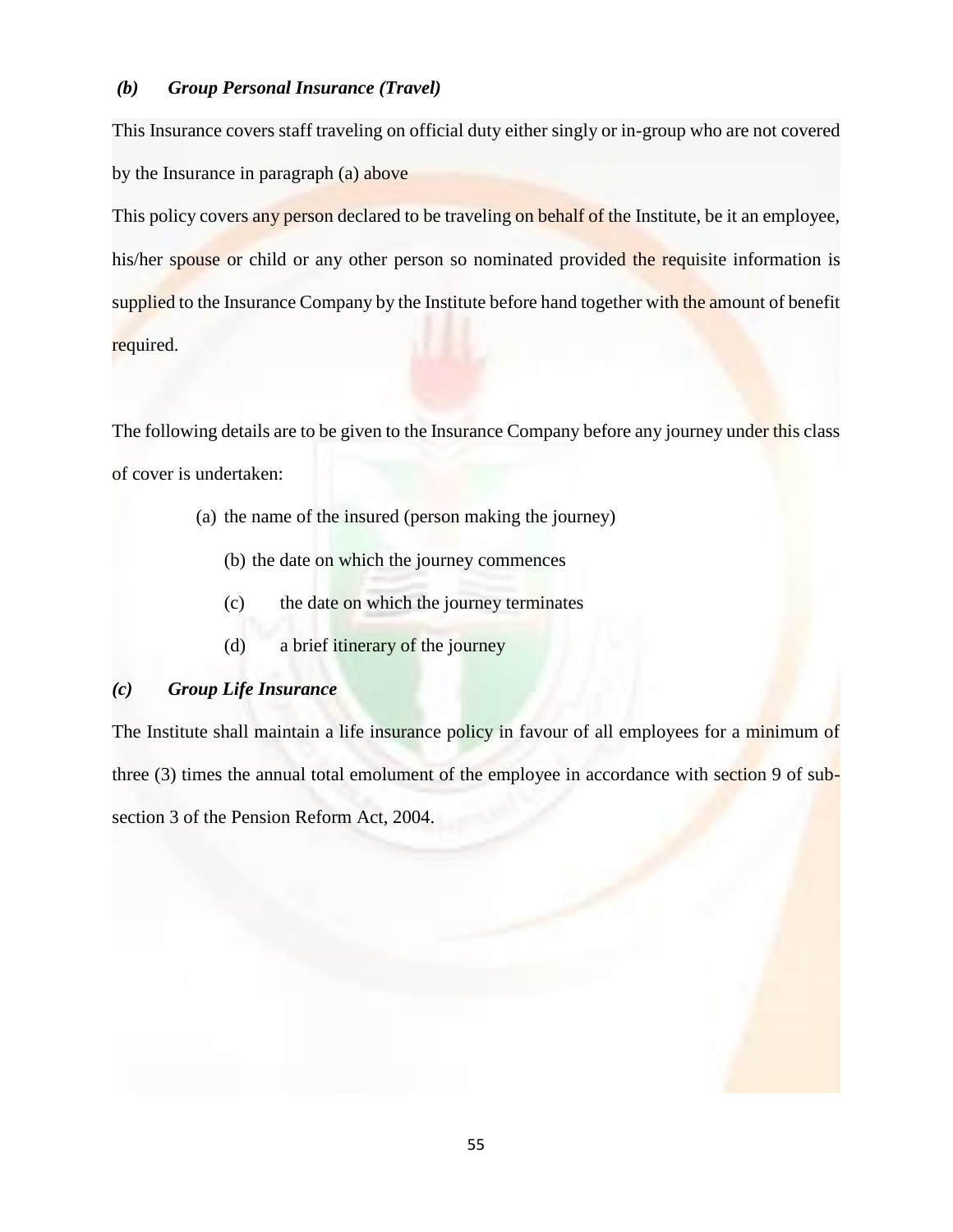### *(b) Group Personal Insurance (Travel)*

This Insurance covers staff traveling on official duty either singly or in-group who are not covered by the Insurance in paragraph (a) above

This policy covers any person declared to be traveling on behalf of the Institute, be it an employee, his/her spouse or child or any other person so nominated provided the requisite information is supplied to the Insurance Company by the Institute before hand together with the amount of benefit required.

The following details are to be given to the Insurance Company before any journey under this class of cover is undertaken:

(a) the name of the insured (person making the journey)

(b) the date on which the journey commences

(c) the date on which the journey terminates

(d) a brief itinerary of the journey

### *(c) Group Life Insurance*

The Institute shall maintain a life insurance policy in favour of all employees for a minimum of three (3) times the annual total emolument of the employee in accordance with section 9 of sub-section 3 of the Pension Reform Act, 2004.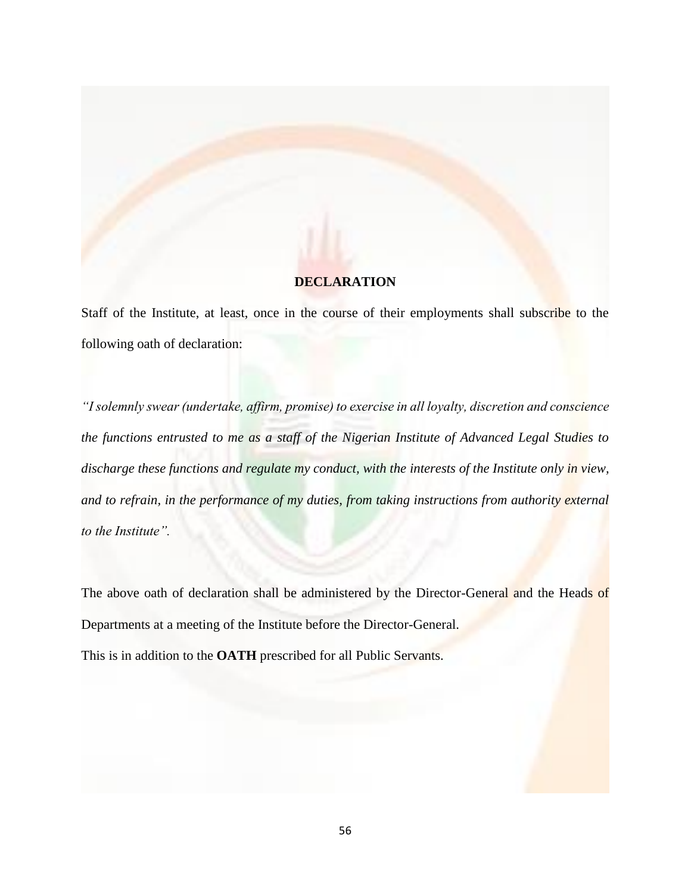## DECLARATION

Staff of the Institute, at least, once in the course of their employments shall subscribe to the following oath of declaration:

*"I solemnly swear (undertake, affirm, promise) to exercise in all loyalty, discretion and conscience the functions entrusted to me as a staff of the Nigerian Institute of Advanced Legal Studies to discharge these functions and regulate my conduct, with the interests of the Institute only in view, and to refrain, in the performance of my duties, from taking instructions from authority external to the Institute".*

The above oath of declaration shall be administered by the Director-General and the Heads of Departments at a meeting of the Institute before the Director-General.

This is in addition to the **OATH** prescribed for all Public Servants.